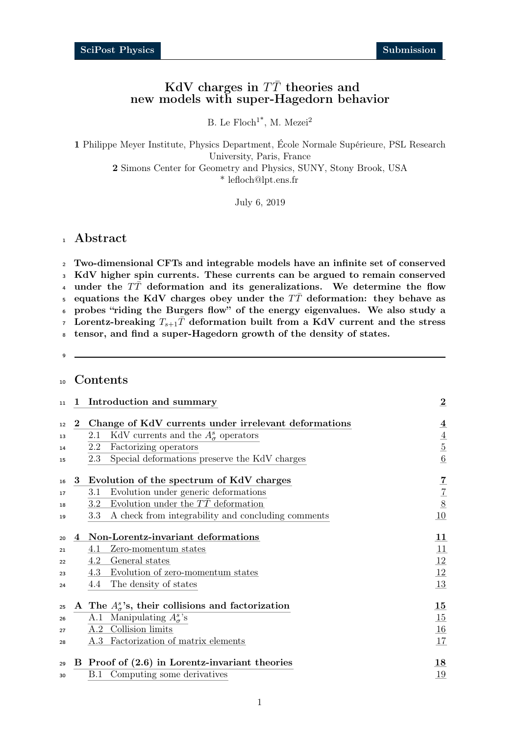# KdV charges in $T\bar{T}$ theories and new models with super-Hagedorn behavior

B. Le Floch[1*], M. Mezei[2]

**1** Philippe Meyer Institute, Physics Department, École Normale Supérieure, PSL Research University, Paris, France

**2** Simons Center for Geometry and Physics, SUNY, Stony Brook, USA

\* lefloch@lpt.ens.fr

July 6, 2019

## Abstract

**Two-dimensional CFTs and integrable models have an infinite set of conserved KdV higher spin currents. These currents can be argued to remain conserved under the $T\bar{T}$ deformation and its generalizations. We determine the flow equations the KdV charges obey under the $T\bar{T}$ deformation: they behave as probes "riding the Burgers flow" of the energy eigenvalues. We also study a Lorentz-breaking $T_{s+1}\bar{T}$ deformation built from a KdV current and the stress tensor, and find a super-Hagedorn growth of the density of states.**

---

## Contents

- **1 Introduction and summary** — **2**
- **2 Change of KdV currents under irrelevant deformations** — **4**
  - 2.1 KdV currents and the $A^s_\sigma$ operators — 4
  - 2.2 Factorizing operators — 5
  - 2.3 Special deformations preserve the KdV charges — 6
- **3 Evolution of the spectrum of KdV charges** — **7**
  - 3.1 Evolution under generic deformations — 7
  - 3.2 Evolution under the $T\bar{T}$ deformation — 8
  - 3.3 A check from integrability and concluding comments — 10
- **4 Non-Lorentz-invariant deformations** — **11**
  - 4.1 Zero-momentum states — 11
  - 4.2 General states — 12
  - 4.3 Evolution of zero-momentum states — 12
  - 4.4 The density of states — 13
- **A The $A^s_\sigma$'s, their collisions and factorization** — **15**
  - A.1 Manipulating $A^s_\sigma$'s — 15
  - A.2 Collision limits — 16
  - A.3 Factorization of matrix elements — 17
- **B Proof of (2.6) in Lorentz-invariant theories** — **18**
  - B.1 Computing some derivatives — 19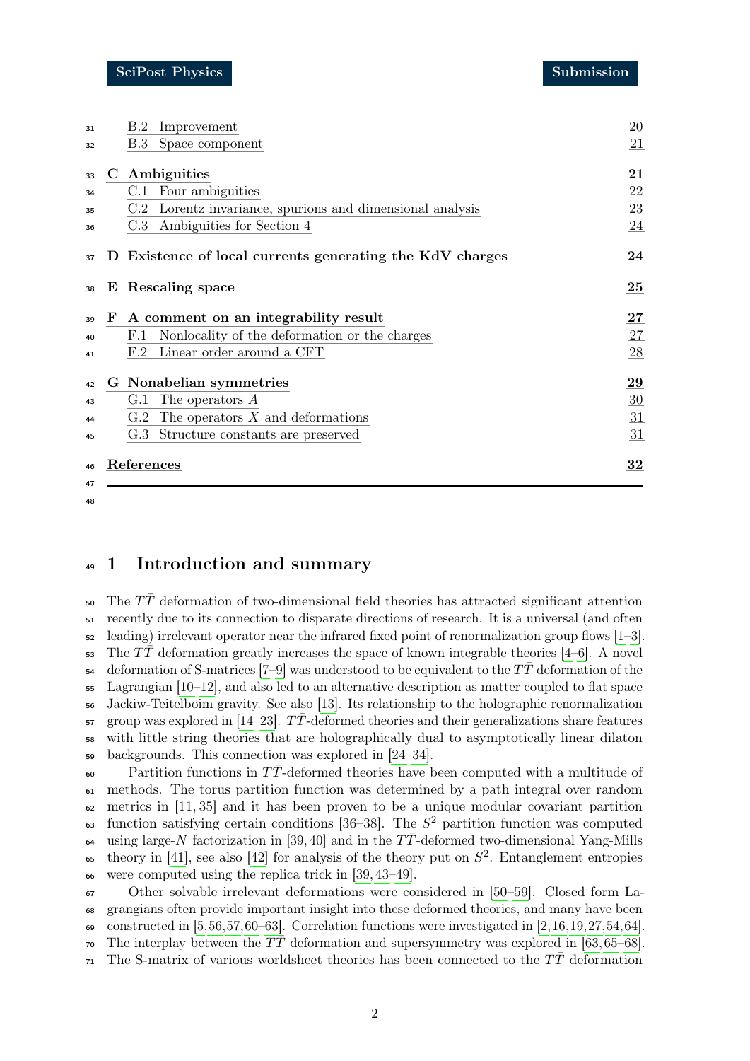B.2 Improvement 20
B.3 Space component 21

**C Ambiguities** **21**
C.1 Four ambiguities 22
C.2 Lorentz invariance, spurions and dimensional analysis 23
C.3 Ambiguities for Section 4 24

**D Existence of local currents generating the KdV charges** **24**

**E Rescaling space** **25**

**F A comment on an integrability result** **27**
F.1 Nonlocality of the deformation or the charges 27
F.2 Linear order around a CFT 28

**G Nonabelian symmetries** **29**
G.1 The operators $A$ 30
G.2 The operators $X$ and deformations 31
G.3 Structure constants are preserved 31

**References** **32**

---

# 1 Introduction and summary

The $T\bar{T}$ deformation of two-dimensional field theories has attracted significant attention recently due to its connection to disparate directions of research. It is a universal (and often leading) irrelevant operator near the infrared fixed point of renormalization group flows [1–3]. The $T\bar{T}$ deformation greatly increases the space of known integrable theories [4–6]. A novel deformation of S-matrices [7–9] was understood to be equivalent to the $T\bar{T}$ deformation of the Lagrangian [10–12], and also led to an alternative description as matter coupled to flat space Jackiw-Teitelboim gravity. See also [13]. Its relationship to the holographic renormalization group was explored in [14–23]. $T\bar{T}$-deformed theories and their generalizations share features with little string theories that are holographically dual to asymptotically linear dilaton backgrounds. This connection was explored in [24–34].

Partition functions in $T\bar{T}$-deformed theories have been computed with a multitude of methods. The torus partition function was determined by a path integral over random metrics in [11, 35] and it has been proven to be a unique modular covariant partition function satisfying certain conditions [36–38]. The $S^2$ partition function was computed using large-$N$ factorization in [39, 40] and in the $T\bar{T}$-deformed two-dimensional Yang-Mills theory in [41], see also [42] for analysis of the theory put on $S^2$. Entanglement entropies were computed using the replica trick in [39, 43–49].

Other solvable irrelevant deformations were considered in [50–59]. Closed form Lagrangians often provide important insight into these deformed theories, and many have been constructed in [5, 56, 57, 60–63]. Correlation functions were investigated in [2, 16, 19, 27, 54, 64]. The interplay between the $T\bar{T}$ deformation and supersymmetry was explored in [63, 65–68]. The S-matrix of various worldsheet theories has been connected to the $T\bar{T}$ deformation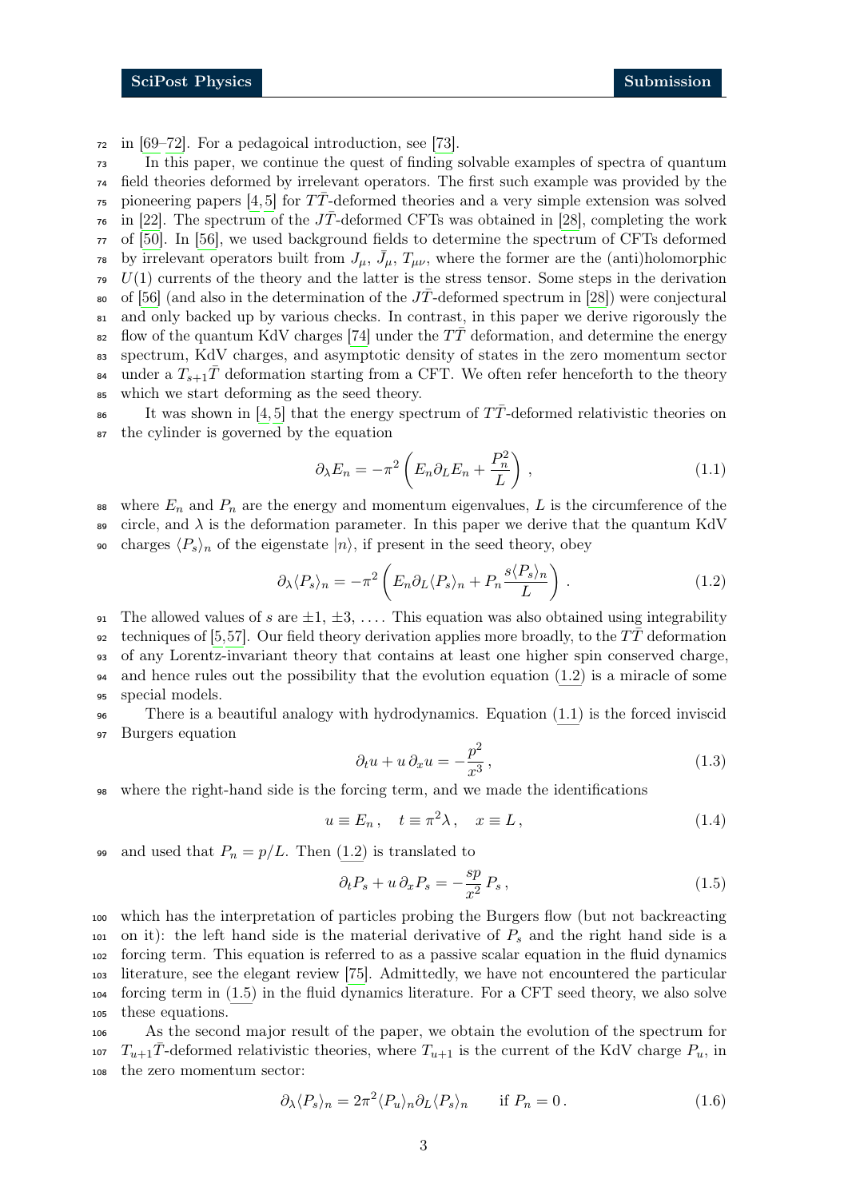in [69–72]. For a pedagoical introduction, see [73].

In this paper, we continue the quest of finding solvable examples of spectra of quantum field theories deformed by irrelevant operators. The first such example was provided by the pioneering papers [4,5] for $T\bar{T}$-deformed theories and a very simple extension was solved in [22]. The spectrum of the $J\bar{T}$-deformed CFTs was obtained in [28], completing the work of [50]. In [56], we used background fields to determine the spectrum of CFTs deformed by irrelevant operators built from $J_\mu$, $\bar{J}_\mu$, $T_{\mu\nu}$, where the former are the (anti)holomorphic $U(1)$ currents of the theory and the latter is the stress tensor. Some steps in the derivation of [56] (and also in the determination of the $J\bar{T}$-deformed spectrum in [28]) were conjectural and only backed up by various checks. In contrast, in this paper we derive rigorously the flow of the quantum KdV charges [74] under the $T\bar{T}$ deformation, and determine the energy spectrum, KdV charges, and asymptotic density of states in the zero momentum sector under a $T_{s+1}\bar{T}$ deformation starting from a CFT. We often refer henceforth to the theory which we start deforming as the seed theory.

It was shown in [4,5] that the energy spectrum of $T\bar{T}$-deformed relativistic theories on the cylinder is governed by the equation

$$\partial_\lambda E_n = -\pi^2 \left( E_n \partial_L E_n + \frac{P_n^2}{L} \right) , \tag{1.1}$$

where $E_n$ and $P_n$ are the energy and momentum eigenvalues, $L$ is the circumference of the circle, and $\lambda$ is the deformation parameter. In this paper we derive that the quantum KdV charges $\langle P_s \rangle_n$ of the eigenstate $|n\rangle$, if present in the seed theory, obey

$$\partial_\lambda \langle P_s \rangle_n = -\pi^2 \left( E_n \partial_L \langle P_s \rangle_n + P_n \frac{s \langle P_s \rangle_n}{L} \right) . \tag{1.2}$$

The allowed values of $s$ are $\pm 1$, $\pm 3$, $\dots$. This equation was also obtained using integrability techniques of [5,57]. Our field theory derivation applies more broadly, to the $T\bar{T}$ deformation of any Lorentz-invariant theory that contains at least one higher spin conserved charge, and hence rules out the possibility that the evolution equation (1.2) is a miracle of some special models.

There is a beautiful analogy with hydrodynamics. Equation (1.1) is the forced inviscid Burgers equation

$$\partial_t u + u \, \partial_x u = -\frac{p^2}{x^3} , \tag{1.3}$$

where the right-hand side is the forcing term, and we made the identifications

$$u \equiv E_n , \quad t \equiv \pi^2 \lambda , \quad x \equiv L , \tag{1.4}$$

and used that $P_n = p/L$. Then (1.2) is translated to

$$\partial_t P_s + u \, \partial_x P_s = -\frac{sp}{x^2} \, P_s , \tag{1.5}$$

which has the interpretation of particles probing the Burgers flow (but not backreacting on it): the left hand side is the material derivative of $P_s$ and the right hand side is a forcing term. This equation is referred to as a passive scalar equation in the fluid dynamics literature, see the elegant review [75]. Admittedly, we have not encountered the particular forcing term in (1.5) in the fluid dynamics literature. For a CFT seed theory, we also solve these equations.

As the second major result of the paper, we obtain the evolution of the spectrum for $T_{u+1}\bar{T}$-deformed relativistic theories, where $T_{u+1}$ is the current of the KdV charge $P_u$, in the zero momentum sector:

$$\partial_\lambda \langle P_s \rangle_n = 2\pi^2 \langle P_u \rangle_n \partial_L \langle P_s \rangle_n \qquad \text{if } P_n = 0 . \tag{1.6}$$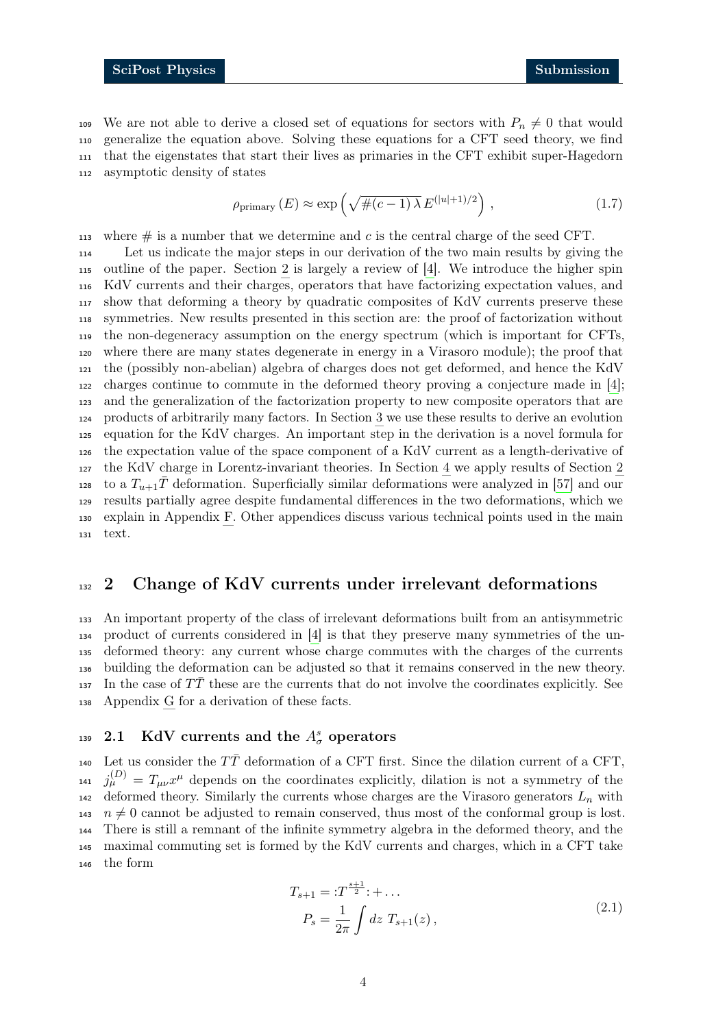We are not able to derive a closed set of equations for sectors with $P_n \neq 0$ that would generalize the equation above. Solving these equations for a CFT seed theory, we find that the eigenstates that start their lives as primaries in the CFT exhibit super-Hagedorn asymptotic density of states

$$\rho_{\text{primary}}(E) \approx \exp\left(\sqrt{\#(c-1)\,\lambda}\, E^{(|u|+1)/2}\right) , \tag{1.7}$$

where $\#$ is a number that we determine and $c$ is the central charge of the seed CFT.

Let us indicate the major steps in our derivation of the two main results by giving the outline of the paper. Section 2 is largely a review of [4]. We introduce the higher spin KdV currents and their charges, operators that have factorizing expectation values, and show that deforming a theory by quadratic composites of KdV currents preserve these symmetries. New results presented in this section are: the proof of factorization without the non-degeneracy assumption on the energy spectrum (which is important for CFTs, where there are many states degenerate in energy in a Virasoro module); the proof that the (possibly non-abelian) algebra of charges does not get deformed, and hence the KdV charges continue to commute in the deformed theory proving a conjecture made in [4]; and the generalization of the factorization property to new composite operators that are products of arbitrarily many factors. In Section 3 we use these results to derive an evolution equation for the KdV charges. An important step in the derivation is a novel formula for the expectation value of the space component of a KdV current as a length-derivative of the KdV charge in Lorentz-invariant theories. In Section 4 we apply results of Section 2 to a $T_{u+1}\bar{T}$ deformation. Superficially similar deformations were analyzed in [57] and our results partially agree despite fundamental differences in the two deformations, which we explain in Appendix F. Other appendices discuss various technical points used in the main text.

## 2 Change of KdV currents under irrelevant deformations

An important property of the class of irrelevant deformations built from an antisymmetric product of currents considered in [4] is that they preserve many symmetries of the undeformed theory: any current whose charge commutes with the charges of the currents building the deformation can be adjusted so that it remains conserved in the new theory. In the case of $T\bar{T}$ these are the currents that do not involve the coordinates explicitly. See Appendix G for a derivation of these facts.

### 2.1 KdV currents and the $A^s_\sigma$ operators

Let us consider the $T\bar{T}$ deformation of a CFT first. Since the dilation current of a CFT, $j^{(D)}_\mu = T_{\mu\nu}x^\mu$ depends on the coordinates explicitly, dilation is not a symmetry of the deformed theory. Similarly the currents whose charges are the Virasoro generators $L_n$ with $n \neq 0$ cannot be adjusted to remain conserved, thus most of the conformal group is lost. There is still a remnant of the infinite symmetry algebra in the deformed theory, and the maximal commuting set is formed by the KdV currents and charges, which in a CFT take the form

$$\begin{aligned} T_{s+1} &= :T^{\frac{s+1}{2}}: + \dots \\ P_s &= \frac{1}{2\pi}\int dz\; T_{s+1}(z)\,, \end{aligned} \tag{2.1}$$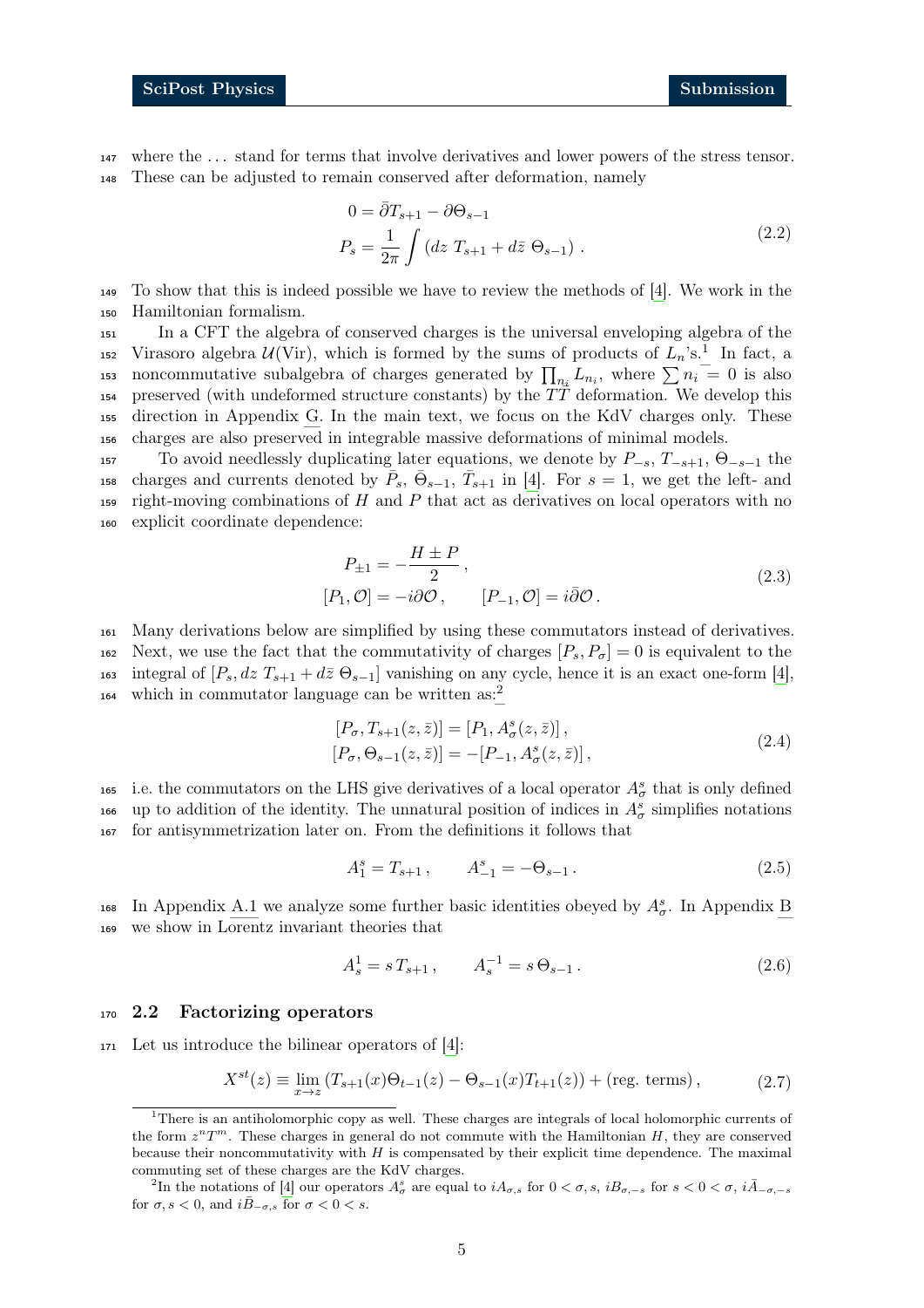where the ... stand for terms that involve derivatives and lower powers of the stress tensor. These can be adjusted to remain conserved after deformation, namely

$$
\begin{aligned}
0 &= \bar{\partial} T_{s+1} - \partial \Theta_{s-1} \\
P_s &= \frac{1}{2\pi} \int \left( dz \; T_{s+1} + d\bar{z} \; \Theta_{s-1} \right) .
\end{aligned}
\tag{2.2}
$$

To show that this is indeed possible we have to review the methods of [4]. We work in the Hamiltonian formalism.

In a CFT the algebra of conserved charges is the universal enveloping algebra of the Virasoro algebra $\mathcal{U}(\mathrm{Vir})$, which is formed by the sums of products of $L_n$'s.[1] In fact, a noncommutative subalgebra of charges generated by $\prod_{n_i} L_{n_i}$, where $\sum n_i = 0$ is also preserved (with undeformed structure constants) by the $T\bar{T}$ deformation. We develop this direction in Appendix G. In the main text, we focus on the KdV charges only. These charges are also preserved in integrable massive deformations of minimal models.

To avoid needlessly duplicating later equations, we denote by $P_{-s}$, $T_{-s+1}$, $\Theta_{-s-1}$ the charges and currents denoted by $\bar{P}_s$, $\bar{\Theta}_{s-1}$, $\bar{T}_{s+1}$ in [4]. For $s = 1$, we get the left- and right-moving combinations of $H$ and $P$ that act as derivatives on local operators with no explicit coordinate dependence:

$$
\begin{aligned}
P_{\pm 1} &= -\frac{H \pm P}{2} \, , \\
[P_1, \mathcal{O}] &= -i\partial \mathcal{O} \, , \qquad [P_{-1}, \mathcal{O}] = i\bar{\partial} \mathcal{O} \, .
\end{aligned}
\tag{2.3}
$$

Many derivations below are simplified by using these commutators instead of derivatives. Next, we use the fact that the commutativity of charges $[P_s, P_\sigma] = 0$ is equivalent to the integral of $[P_s, dz \; T_{s+1} + d\bar{z} \; \Theta_{s-1}]$ vanishing on any cycle, hence it is an exact one-form [4], which in commutator language can be written as:[2]

$$
\begin{aligned}
[P_\sigma, T_{s+1}(z, \bar{z})] &= [P_1, A^s_\sigma(z, \bar{z})] \, , \\
[P_\sigma, \Theta_{s-1}(z, \bar{z})] &= -[P_{-1}, A^s_\sigma(z, \bar{z})] \, ,
\end{aligned}
\tag{2.4}
$$

i.e. the commutators on the LHS give derivatives of a local operator $A^s_\sigma$ that is only defined up to addition of the identity. The unnatural position of indices in $A^s_\sigma$ simplifies notations for antisymmetrization later on. From the definitions it follows that

$$
A^s_1 = T_{s+1} \, , \qquad A^s_{-1} = -\Theta_{s-1} \, . \tag{2.5}
$$

In Appendix A.1 we analyze some further basic identities obeyed by $A^s_\sigma$. In Appendix B we show in Lorentz invariant theories that

$$
A^1_s = s \, T_{s+1} \, , \qquad A^{-1}_s = s \, \Theta_{s-1} \, . \tag{2.6}
$$

## 2.2 Factorizing operators

Let us introduce the bilinear operators of [4]:

$$
X^{st}(z) \equiv \lim_{x \to z} \left( T_{s+1}(x) \Theta_{t-1}(z) - \Theta_{s-1}(x) T_{t+1}(z) \right) + (\text{reg. terms}) \, , \tag{2.7}
$$

[1] There is an antiholomorphic copy as well. These charges are integrals of local holomorphic currents of the form $z^n T^m$. These charges in general do not commute with the Hamiltonian $H$, they are conserved because their noncommutativity with $H$ is compensated by their explicit time dependence. The maximal commuting set of these charges are the KdV charges.

[2] In the notations of [4] our operators $A^s_\sigma$ are equal to $iA_{\sigma,s}$ for $0 < \sigma, s$, $iB_{\sigma,-s}$ for $s < 0 < \sigma$, $i\bar{A}_{-\sigma,-s}$ for $\sigma, s < 0$, and $i\bar{B}_{-\sigma,s}$ for $\sigma < 0 < s$.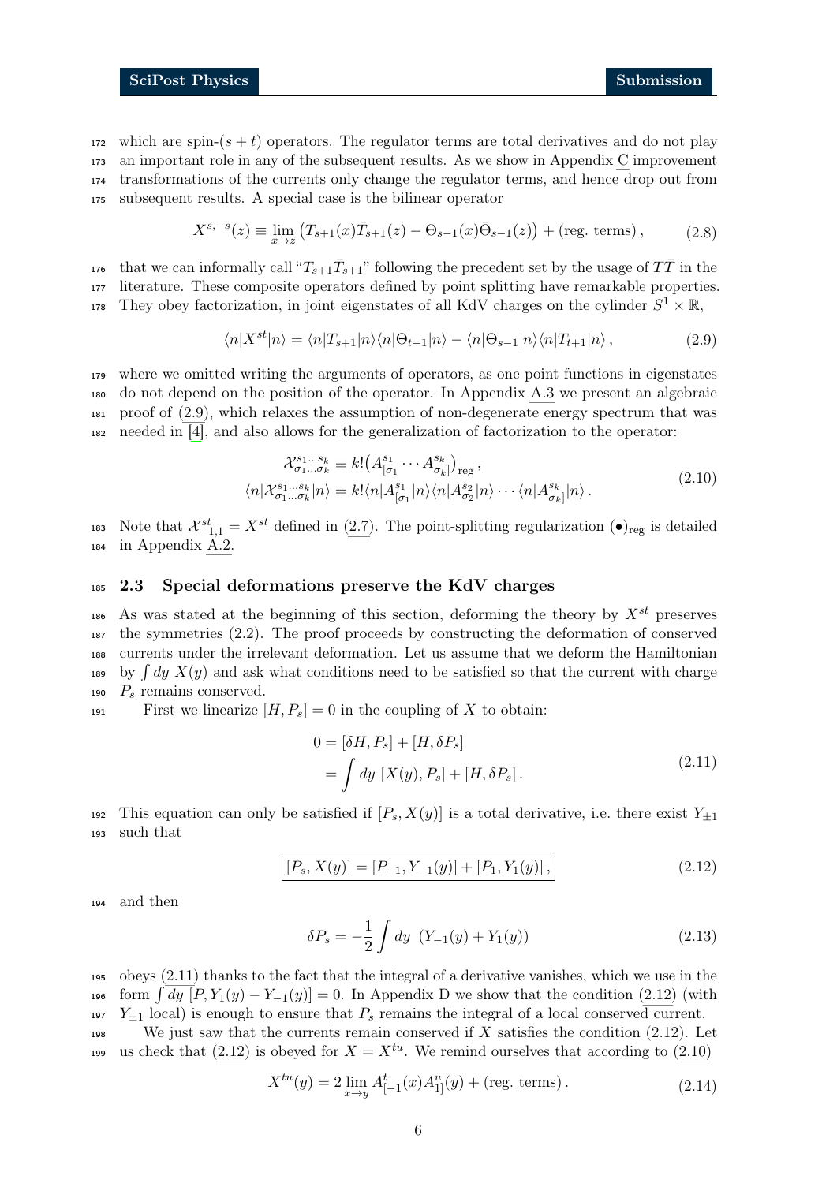which are spin-$(s+t)$ operators. The regulator terms are total derivatives and do not play an important role in any of the subsequent results. As we show in Appendix C improvement transformations of the currents only change the regulator terms, and hence drop out from subsequent results. A special case is the bilinear operator

$$X^{s,-s}(z) \equiv \lim_{x\to z} \left(T_{s+1}(x)\bar{T}_{s+1}(z) - \Theta_{s-1}(x)\bar{\Theta}_{s-1}(z)\right) + (\text{reg. terms})\,, \tag{2.8}$$

that we can informally call "$T_{s+1}\bar{T}_{s+1}$" following the precedent set by the usage of $T\bar{T}$ in the literature. These composite operators defined by point splitting have remarkable properties. They obey factorization, in joint eigenstates of all KdV charges on the cylinder $S^1\times\mathbb{R}$,

$$\langle n|X^{st}|n\rangle = \langle n|T_{s+1}|n\rangle\langle n|\Theta_{t-1}|n\rangle - \langle n|\Theta_{s-1}|n\rangle\langle n|T_{t+1}|n\rangle\,, \tag{2.9}$$

where we omitted writing the arguments of operators, as one point functions in eigenstates do not depend on the position of the operator. In Appendix A.3 we present an algebraic proof of (2.9), which relaxes the assumption of non-degenerate energy spectrum that was needed in [4], and also allows for the generalization of factorization to the operator:

$$\begin{aligned}
\mathcal{X}^{s_1\ldots s_k}_{\sigma_1\ldots\sigma_k} &\equiv k!\big(A^{s_1}_{[\sigma_1}\cdots A^{s_k}_{\sigma_k]}\big)_{\text{reg}}\,,\\
\langle n|\mathcal{X}^{s_1\ldots s_k}_{\sigma_1\ldots\sigma_k}|n\rangle &= k!\langle n|A^{s_1}_{[\sigma_1}|n\rangle\langle n|A^{s_2}_{\sigma_2}|n\rangle\cdots\langle n|A^{s_k}_{\sigma_k]}|n\rangle\,.
\end{aligned} \tag{2.10}$$

Note that $\mathcal{X}^{st}_{-1,1} = X^{st}$ defined in (2.7). The point-splitting regularization $(\bullet)_{\text{reg}}$ is detailed in Appendix A.2.

### 2.3 Special deformations preserve the KdV charges

As was stated at the beginning of this section, deforming the theory by $X^{st}$ preserves the symmetries (2.2). The proof proceeds by constructing the deformation of conserved currents under the irrelevant deformation. Let us assume that we deform the Hamiltonian by $\int dy\ X(y)$ and ask what conditions need to be satisfied so that the current with charge $P_s$ remains conserved.

First we linearize $[H,P_s]=0$ in the coupling of $X$ to obtain:

$$\begin{aligned}
0 &= [\delta H, P_s] + [H,\delta P_s]\\
&= \int dy\ [X(y),P_s] + [H,\delta P_s]\,.
\end{aligned} \tag{2.11}$$

This equation can only be satisfied if $[P_s,X(y)]$ is a total derivative, i.e. there exist $Y_{\pm1}$ such that

$$\boxed{[P_s,X(y)] = [P_{-1},Y_{-1}(y)] + [P_1,Y_1(y)]\,,} \tag{2.12}$$

and then

$$\delta P_s = -\frac{1}{2}\int dy\ \left(Y_{-1}(y)+Y_1(y)\right) \tag{2.13}$$

obeys (2.11) thanks to the fact that the integral of a derivative vanishes, which we use in the form $\int dy\ [P,Y_1(y)-Y_{-1}(y)]=0$. In Appendix D we show that the condition (2.12) (with $Y_{\pm1}$ local) is enough to ensure that $P_s$ remains the integral of a local conserved current.

We just saw that the currents remain conserved if $X$ satisfies the condition (2.12). Let us check that (2.12) is obeyed for $X=X^{tu}$. We remind ourselves that according to (2.10)

$$X^{tu}(y) = 2\lim_{x\to y} A^t_{[-1}(x)A^u_{1]}(y) + (\text{reg. terms})\,. \tag{2.14}$$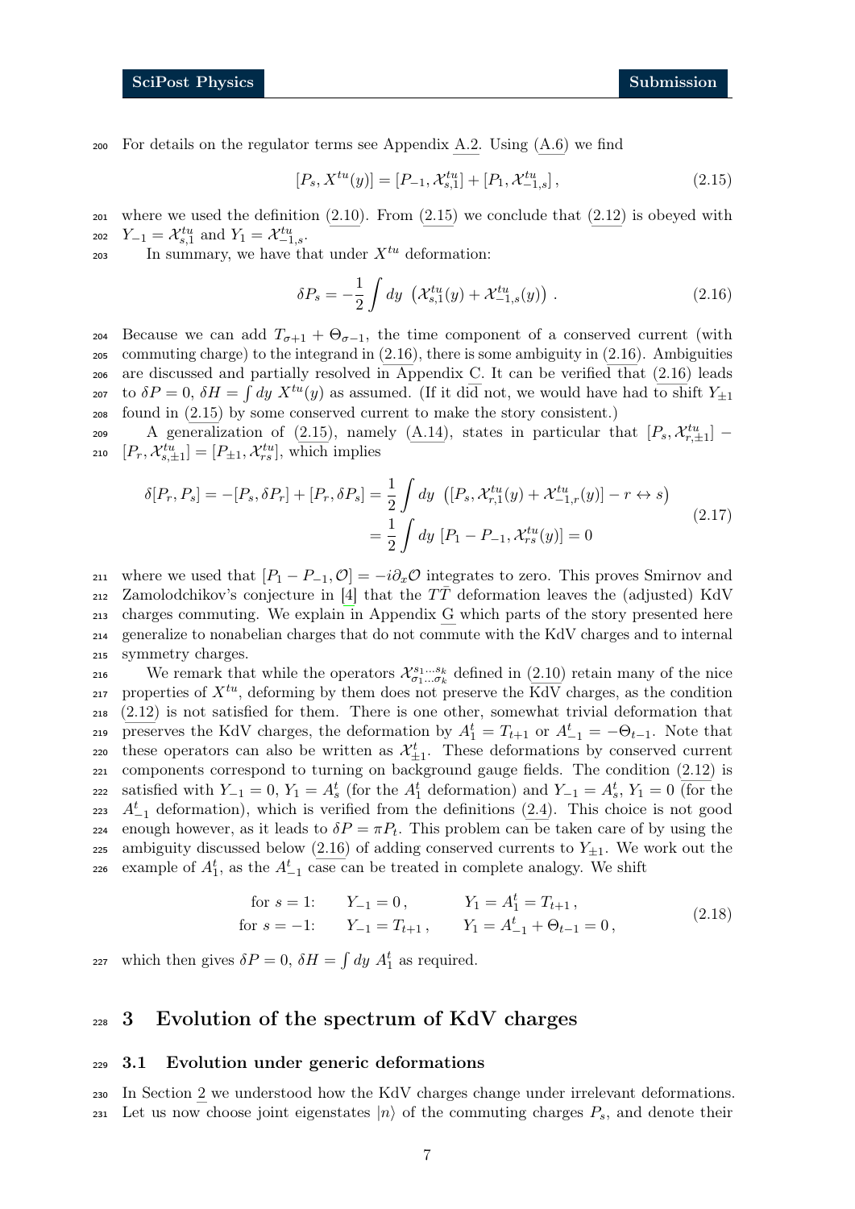For details on the regulator terms see Appendix A.2. Using (A.6) we find

$$[P_s, X^{tu}(y)] = [P_{-1}, \mathcal{X}^{tu}_{s,1}] + [P_1, \mathcal{X}^{tu}_{-1,s}]\,, \tag{2.15}$$

where we used the definition (2.10). From (2.15) we conclude that (2.12) is obeyed with $Y_{-1} = \mathcal{X}^{tu}_{s,1}$ and $Y_1 = \mathcal{X}^{tu}_{-1,s}$.

In summary, we have that under $X^{tu}$ deformation:

$$\delta P_s = -\frac{1}{2}\int dy\ \left(\mathcal{X}^{tu}_{s,1}(y) + \mathcal{X}^{tu}_{-1,s}(y)\right)\,. \tag{2.16}$$

Because we can add $T_{\sigma+1} + \Theta_{\sigma-1}$, the time component of a conserved current (with commuting charge) to the integrand in (2.16), there is some ambiguity in (2.16). Ambiguities are discussed and partially resolved in Appendix C. It can be verified that (2.16) leads to $\delta P = 0$, $\delta H = \int dy\ X^{tu}(y)$ as assumed. (If it did not, we would have had to shift $Y_{\pm 1}$ found in (2.15) by some conserved current to make the story consistent.)

A generalization of (2.15), namely (A.14), states in particular that $[P_s, \mathcal{X}^{tu}_{r,\pm 1}] - [P_r, \mathcal{X}^{tu}_{s,\pm 1}] = [P_{\pm 1}, \mathcal{X}^{tu}_{rs}]$, which implies

$$\begin{aligned}
\delta[P_r, P_s] = -[P_s, \delta P_r] + [P_r, \delta P_s] &= \frac{1}{2}\int dy\ \left([P_s, \mathcal{X}^{tu}_{r,1}(y) + \mathcal{X}^{tu}_{-1,r}(y)] - r \leftrightarrow s\right) \\
&= \frac{1}{2}\int dy\ [P_1 - P_{-1}, \mathcal{X}^{tu}_{rs}(y)] = 0
\end{aligned} \tag{2.17}$$

where we used that $[P_1 - P_{-1}, \mathcal{O}] = -i\partial_x \mathcal{O}$ integrates to zero. This proves Smirnov and Zamolodchikov's conjecture in [4] that the $T\bar{T}$ deformation leaves the (adjusted) KdV charges commuting. We explain in Appendix G which parts of the story presented here generalize to nonabelian charges that do not commute with the KdV charges and to internal symmetry charges.

We remark that while the operators $\mathcal{X}^{s_1\dots s_k}_{\sigma_1\dots\sigma_k}$ defined in (2.10) retain many of the nice properties of $X^{tu}$, deforming by them does not preserve the KdV charges, as the condition (2.12) is not satisfied for them. There is one other, somewhat trivial deformation that preserves the KdV charges, the deformation by $A^t_1 = T_{t+1}$ or $A^t_{-1} = -\Theta_{t-1}$. Note that these operators can also be written as $\mathcal{X}^t_{\pm 1}$. These deformations by conserved current components correspond to turning on background gauge fields. The condition (2.12) is satisfied with $Y_{-1} = 0$, $Y_1 = A^t_s$ (for the $A^t_1$ deformation) and $Y_{-1} = A^t_s$, $Y_1 = 0$ (for the $A^t_{-1}$ deformation), which is verified from the definitions (2.4). This choice is not good enough however, as it leads to $\delta P = \pi P_t$. This problem can be taken care of by using the ambiguity discussed below (2.16) of adding conserved currents to $Y_{\pm 1}$. We work out the example of $A^t_1$, as the $A^t_{-1}$ case can be treated in complete analogy. We shift

$$\begin{aligned}
&\text{for } s = 1: \qquad Y_{-1} = 0\,, \qquad\qquad Y_1 = A^t_1 = T_{t+1}\,, \\
&\text{for } s = -1: \quad\ \ Y_{-1} = T_{t+1}\,, \qquad Y_1 = A^t_{-1} + \Theta_{t-1} = 0\,,
\end{aligned} \tag{2.18}$$

which then gives $\delta P = 0$, $\delta H = \int dy\ A^t_1$ as required.

# 3 Evolution of the spectrum of KdV charges

## 3.1 Evolution under generic deformations

In Section 2 we understood how the KdV charges change under irrelevant deformations. Let us now choose joint eigenstates $|n\rangle$ of the commuting charges $P_s$, and denote their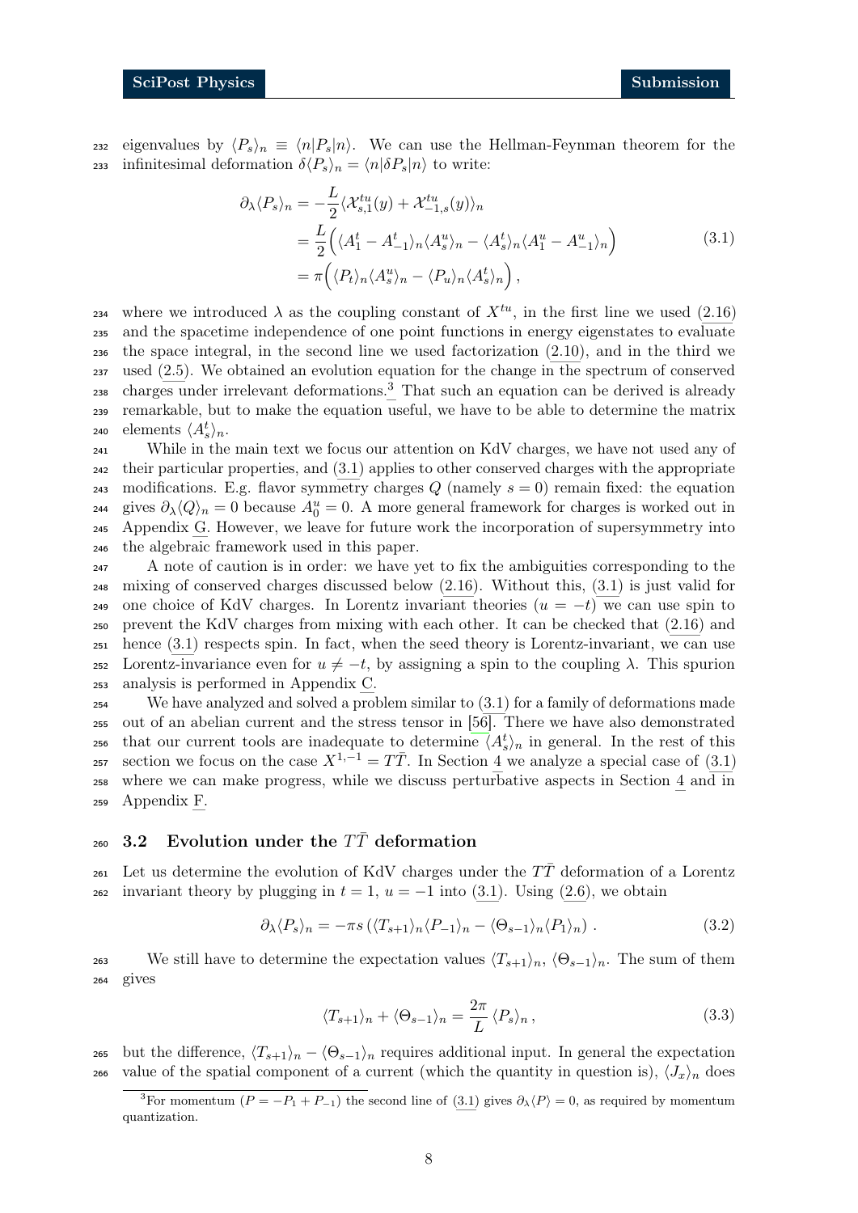eigenvalues by $\langle P_s \rangle_n \equiv \langle n|P_s|n\rangle$. We can use the Hellman-Feynman theorem for the infinitesimal deformation $\delta\langle P_s\rangle_n = \langle n|\delta P_s|n\rangle$ to write:

$$
\begin{aligned}
\partial_\lambda \langle P_s\rangle_n &= -\frac{L}{2}\langle \mathcal{X}^{tu}_{s,1}(y) + \mathcal{X}^{tu}_{-1,s}(y)\rangle_n \\
&= \frac{L}{2}\Big(\langle A^t_1 - A^t_{-1}\rangle_n \langle A^u_s\rangle_n - \langle A^t_s\rangle_n \langle A^u_1 - A^u_{-1}\rangle_n\Big) \\
&= \pi\Big(\langle P_t\rangle_n \langle A^u_s\rangle_n - \langle P_u\rangle_n\langle A^t_s\rangle_n\Big)\,,
\end{aligned}
\tag{3.1}
$$

where we introduced $\lambda$ as the coupling constant of $X^{tu}$, in the first line we used (2.16) and the spacetime independence of one point functions in energy eigenstates to evaluate the space integral, in the second line we used factorization (2.10), and in the third we used (2.5). We obtained an evolution equation for the change in the spectrum of conserved charges under irrelevant deformations.[3] That such an equation can be derived is already remarkable, but to make the equation useful, we have to be able to determine the matrix elements $\langle A^t_s\rangle_n$.

While in the main text we focus our attention on KdV charges, we have not used any of their particular properties, and (3.1) applies to other conserved charges with the appropriate modifications. E.g. flavor symmetry charges $Q$ (namely $s = 0$) remain fixed: the equation gives $\partial_\lambda\langle Q\rangle_n = 0$ because $A^u_0 = 0$. A more general framework for charges is worked out in Appendix G. However, we leave for future work the incorporation of supersymmetry into the algebraic framework used in this paper.

A note of caution is in order: we have yet to fix the ambiguities corresponding to the mixing of conserved charges discussed below (2.16). Without this, (3.1) is just valid for one choice of KdV charges. In Lorentz invariant theories ($u = -t$) we can use spin to prevent the KdV charges from mixing with each other. It can be checked that (2.16) and hence (3.1) respects spin. In fact, when the seed theory is Lorentz-invariant, we can use Lorentz-invariance even for $u \neq -t$, by assigning a spin to the coupling $\lambda$. This spurion analysis is performed in Appendix C.

We have analyzed and solved a problem similar to (3.1) for a family of deformations made out of an abelian current and the stress tensor in [56]. There we have also demonstrated that our current tools are inadequate to determine $\langle A^t_s\rangle_n$ in general. In the rest of this section we focus on the case $X^{1,-1} = T\bar{T}$. In Section 4 we analyze a special case of (3.1) where we can make progress, while we discuss perturbative aspects in Section 4 and in Appendix F.

### 3.2 Evolution under the $T\bar{T}$ deformation

Let us determine the evolution of KdV charges under the $T\bar{T}$ deformation of a Lorentz invariant theory by plugging in $t = 1$, $u = -1$ into (3.1). Using (2.6), we obtain

$$
\partial_\lambda\langle P_s\rangle_n = -\pi s\left(\langle T_{s+1}\rangle_n\langle P_{-1}\rangle_n - \langle\Theta_{s-1}\rangle_n\langle P_1\rangle_n\right). \tag{3.2}
$$

We still have to determine the expectation values $\langle T_{s+1}\rangle_n$, $\langle\Theta_{s-1}\rangle_n$. The sum of them gives

$$
\langle T_{s+1}\rangle_n + \langle\Theta_{s-1}\rangle_n = \frac{2\pi}{L}\langle P_s\rangle_n\,, \tag{3.3}
$$

but the difference, $\langle T_{s+1}\rangle_n - \langle\Theta_{s-1}\rangle_n$ requires additional input. In general the expectation value of the spatial component of a current (which the quantity in question is), $\langle J_x\rangle_n$ does

[3] For momentum ($P = -P_1 + P_{-1}$) the second line of (3.1) gives $\partial_\lambda\langle P\rangle = 0$, as required by momentum quantization.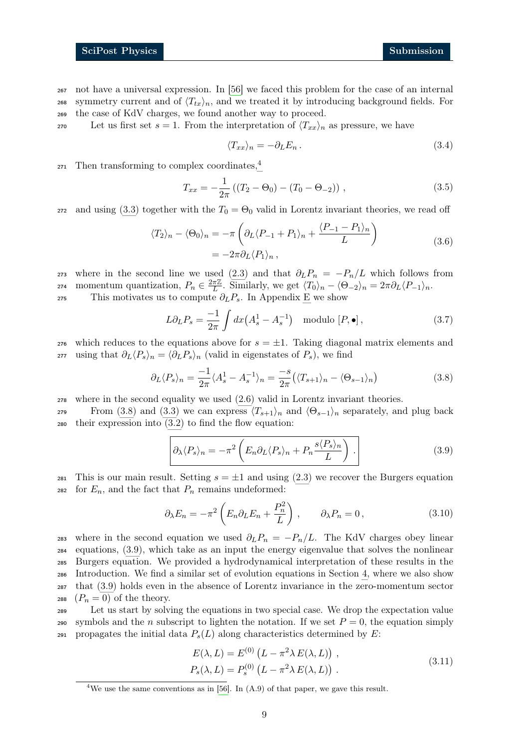not have a universal expression. In [56] we faced this problem for the case of an internal symmetry current and of $\langle T_{tx}\rangle_n$, and we treated it by introducing background fields. For the case of KdV charges, we found another way to proceed.

Let us first set $s=1$. From the interpretation of $\langle T_{xx}\rangle_n$ as pressure, we have

$$\langle T_{xx}\rangle_n = -\partial_L E_n \,. \tag{3.4}$$

Then transforming to complex coordinates,[4]

$$T_{xx} = -\frac{1}{2\pi}\left((T_2-\Theta_0)-(T_0-\Theta_{-2})\right)\,, \tag{3.5}$$

and using (3.3) together with the $T_0=\Theta_0$ valid in Lorentz invariant theories, we read off

$$\begin{aligned}\langle T_2\rangle_n - \langle\Theta_0\rangle_n &= -\pi\left(\partial_L\langle P_{-1}+P_1\rangle_n + \frac{\langle P_{-1}-P_1\rangle_n}{L}\right)\\ &= -2\pi\partial_L\langle P_1\rangle_n\,,\end{aligned} \tag{3.6}$$

where in the second line we used (2.3) and that $\partial_L P_n = -P_n/L$ which follows from momentum quantization, $P_n\in\frac{2\pi\mathbb{Z}}{L}$. Similarly, we get $\langle T_0\rangle_n - \langle\Theta_{-2}\rangle_n = 2\pi\partial_L\langle P_{-1}\rangle_n$.

This motivates us to compute $\partial_L P_s$. In Appendix E we show

$$L\partial_L P_s = \frac{-1}{2\pi}\int dx\big(A_s^1 - A_s^{-1}\big) \quad \text{modulo } [P,\bullet]\,, \tag{3.7}$$

which reduces to the equations above for $s=\pm1$. Taking diagonal matrix elements and using that $\partial_L\langle P_s\rangle_n = \langle\partial_L P_s\rangle_n$ (valid in eigenstates of $P_s$), we find

$$\partial_L\langle P_s\rangle_n = \frac{-1}{2\pi}\langle A_s^1 - A_s^{-1}\rangle_n = \frac{-s}{2\pi}\big(\langle T_{s+1}\rangle_n - \langle\Theta_{s-1}\rangle_n\big) \tag{3.8}$$

where in the second equality we used (2.6) valid in Lorentz invariant theories.

From (3.8) and (3.3) we can express $\langle T_{s+1}\rangle_n$ and $\langle\Theta_{s-1}\rangle_n$ separately, and plug back their expression into (3.2) to find the flow equation:

$$\boxed{\partial_\lambda\langle P_s\rangle_n = -\pi^2\left(E_n\partial_L\langle P_s\rangle_n + P_n\frac{s\langle P_s\rangle_n}{L}\right)\,.} \tag{3.9}$$

This is our main result. Setting $s=\pm1$ and using (2.3) we recover the Burgers equation for $E_n$, and the fact that $P_n$ remains undeformed:

$$\partial_\lambda E_n = -\pi^2\left(E_n\partial_L E_n + \frac{P_n^2}{L}\right)\,, \qquad \partial_\lambda P_n = 0\,, \tag{3.10}$$

where in the second equation we used $\partial_L P_n = -P_n/L$. The KdV charges obey linear equations, (3.9), which take as an input the energy eigenvalue that solves the nonlinear Burgers equation. We provided a hydrodynamical interpretation of these results in the Introduction. We find a similar set of evolution equations in Section 4, where we also show that (3.9) holds even in the absence of Lorentz invariance in the zero-momentum sector ($P_n=0$) of the theory.

Let us start by solving the equations in two special case. We drop the expectation value symbols and the $n$ subscript to lighten the notation. If we set $P=0$, the equation simply propagates the initial data $P_s(L)$ along characteristics determined by $E$:

$$\begin{aligned}E(\lambda,L) &= E^{(0)}\left(L-\pi^2\lambda\,E(\lambda,L)\right)\,,\\ P_s(\lambda,L) &= P_s^{(0)}\left(L-\pi^2\lambda\,E(\lambda,L)\right)\,.\end{aligned} \tag{3.11}$$

[4] We use the same conventions as in [56]. In (A.9) of that paper, we gave this result.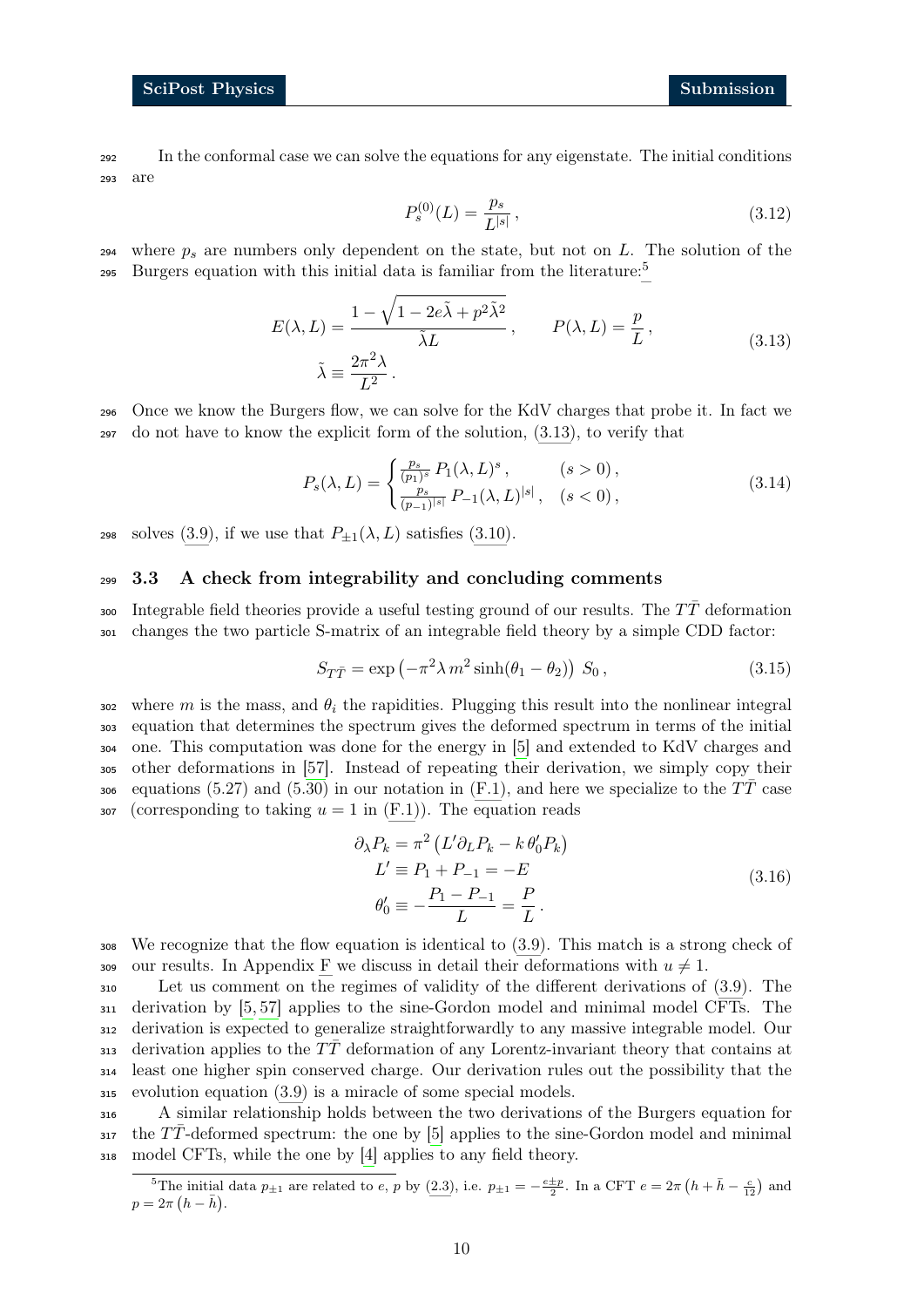In the conformal case we can solve the equations for any eigenstate. The initial conditions are

$$P_s^{(0)}(L) = \frac{p_s}{L^{|s|}}\,, \tag{3.12}$$

where $p_s$ are numbers only dependent on the state, but not on $L$. The solution of the Burgers equation with this initial data is familiar from the literature:[5]

$$\begin{aligned} E(\lambda, L) &= \frac{1-\sqrt{1-2e\tilde{\lambda}+p^2\tilde{\lambda}^2}}{\tilde{\lambda}L}\,, \qquad P(\lambda, L) = \frac{p}{L}\,, \\ \tilde{\lambda} &\equiv \frac{2\pi^2\lambda}{L^2}\,. \end{aligned} \tag{3.13}$$

Once we know the Burgers flow, we can solve for the KdV charges that probe it. In fact we do not have to know the explicit form of the solution, (3.13), to verify that

$$P_s(\lambda, L) = \begin{cases} \frac{p_s}{(p_1)^s}\, P_1(\lambda, L)^s\,, & (s>0)\,, \\ \frac{p_s}{(p_{-1})^{|s|}}\, P_{-1}(\lambda, L)^{|s|}\,, & (s<0)\,, \end{cases} \tag{3.14}$$

solves (3.9), if we use that $P_{\pm 1}(\lambda, L)$ satisfies (3.10).

### 3.3 A check from integrability and concluding comments

Integrable field theories provide a useful testing ground of our results. The $T\bar{T}$ deformation changes the two particle S-matrix of an integrable field theory by a simple CDD factor:

$$S_{T\bar{T}} = \exp\left(-\pi^2\lambda\, m^2 \sinh(\theta_1-\theta_2)\right)\, S_0\,, \tag{3.15}$$

where $m$ is the mass, and $\theta_i$ the rapidities. Plugging this result into the nonlinear integral equation that determines the spectrum gives the deformed spectrum in terms of the initial one. This computation was done for the energy in [5] and extended to KdV charges and other deformations in [57]. Instead of repeating their derivation, we simply copy their equations (5.27) and (5.30) in our notation in (F.1), and here we specialize to the $T\bar{T}$ case (corresponding to taking $u=1$ in (F.1)). The equation reads

$$\begin{aligned} \partial_\lambda P_k &= \pi^2\left(L'\partial_L P_k - k\,\theta_0' P_k\right) \\ L' &\equiv P_1 + P_{-1} = -E \\ \theta_0' &\equiv -\frac{P_1-P_{-1}}{L} = \frac{P}{L}\,. \end{aligned} \tag{3.16}$$

We recognize that the flow equation is identical to (3.9). This match is a strong check of our results. In Appendix F we discuss in detail their deformations with $u \neq 1$.

Let us comment on the regimes of validity of the different derivations of (3.9). The derivation by [5, 57] applies to the sine-Gordon model and minimal model CFTs. The derivation is expected to generalize straightforwardly to any massive integrable model. Our derivation applies to the $T\bar{T}$ deformation of any Lorentz-invariant theory that contains at least one higher spin conserved charge. Our derivation rules out the possibility that the evolution equation (3.9) is a miracle of some special models.

A similar relationship holds between the two derivations of the Burgers equation for the $T\bar{T}$-deformed spectrum: the one by [5] applies to the sine-Gordon model and minimal model CFTs, while the one by [4] applies to any field theory.

[5] The initial data $p_{\pm 1}$ are related to $e$, $p$ by (2.3), i.e. $p_{\pm 1} = -\frac{e\pm p}{2}$. In a CFT $e = 2\pi\left(h+\bar{h}-\frac{c}{12}\right)$ and $p = 2\pi\left(h-\bar{h}\right)$.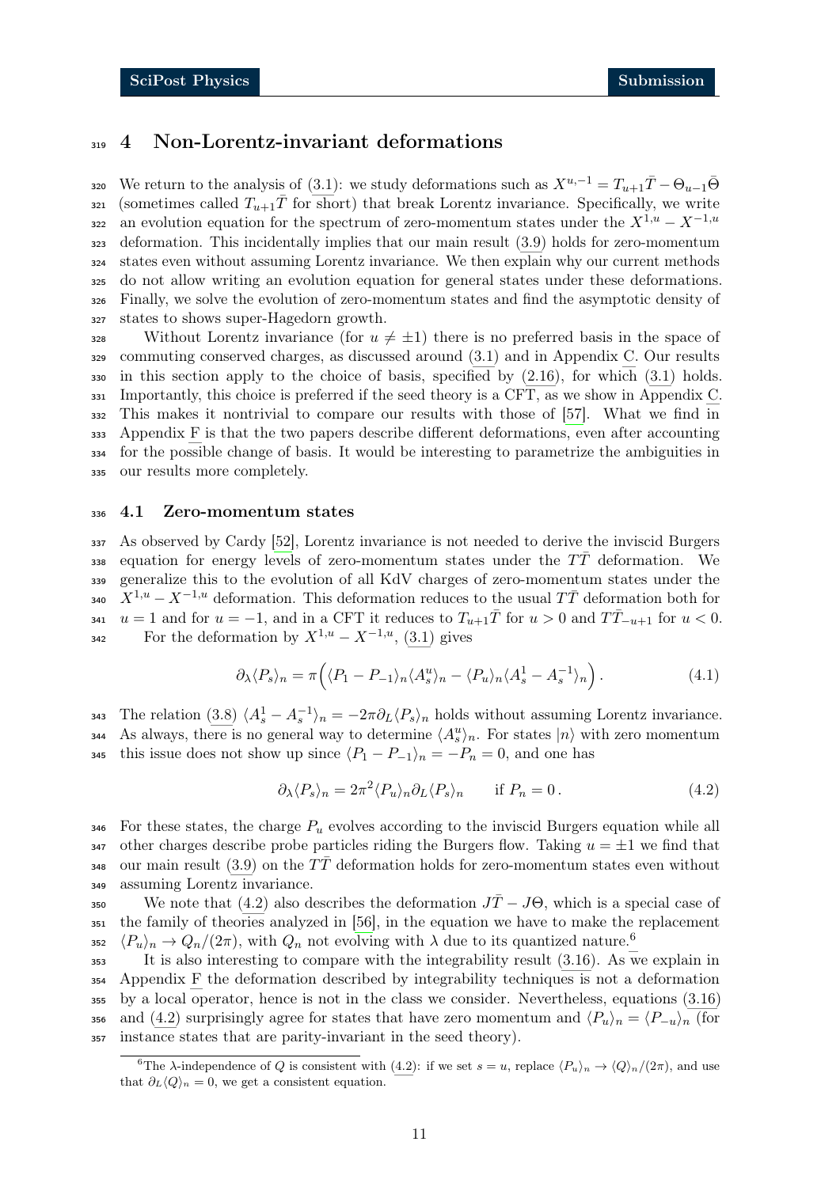# 4 Non-Lorentz-invariant deformations

We return to the analysis of (3.1): we study deformations such as $X^{u,-1} = T_{u+1}\bar{T} - \Theta_{u-1}\bar{\Theta}$ (sometimes called $T_{u+1}\bar{T}$ for short) that break Lorentz invariance. Specifically, we write an evolution equation for the spectrum of zero-momentum states under the $X^{1,u} - X^{-1,u}$ deformation. This incidentally implies that our main result (3.9) holds for zero-momentum states even without assuming Lorentz invariance. We then explain why our current methods do not allow writing an evolution equation for general states under these deformations. Finally, we solve the evolution of zero-momentum states and find the asymptotic density of states to shows super-Hagedorn growth.

Without Lorentz invariance (for $u \neq \pm 1$) there is no preferred basis in the space of commuting conserved charges, as discussed around (3.1) and in Appendix C. Our results in this section apply to the choice of basis, specified by (2.16), for which (3.1) holds. Importantly, this choice is preferred if the seed theory is a CFT, as we show in Appendix C. This makes it nontrivial to compare our results with those of [57]. What we find in Appendix F is that the two papers describe different deformations, even after accounting for the possible change of basis. It would be interesting to parametrize the ambiguities in our results more completely.

## 4.1 Zero-momentum states

As observed by Cardy [52], Lorentz invariance is not needed to derive the inviscid Burgers equation for energy levels of zero-momentum states under the $T\bar{T}$ deformation. We generalize this to the evolution of all KdV charges of zero-momentum states under the $X^{1,u} - X^{-1,u}$ deformation. This deformation reduces to the usual $T\bar{T}$ deformation both for $u = 1$ and for $u = -1$, and in a CFT it reduces to $T_{u+1}\bar{T}$ for $u > 0$ and $T\bar{T}_{-u+1}$ for $u < 0$.

For the deformation by $X^{1,u} - X^{-1,u}$, (3.1) gives

$$\partial_\lambda \langle P_s \rangle_n = \pi \Big( \langle P_1 - P_{-1} \rangle_n \langle A_s^u \rangle_n - \langle P_u \rangle_n \langle A_s^1 - A_s^{-1} \rangle_n \Big) . \tag{4.1}$$

The relation (3.8) $\langle A_s^1 - A_s^{-1} \rangle_n = -2\pi \partial_L \langle P_s \rangle_n$ holds without assuming Lorentz invariance. As always, there is no general way to determine $\langle A_s^u \rangle_n$. For states $|n\rangle$ with zero momentum this issue does not show up since $\langle P_1 - P_{-1} \rangle_n = -P_n = 0$, and one has

$$\partial_\lambda \langle P_s \rangle_n = 2\pi^2 \langle P_u \rangle_n \partial_L \langle P_s \rangle_n \qquad \text{if } P_n = 0 . \tag{4.2}$$

For these states, the charge $P_u$ evolves according to the inviscid Burgers equation while all other charges describe probe particles riding the Burgers flow. Taking $u = \pm 1$ we find that our main result (3.9) on the $T\bar{T}$ deformation holds for zero-momentum states even without assuming Lorentz invariance.

We note that (4.2) also describes the deformation $J\bar{T} - J\Theta$, which is a special case of the family of theories analyzed in [56], in the equation we have to make the replacement $\langle P_u \rangle_n \to Q_n/(2\pi)$, with $Q_n$ not evolving with $\lambda$ due to its quantized nature.[6]

It is also interesting to compare with the integrability result (3.16). As we explain in Appendix F the deformation described by integrability techniques is not a deformation by a local operator, hence is not in the class we consider. Nevertheless, equations (3.16) and (4.2) surprisingly agree for states that have zero momentum and $\langle P_u \rangle_n = \langle P_{-u} \rangle_n$ (for instance states that are parity-invariant in the seed theory).

[6] The $\lambda$-independence of $Q$ is consistent with (4.2): if we set $s = u$, replace $\langle P_u \rangle_n \to \langle Q \rangle_n/(2\pi)$, and use that $\partial_L \langle Q \rangle_n = 0$, we get a consistent equation.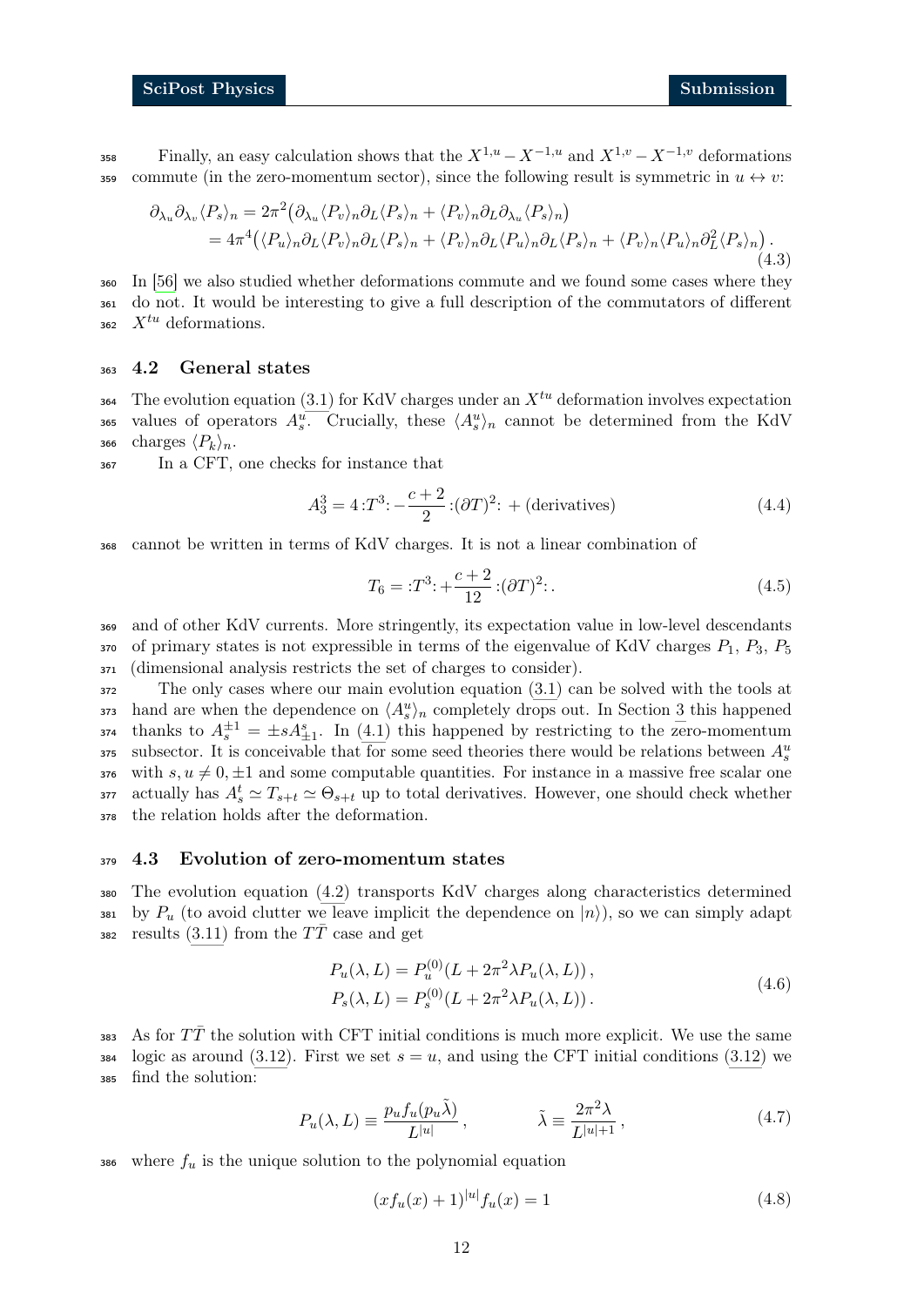Finally, an easy calculation shows that the $X^{1,u} - X^{-1,u}$ and $X^{1,v} - X^{-1,v}$ deformations commute (in the zero-momentum sector), since the following result is symmetric in $u \leftrightarrow v$:

$$
\begin{aligned}
\partial_{\lambda_u}\partial_{\lambda_v}\langle P_s\rangle_n &= 2\pi^2\big(\partial_{\lambda_u}\langle P_v\rangle_n\partial_L\langle P_s\rangle_n + \langle P_v\rangle_n\partial_L\partial_{\lambda_u}\langle P_s\rangle_n\big) \\
&= 4\pi^4\big(\langle P_u\rangle_n\partial_L\langle P_v\rangle_n\partial_L\langle P_s\rangle_n + \langle P_v\rangle_n\partial_L\langle P_u\rangle_n\partial_L\langle P_s\rangle_n + \langle P_v\rangle_n\langle P_u\rangle_n\partial_L^2\langle P_s\rangle_n\big)\,.
\end{aligned} \tag{4.3}
$$

In [56] we also studied whether deformations commute and we found some cases where they do not. It would be interesting to give a full description of the commutators of different $X^{tu}$ deformations.

## 4.2 General states

The evolution equation (3.1) for KdV charges under an $X^{tu}$ deformation involves expectation values of operators $A^u_s$. Crucially, these $\langle A^u_s\rangle_n$ cannot be determined from the KdV charges $\langle P_k\rangle_n$.

In a CFT, one checks for instance that

$$
A^3_3 = 4\,{:}T^3{:} - \frac{c+2}{2}\,{:}(\partial T)^2{:} + \text{(derivatives)} \tag{4.4}
$$

cannot be written in terms of KdV charges. It is not a linear combination of

$$
T_6 = {:}T^3{:} + \frac{c+2}{12}\,{:}(\partial T)^2{:}\,. \tag{4.5}
$$

and of other KdV currents. More stringently, its expectation value in low-level descendants of primary states is not expressible in terms of the eigenvalue of KdV charges $P_1$, $P_3$, $P_5$ (dimensional analysis restricts the set of charges to consider).

The only cases where our main evolution equation (3.1) can be solved with the tools at hand are when the dependence on $\langle A^u_s\rangle_n$ completely drops out. In Section 3 this happened thanks to $A^{\pm 1}_s = \pm s A^s_{\pm 1}$. In (4.1) this happened by restricting to the zero-momentum subsector. It is conceivable that for some seed theories there would be relations between $A^u_s$ with $s, u \neq 0, \pm 1$ and some computable quantities. For instance in a massive free scalar one actually has $A^t_s \simeq T_{s+t} \simeq \Theta_{s+t}$ up to total derivatives. However, one should check whether the relation holds after the deformation.

## 4.3 Evolution of zero-momentum states

The evolution equation (4.2) transports KdV charges along characteristics determined by $P_u$ (to avoid clutter we leave implicit the dependence on $|n\rangle$), so we can simply adapt results (3.11) from the $T\bar{T}$ case and get

$$
\begin{aligned}
P_u(\lambda, L) &= P^{(0)}_u(L + 2\pi^2\lambda P_u(\lambda, L))\,, \\
P_s(\lambda, L) &= P^{(0)}_s(L + 2\pi^2\lambda P_u(\lambda, L))\,.
\end{aligned} \tag{4.6}
$$

As for $T\bar{T}$ the solution with CFT initial conditions is much more explicit. We use the same logic as around (3.12). First we set $s = u$, and using the CFT initial conditions (3.12) we find the solution:

$$
P_u(\lambda, L) \equiv \frac{p_u f_u(p_u\tilde{\lambda})}{L^{|u|}}\,, \qquad\qquad \tilde{\lambda} \equiv \frac{2\pi^2\lambda}{L^{|u|+1}}\,, \tag{4.7}
$$

where $f_u$ is the unique solution to the polynomial equation

$$
(xf_u(x) + 1)^{|u|} f_u(x) = 1 \tag{4.8}
$$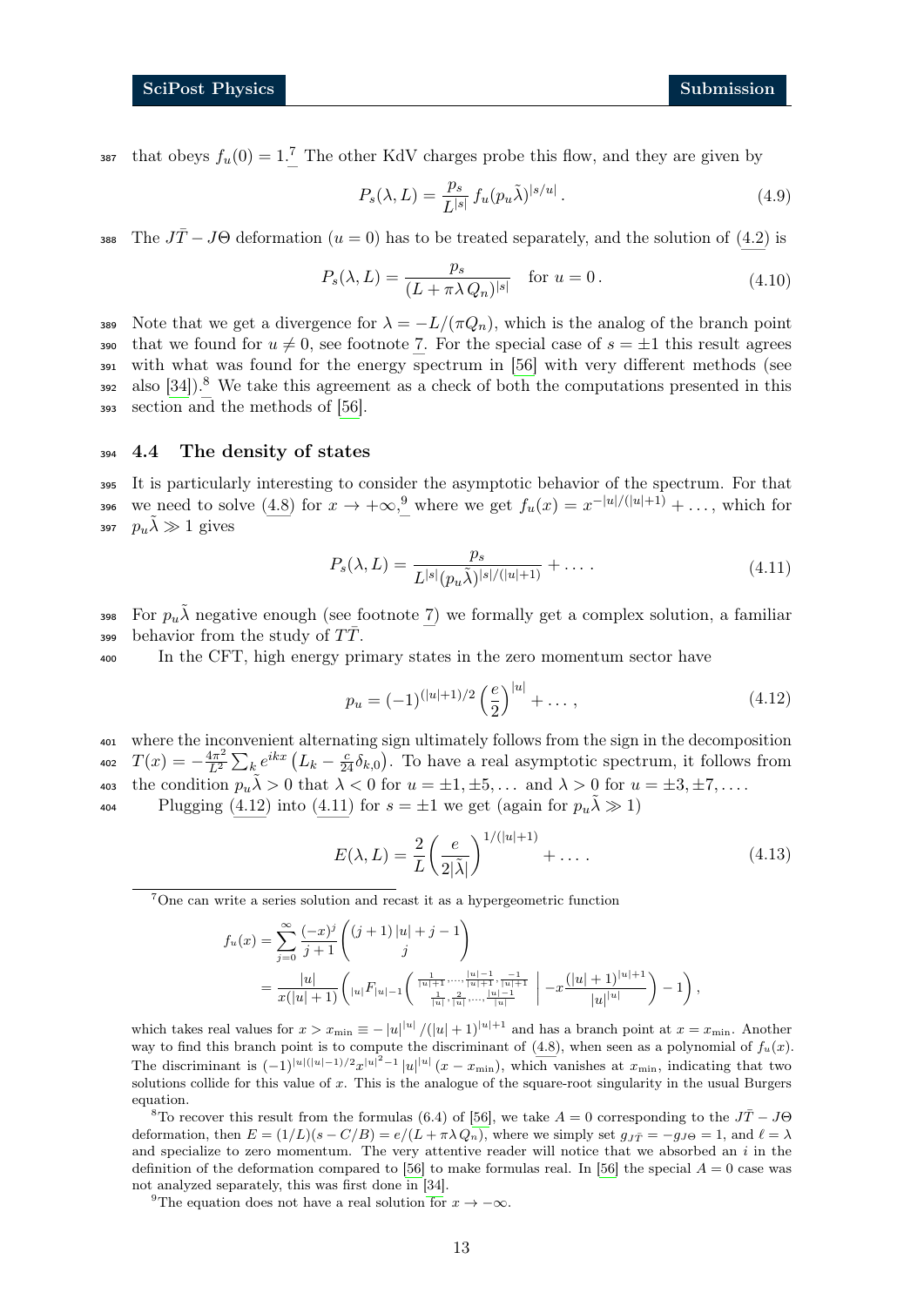that obeys $f_u(0) = 1$.[7] The other KdV charges probe this flow, and they are given by

$$P_s(\lambda, L) = \frac{p_s}{L^{|s|}} f_u(p_u \tilde{\lambda})^{|s/u|}. \tag{4.9}$$

The $J\bar{T} - J\Theta$ deformation ($u = 0$) has to be treated separately, and the solution of (4.2) is

$$P_s(\lambda, L) = \frac{p_s}{(L + \pi \lambda Q_n)^{|s|}} \quad \text{for } u = 0. \tag{4.10}$$

Note that we get a divergence for $\lambda = -L/(\pi Q_n)$, which is the analog of the branch point that we found for $u \neq 0$, see footnote 7. For the special case of $s = \pm 1$ this result agrees with what was found for the energy spectrum in [56] with very different methods (see also [34]).[8] We take this agreement as a check of both the computations presented in this section and the methods of [56].

### 4.4 The density of states

It is particularly interesting to consider the asymptotic behavior of the spectrum. For that we need to solve (4.8) for $x \to +\infty$,[9] where we get $f_u(x) = x^{-|u|/(|u|+1)} + \ldots$, which for $p_u \tilde{\lambda} \gg 1$ gives

$$P_s(\lambda, L) = \frac{p_s}{L^{|s|}(p_u \tilde{\lambda})^{|s|/(|u|+1)}} + \ldots. \tag{4.11}$$

For $p_u \tilde{\lambda}$ negative enough (see footnote 7) we formally get a complex solution, a familiar behavior from the study of $T\bar{T}$.

In the CFT, high energy primary states in the zero momentum sector have

$$p_u = (-1)^{(|u|+1)/2} \left(\frac{e}{2}\right)^{|u|} + \ldots, \tag{4.12}$$

where the inconvenient alternating sign ultimately follows from the sign in the decomposition $T(x) = -\frac{4\pi^2}{L^2} \sum_k e^{ikx} \left(L_k - \frac{c}{24}\delta_{k,0}\right)$. To have a real asymptotic spectrum, it follows from the condition $p_u \tilde{\lambda} > 0$ that $\lambda < 0$ for $u = \pm 1, \pm 5, \ldots$ and $\lambda > 0$ for $u = \pm 3, \pm 7, \ldots$.

Plugging (4.12) into (4.11) for $s = \pm 1$ we get (again for $p_u \tilde{\lambda} \gg 1$)

$$E(\lambda, L) = \frac{2}{L} \left(\frac{e}{2|\tilde{\lambda}|}\right)^{1/(|u|+1)} + \ldots. \tag{4.13}$$

---

[7] One can write a series solution and recast it as a hypergeometric function

$$\begin{aligned} f_u(x) &= \sum_{j=0}^{\infty} \frac{(-x)^j}{j+1} \binom{(j+1)\,|u| + j - 1}{j} \\ &= \frac{|u|}{x(|u|+1)} \left( {}_{|u|}F_{|u|-1}\left( \begin{matrix} \frac{1}{|u|+1}, \ldots, \frac{|u|-1}{|u|+1}, \frac{-1}{|u|+1} \\ \frac{1}{|u|}, \frac{2}{|u|}, \ldots, \frac{|u|-1}{|u|} \end{matrix} \;\middle|\; -x \frac{(|u|+1)^{|u|+1}}{|u|^{|u|}} \right) - 1 \right), \end{aligned}$$

which takes real values for $x > x_{\min} \equiv -|u|^{|u|}/(|u|+1)^{|u|+1}$ and has a branch point at $x = x_{\min}$. Another way to find this branch point is to compute the discriminant of (4.8), when seen as a polynomial of $f_u(x)$. The discriminant is $(-1)^{|u|(|u|-1)/2} x^{|u|^2-1} |u|^{|u|} (x - x_{\min})$, which vanishes at $x_{\min}$, indicating that two solutions collide for this value of $x$. This is the analogue of the square-root singularity in the usual Burgers equation.

[8] To recover this result from the formulas (6.4) of [56], we take $A = 0$ corresponding to the $J\bar{T} - J\Theta$ deformation, then $E = (1/L)(s - C/B) = e/(L + \pi\lambda Q_n)$, where we simply set $g_{J\bar{T}} = -g_{J\Theta} = 1$, and $\ell = \lambda$ and specialize to zero momentum. The very attentive reader will notice that we absorbed an $i$ in the definition of the deformation compared to [56] to make formulas real. In [56] the special $A = 0$ case was not analyzed separately, this was first done in [34].

[9] The equation does not have a real solution for $x \to -\infty$.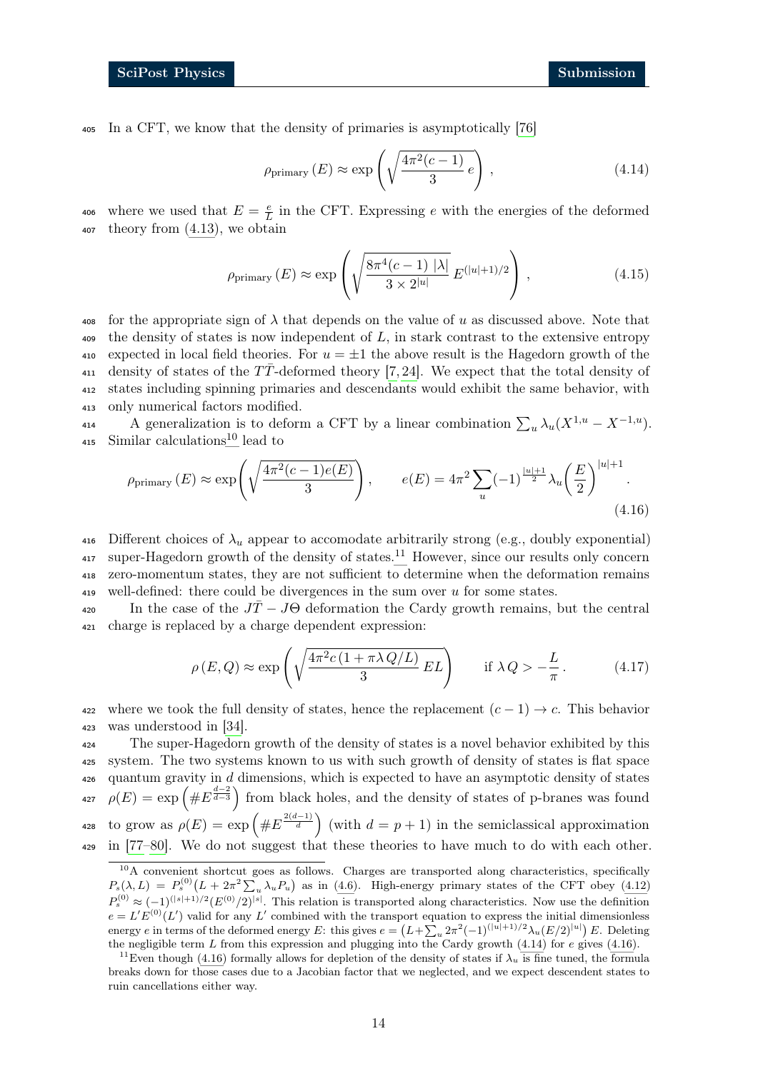In a CFT, we know that the density of primaries is asymptotically [76]

$$\rho_{\text{primary}}(E) \approx \exp\left(\sqrt{\frac{4\pi^2(c-1)}{3}\, e}\right), \tag{4.14}$$

where we used that $E = \frac{e}{L}$ in the CFT. Expressing $e$ with the energies of the deformed theory from (4.13), we obtain

$$\rho_{\text{primary}}(E) \approx \exp\left(\sqrt{\frac{8\pi^4(c-1)\,|\lambda|}{3\times 2^{|u|}}}\, E^{(|u|+1)/2}\right), \tag{4.15}$$

for the appropriate sign of $\lambda$ that depends on the value of $u$ as discussed above. Note that the density of states is now independent of $L$, in stark contrast to the extensive entropy expected in local field theories. For $u=\pm 1$ the above result is the Hagedorn growth of the density of states of the $T\bar{T}$-deformed theory [7, 24]. We expect that the total density of states including spinning primaries and descendants would exhibit the same behavior, with only numerical factors modified.

A generalization is to deform a CFT by a linear combination $\sum_u \lambda_u (X^{1,u} - X^{-1,u})$. Similar calculations[10] lead to

$$\rho_{\text{primary}}(E) \approx \exp\left(\sqrt{\frac{4\pi^2(c-1)e(E)}{3}}\right), \qquad e(E) = 4\pi^2 \sum_u (-1)^{\frac{|u|+1}{2}} \lambda_u \left(\frac{E}{2}\right)^{|u|+1}. \tag{4.16}$$

Different choices of $\lambda_u$ appear to accomodate arbitrarily strong (e.g., doubly exponential) super-Hagedorn growth of the density of states.[11] However, since our results only concern zero-momentum states, they are not sufficient to determine when the deformation remains well-defined: there could be divergences in the sum over $u$ for some states.

In the case of the $J\bar{T} - J\Theta$ deformation the Cardy growth remains, but the central charge is replaced by a charge dependent expression:

$$\rho(E,Q) \approx \exp\left(\sqrt{\frac{4\pi^2 c\,(1+\pi\lambda Q/L)}{3}\, EL}\right) \qquad \text{if } \lambda Q > -\frac{L}{\pi}\,. \tag{4.17}$$

where we took the full density of states, hence the replacement $(c-1)\to c$. This behavior was understood in [34].

The super-Hagedorn growth of the density of states is a novel behavior exhibited by this system. The two systems known to us with such growth of density of states is flat space quantum gravity in $d$ dimensions, which is expected to have an asymptotic density of states $\rho(E) = \exp\left(\# E^{\frac{d-2}{d-3}}\right)$ from black holes, and the density of states of p-branes was found to grow as $\rho(E) = \exp\left(\# E^{\frac{2(d-1)}{d}}\right)$ (with $d = p+1$) in the semiclassical approximation in [77–80]. We do not suggest that these theories to have much to do with each other.

[10] A convenient shortcut goes as follows. Charges are transported along characteristics, specifically $P_s(\lambda, L) = P_s^{(0)}\big(L + 2\pi^2 \sum_u \lambda_u P_u\big)$ as in (4.6). High-energy primary states of the CFT obey (4.12) $P_s^{(0)} \approx (-1)^{(|s|+1)/2}(E^{(0)}/2)^{|s|}$. This relation is transported along characteristics. Now use the definition $e = L' E^{(0)}(L')$ valid for any $L'$ combined with the transport equation to express the initial dimensionless energy $e$ in terms of the deformed energy $E$: this gives $e = \big(L + \sum_u 2\pi^2 (-1)^{(|u|+1)/2} \lambda_u (E/2)^{|u|}\big)\, E$. Deleting the negligible term $L$ from this expression and plugging into the Cardy growth (4.14) for $e$ gives (4.16).

[11] Even though (4.16) formally allows for depletion of the density of states if $\lambda_u$ is fine tuned, the formula breaks down for those cases due to a Jacobian factor that we neglected, and we expect descendent states to ruin cancellations either way.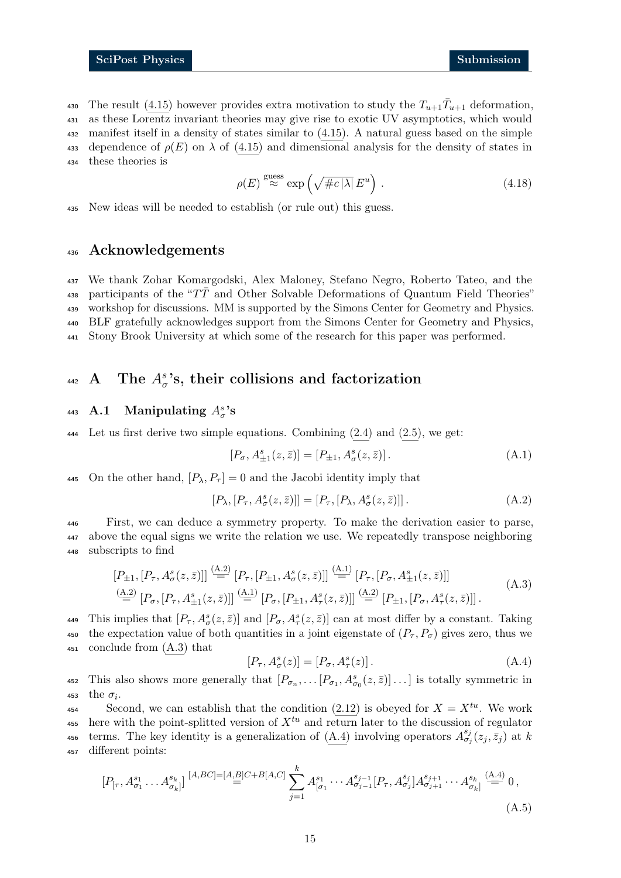The result (4.15) however provides extra motivation to study the $T_{u+1}\bar{T}_{u+1}$ deformation, as these Lorentz invariant theories may give rise to exotic UV asymptotics, which would manifest itself in a density of states similar to (4.15). A natural guess based on the simple dependence of $\rho(E)$ on $\lambda$ of (4.15) and dimensional analysis for the density of states in these theories is

$$\rho(E) \overset{\text{guess}}{\approx} \exp\left(\sqrt{\# c\,|\lambda|}\, E^u\right) . \tag{4.18}$$

New ideas will be needed to establish (or rule out) this guess.

## Acknowledgements

We thank Zohar Komargodski, Alex Maloney, Stefano Negro, Roberto Tateo, and the participants of the "$T\bar{T}$ and Other Solvable Deformations of Quantum Field Theories" workshop for discussions. MM is supported by the Simons Center for Geometry and Physics. BLF gratefully acknowledges support from the Simons Center for Geometry and Physics, Stony Brook University at which some of the research for this paper was performed.

## A The $A^s_\sigma$'s, their collisions and factorization

### A.1 Manipulating $A^s_\sigma$'s

Let us first derive two simple equations. Combining (2.4) and (2.5), we get:

$$[P_\sigma, A^s_{\pm 1}(z,\bar{z})] = [P_{\pm 1}, A^s_\sigma(z,\bar{z})] . \tag{A.1}$$

On the other hand, $[P_\lambda, P_\tau] = 0$ and the Jacobi identity imply that

$$[P_\lambda, [P_\tau, A^s_\sigma(z,\bar{z})]] = [P_\tau, [P_\lambda, A^s_\sigma(z,\bar{z})]] . \tag{A.2}$$

First, we can deduce a symmetry property. To make the derivation easier to parse, above the equal signs we write the relation we use. We repeatedly transpose neighboring subscripts to find

$$\begin{aligned}
&[P_{\pm 1}, [P_\tau, A^s_\sigma(z,\bar{z})]] \overset{\text{(A.2)}}{=} [P_\tau, [P_{\pm 1}, A^s_\sigma(z,\bar{z})]] \overset{\text{(A.1)}}{=} [P_\tau, [P_\sigma, A^s_{\pm 1}(z,\bar{z})]] \\
&\overset{\text{(A.2)}}{=} [P_\sigma, [P_\tau, A^s_{\pm 1}(z,\bar{z})]] \overset{\text{(A.1)}}{=} [P_\sigma, [P_{\pm 1}, A^s_\tau(z,\bar{z})]] \overset{\text{(A.2)}}{=} [P_{\pm 1}, [P_\sigma, A^s_\tau(z,\bar{z})]] .
\end{aligned} \tag{A.3}$$

This implies that $[P_\tau, A^s_\sigma(z,\bar{z})]$ and $[P_\sigma, A^s_\tau(z,\bar{z})]$ can at most differ by a constant. Taking the expectation value of both quantities in a joint eigenstate of $(P_\tau, P_\sigma)$ gives zero, thus we conclude from (A.3) that

$$[P_\tau, A^s_\sigma(z)] = [P_\sigma, A^s_\tau(z)] . \tag{A.4}$$

This also shows more generally that $[P_{\sigma_n}, \dots [P_{\sigma_1}, A^s_{\sigma_0}(z,\bar{z})] \dots ]$ is totally symmetric in the $\sigma_i$.

Second, we can establish that the condition (2.12) is obeyed for $X = X^{tu}$. We work here with the point-splitted version of $X^{tu}$ and return later to the discussion of regulator terms. The key identity is a generalization of (A.4) involving operators $A^{s_j}_{\sigma_j}(z_j,\bar{z}_j)$ at $k$ different points:

$$[P_{[\tau}, A^{s_1}_{\sigma_1} \dots A^{s_k}_{\sigma_k]}] \overset{[A,BC]=[A,B]C+B[A,C]}{=} \sum_{j=1}^{k} A^{s_1}_{[\sigma_1} \cdots A^{s_{j-1}}_{\sigma_{j-1}} [P_\tau, A^{s_j}_{\sigma_j}] A^{s_{j+1}}_{\sigma_{j+1}} \cdots A^{s_k}_{\sigma_k]} \overset{\text{(A.4)}}{=} 0 , \tag{A.5}$$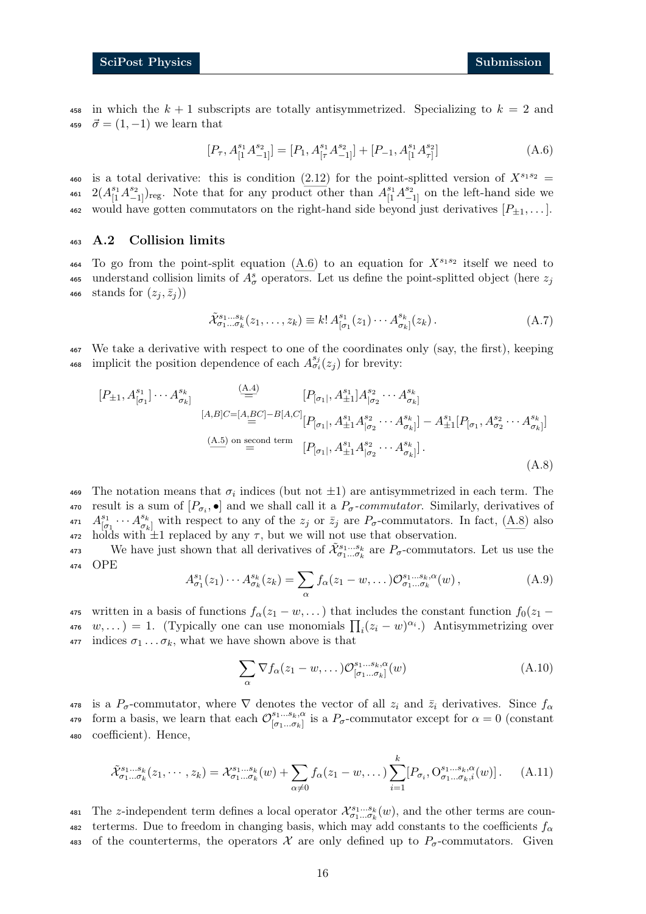in which the $k+1$ subscripts are totally antisymmetrized. Specializing to $k=2$ and $\vec{\sigma}=(1,-1)$ we learn that

$$[P_\tau, A^{s_1}_{[1}A^{s_2}_{-1]}] = [P_1, A^{s_1}_{[\tau}A^{s_2}_{-1]}] + [P_{-1}, A^{s_1}_{[1}A^{s_2}_{\tau]}] \tag{A.6}$$

is a total derivative: this is condition (2.12) for the point-splitted version of $X^{s_1s_2} = 2(A^{s_1}_{[1}A^{s_2}_{-1]})_{\text{reg}}$. Note that for any product other than $A^{s_1}_{[1}A^{s_2}_{-1]}$ on the left-hand side we would have gotten commutators on the right-hand side beyond just derivatives $[P_{\pm1},\dots]$.

## A.2 Collision limits

To go from the point-split equation (A.6) to an equation for $X^{s_1s_2}$ itself we need to understand collision limits of $A^s_\sigma$ operators. Let us define the point-splitted object (here $z_j$ stands for $(z_j,\bar{z}_j)$)

$$\tilde{\mathcal{X}}^{s_1\dots s_k}_{\sigma_1\dots\sigma_k}(z_1,\dots,z_k) \equiv k!\, A^{s_1}_{[\sigma_1}(z_1)\cdots A^{s_k}_{\sigma_k]}(z_k)\,. \tag{A.7}$$

We take a derivative with respect to one of the coordinates only (say, the first), keeping implicit the position dependence of each $A^{s_j}_{\sigma_i}(z_j)$ for brevity:

$$\begin{aligned}
[P_{\pm1}, A^{s_1}_{[\sigma_1}]\cdots A^{s_k}_{\sigma_k]} &\overset{\text{(A.4)}}{=} [P_{[\sigma_1|}, A^{s_1}_{\pm1}]A^{s_2}_{|\sigma_2}\cdots A^{s_k}_{\sigma_k]} \\
&\overset{[A,B]C=[A,BC]-B[A,C]}{=} [P_{[\sigma_1|}, A^{s_1}_{\pm1}A^{s_2}_{|\sigma_2}\cdots A^{s_k}_{\sigma_k]}] - A^{s_1}_{\pm1}[P_{[\sigma_1}, A^{s_2}_{\sigma_2}\cdots A^{s_k}_{\sigma_k]}] \\
&\overset{\text{(A.5) on second term}}{=} [P_{[\sigma_1|}, A^{s_1}_{\pm1}A^{s_2}_{|\sigma_2}\cdots A^{s_k}_{\sigma_k]}]\,.
\end{aligned} \tag{A.8}$$

The notation means that $\sigma_i$ indices (but not $\pm1$) are antisymmetrized in each term. The result is a sum of $[P_{\sigma_i},\bullet]$ and we shall call it a *$P_\sigma$-commutator*. Similarly, derivatives of $A^{s_1}_{[\sigma_1}\cdots A^{s_k}_{\sigma_k]}$ with respect to any of the $z_j$ or $\bar{z}_j$ are $P_\sigma$-commutators. In fact, (A.8) also holds with $\pm1$ replaced by any $\tau$, but we will not use that observation.

We have just shown that all derivatives of $\tilde{\mathcal{X}}^{s_1\dots s_k}_{\sigma_1\dots\sigma_k}$ are $P_\sigma$-commutators. Let us use the OPE

$$A^{s_1}_{\sigma_1}(z_1)\cdots A^{s_k}_{\sigma_k}(z_k) = \sum_\alpha f_\alpha(z_1-w,\dots)\mathcal{O}^{s_1\dots s_k,\alpha}_{\sigma_1\dots\sigma_k}(w)\,, \tag{A.9}$$

written in a basis of functions $f_\alpha(z_1-w,\dots)$ that includes the constant function $f_0(z_1-w,\dots)=1$. (Typically one can use monomials $\prod_i(z_i-w)^{\alpha_i}$.) Antisymmetrizing over indices $\sigma_1\dots\sigma_k$, what we have shown above is that

$$\sum_\alpha \nabla f_\alpha(z_1-w,\dots)\mathcal{O}^{s_1\dots s_k,\alpha}_{[\sigma_1\dots\sigma_k]}(w) \tag{A.10}$$

is a $P_\sigma$-commutator, where $\nabla$ denotes the vector of all $z_i$ and $\bar{z}_i$ derivatives. Since $f_\alpha$ form a basis, we learn that each $\mathcal{O}^{s_1\dots s_k,\alpha}_{[\sigma_1\dots\sigma_k]}$ is a $P_\sigma$-commutator except for $\alpha=0$ (constant coefficient). Hence,

$$\tilde{\mathcal{X}}^{s_1\dots s_k}_{\sigma_1\dots\sigma_k}(z_1,\cdots,z_k) = \mathcal{X}^{s_1\dots s_k}_{\sigma_1\dots\sigma_k}(w) + \sum_{\alpha\neq0} f_\alpha(z_1-w,\dots)\sum_{i=1}^k[P_{\sigma_i}, \mathrm{O}^{s_1\dots s_k,\alpha}_{\sigma_1\dots\sigma_k,i}(w)]\,. \tag{A.11}$$

The $z$-independent term defines a local operator $\mathcal{X}^{s_1\dots s_k}_{\sigma_1\dots\sigma_k}(w)$, and the other terms are counterterms. Due to freedom in changing basis, which may add constants to the coefficients $f_\alpha$ of the counterterms, the operators $\mathcal{X}$ are only defined up to $P_\sigma$-commutators. Given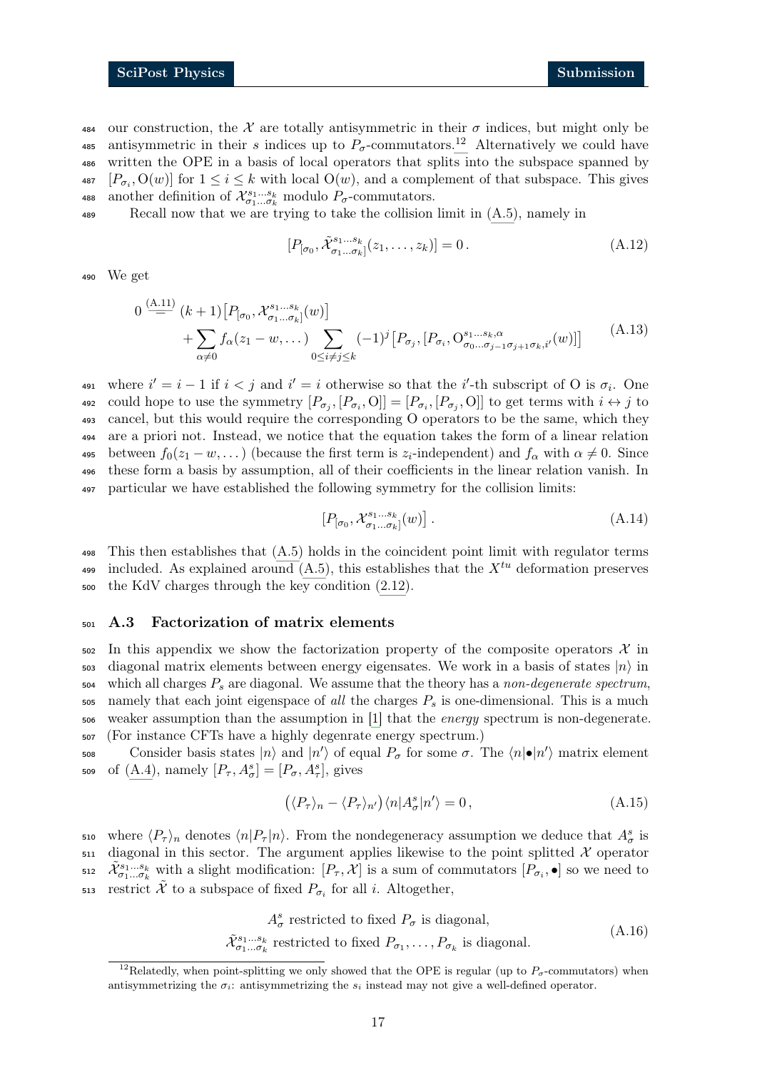our construction, the $\mathcal{X}$ are totally antisymmetric in their $\sigma$ indices, but might only be antisymmetric in their $s$ indices up to $P_\sigma$-commutators.[12] Alternatively we could have written the OPE in a basis of local operators that splits into the subspace spanned by $[P_{\sigma_i}, \mathrm{O}(w)]$ for $1 \leq i \leq k$ with local $\mathrm{O}(w)$, and a complement of that subspace. This gives another definition of $\mathcal{X}^{s_1\dots s_k}_{\sigma_1\dots\sigma_k}$ modulo $P_\sigma$-commutators.

Recall now that we are trying to take the collision limit in (A.5), namely in

$$[P_{[\sigma_0}, \tilde{\mathcal{X}}^{s_1\dots s_k}_{\sigma_1\dots\sigma_k]}(z_1,\dots,z_k)] = 0\,. \tag{A.12}$$

We get

$$\begin{aligned}0 \overset{\text{(A.11)}}{=} (k+1)\big[P_{[\sigma_0}, \mathcal{X}^{s_1\dots s_k}_{\sigma_1\dots\sigma_k]}(w)\big] \\ + \sum_{\alpha\neq 0} f_\alpha(z_1-w,\dots) \sum_{0\leq i\neq j\leq k} (-1)^j \big[P_{\sigma_j}, [P_{\sigma_i}, \mathrm{O}^{s_1\dots s_k,\alpha}_{\sigma_0\dots\sigma_{j-1}\sigma_{j+1}\sigma_k,i'}(w)]\big]\end{aligned} \tag{A.13}$$

where $i' = i-1$ if $i<j$ and $i'=i$ otherwise so that the $i'$-th subscript of O is $\sigma_i$. One could hope to use the symmetry $[P_{\sigma_j}, [P_{\sigma_i}, \mathrm{O}]] = [P_{\sigma_i}, [P_{\sigma_j}, \mathrm{O}]]$ to get terms with $i \leftrightarrow j$ to cancel, but this would require the corresponding O operators to be the same, which they are a priori not. Instead, we notice that the equation takes the form of a linear relation between $f_0(z_1-w,\dots)$ (because the first term is $z_i$-independent) and $f_\alpha$ with $\alpha\neq 0$. Since these form a basis by assumption, all of their coefficients in the linear relation vanish. In particular we have established the following symmetry for the collision limits:

$$\big[P_{[\sigma_0}, \mathcal{X}^{s_1\dots s_k}_{\sigma_1\dots\sigma_k]}(w)\big]\,. \tag{A.14}$$

This then establishes that (A.5) holds in the coincident point limit with regulator terms included. As explained around (A.5), this establishes that the $X^{tu}$ deformation preserves the KdV charges through the key condition (2.12).

### A.3 Factorization of matrix elements

In this appendix we show the factorization property of the composite operators $\mathcal{X}$ in diagonal matrix elements between energy eigensates. We work in a basis of states $|n\rangle$ in which all charges $P_s$ are diagonal. We assume that the theory has a *non-degenerate spectrum*, namely that each joint eigenspace of *all* the charges $P_s$ is one-dimensional. This is a much weaker assumption than the assumption in [1] that the *energy* spectrum is non-degenerate. (For instance CFTs have a highly degenrate energy spectrum.)

Consider basis states $|n\rangle$ and $|n'\rangle$ of equal $P_\sigma$ for some $\sigma$. The $\langle n|\bullet|n'\rangle$ matrix element of (A.4), namely $[P_\tau, A^s_\sigma] = [P_\sigma, A^s_\tau]$, gives

$$\big(\langle P_\tau\rangle_n - \langle P_\tau\rangle_{n'}\big)\langle n|A^s_\sigma|n'\rangle = 0\,, \tag{A.15}$$

where $\langle P_\tau\rangle_n$ denotes $\langle n|P_\tau|n\rangle$. From the nondegeneracy assumption we deduce that $A^s_\sigma$ is diagonal in this sector. The argument applies likewise to the point splitted $\mathcal{X}$ operator $\tilde{\mathcal{X}}^{s_1\dots s_k}_{\sigma_1\dots\sigma_k}$ with a slight modification: $[P_\tau, \mathcal{X}]$ is a sum of commutators $[P_{\sigma_i}, \bullet]$ so we need to restrict $\tilde{\mathcal{X}}$ to a subspace of fixed $P_{\sigma_i}$ for all $i$. Altogether,

$$\begin{gathered}A^s_\sigma \text{ restricted to fixed } P_\sigma \text{ is diagonal,} \\ \tilde{\mathcal{X}}^{s_1\dots s_k}_{\sigma_1\dots\sigma_k} \text{ restricted to fixed } P_{\sigma_1},\dots,P_{\sigma_k} \text{ is diagonal.}\end{gathered} \tag{A.16}$$

[12] Relatedly, when point-splitting we only showed that the OPE is regular (up to $P_\sigma$-commutators) when antisymmetrizing the $\sigma_i$: antisymmetrizing the $s_i$ instead may not give a well-defined operator.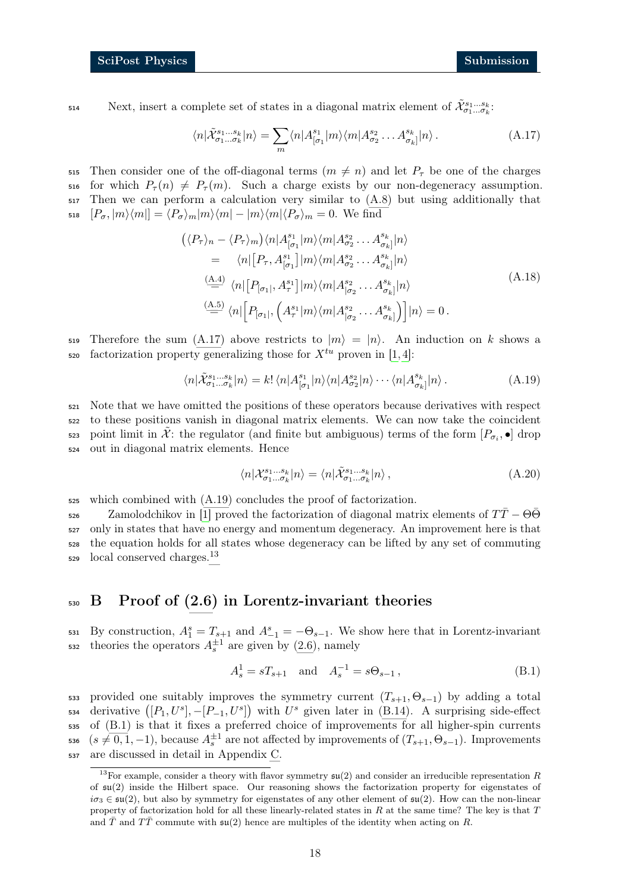Next, insert a complete set of states in a diagonal matrix element of $\tilde{\mathcal{X}}^{s_1\dots s_k}_{\sigma_1\dots\sigma_k}$:

$$\langle n|\tilde{\mathcal{X}}^{s_1\dots s_k}_{\sigma_1\dots\sigma_k}|n\rangle = \sum_m \langle n|A^{s_1}_{[\sigma_1}|m\rangle\langle m|A^{s_2}_{\sigma_2}\dots A^{s_k}_{\sigma_k]}|n\rangle\,. \tag{A.17}$$

Then consider one of the off-diagonal terms ($m \neq n$) and let $P_\tau$ be one of the charges for which $P_\tau(n) \neq P_\tau(m)$. Such a charge exists by our non-degeneracy assumption. Then we can perform a calculation very similar to (A.8) but using additionally that $[P_\sigma, |m\rangle\langle m|] = \langle P_\sigma\rangle_m |m\rangle\langle m| - |m\rangle\langle m|\langle P_\sigma\rangle_m = 0$. We find

$$\begin{aligned}
\big(\langle P_\tau\rangle_n - \langle P_\tau\rangle_m\big)&\langle n|A^{s_1}_{[\sigma_1}|m\rangle\langle m|A^{s_2}_{\sigma_2}\dots A^{s_k}_{\sigma_k]}|n\rangle \\
&= \quad \langle n|\big[P_\tau, A^{s_1}_{[\sigma_1}\big]|m\rangle\langle m|A^{s_2}_{\sigma_2}\dots A^{s_k}_{\sigma_k]}|n\rangle \\
&\overset{(A.4)}{=} \langle n|\big[P_{[\sigma_1|}, A^{s_1}_{\tau}\big]|m\rangle\langle m|A^{s_2}_{|\sigma_2}\dots A^{s_k}_{\sigma_k]}|n\rangle \\
&\overset{(A.5)}{=} \langle n|\Big[P_{[\sigma_1|}, \Big(A^{s_1}_{\tau}|m\rangle\langle m|A^{s_2}_{|\sigma_2}\dots A^{s_k}_{\sigma_k]}\Big)\Big]|n\rangle = 0\,.
\end{aligned} \tag{A.18}$$

Therefore the sum (A.17) above restricts to $|m\rangle = |n\rangle$. An induction on $k$ shows a factorization property generalizing those for $X^{tu}$ proven in [1,4]:

$$\langle n|\tilde{\mathcal{X}}^{s_1\dots s_k}_{\sigma_1\dots\sigma_k}|n\rangle = k!\,\langle n|A^{s_1}_{[\sigma_1}|n\rangle\langle n|A^{s_2}_{\sigma_2}|n\rangle\cdots\langle n|A^{s_k}_{\sigma_k]}|n\rangle\,. \tag{A.19}$$

Note that we have omitted the positions of these operators because derivatives with respect to these positions vanish in diagonal matrix elements. We can now take the coincident point limit in $\tilde{\mathcal{X}}$: the regulator (and finite but ambiguous) terms of the form $[P_{\sigma_i}, \bullet]$ drop out in diagonal matrix elements. Hence

$$\langle n|\mathcal{X}^{s_1\dots s_k}_{\sigma_1\dots\sigma_k}|n\rangle = \langle n|\tilde{\mathcal{X}}^{s_1\dots s_k}_{\sigma_1\dots\sigma_k}|n\rangle\,, \tag{A.20}$$

which combined with (A.19) concludes the proof of factorization.

Zamolodchikov in [1] proved the factorization of diagonal matrix elements of $T\bar{T} - \Theta\bar{\Theta}$ only in states that have no energy and momentum degeneracy. An improvement here is that the equation holds for all states whose degeneracy can be lifted by any set of commuting local conserved charges.[13]

# B Proof of (2.6) in Lorentz-invariant theories

By construction, $A^s_1 = T_{s+1}$ and $A^s_{-1} = -\Theta_{s-1}$. We show here that in Lorentz-invariant theories the operators $A^{\pm 1}_s$ are given by (2.6), namely

$$A^1_s = sT_{s+1} \quad \text{and} \quad A^{-1}_s = s\Theta_{s-1}\,, \tag{B.1}$$

provided one suitably improves the symmetry current $(T_{s+1}, \Theta_{s-1})$ by adding a total derivative $\big([P_1, U^s], -[P_{-1}, U^s]\big)$ with $U^s$ given later in (B.14). A surprising side-effect of (B.1) is that it fixes a preferred choice of improvements for all higher-spin currents $(s \neq 0, 1, -1)$, because $A^{\pm 1}_s$ are not affected by improvements of $(T_{s+1}, \Theta_{s-1})$. Improvements are discussed in detail in Appendix C.

[13] For example, consider a theory with flavor symmetry $\mathfrak{su}(2)$ and consider an irreducible representation $R$ of $\mathfrak{su}(2)$ inside the Hilbert space. Our reasoning shows the factorization property for eigenstates of $i\sigma_3 \in \mathfrak{su}(2)$, but also by symmetry for eigenstates of any other element of $\mathfrak{su}(2)$. How can the non-linear property of factorization hold for all these linearly-related states in $R$ at the same time? The key is that $T$ and $\bar{T}$ and $T\bar{T}$ commute with $\mathfrak{su}(2)$ hence are multiples of the identity when acting on $R$.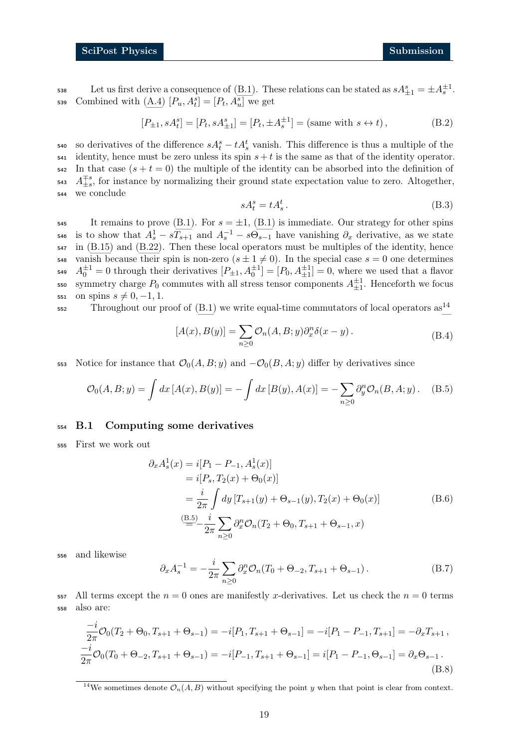Let us first derive a consequence of (B.1). These relations can be stated as $sA^s_{\pm 1} = \pm A^{\pm 1}_s$. Combined with (A.4) $[P_u, A^s_t] = [P_t, A^s_u]$ we get

$$[P_{\pm 1}, sA^s_t] = [P_t, sA^s_{\pm 1}] = [P_t, \pm A^{\pm 1}_s] = (\text{same with } s \leftrightarrow t)\,, \tag{B.2}$$

so derivatives of the difference $sA^s_t - tA^t_s$ vanish. This difference is thus a multiple of the identity, hence must be zero unless its spin $s+t$ is the same as that of the identity operator. In that case ($s+t=0$) the multiple of the identity can be absorbed into the definition of $A^{\mp s}_{\pm s}$, for instance by normalizing their ground state expectation value to zero. Altogether, we conclude

$$sA^s_t = tA^t_s\,. \tag{B.3}$$

It remains to prove (B.1). For $s = \pm 1$, (B.1) is immediate. Our strategy for other spins is to show that $A^1_s - sT_{s+1}$ and $A^{-1}_s - s\Theta_{s-1}$ have vanishing $\partial_x$ derivative, as we state in (B.15) and (B.22). Then these local operators must be multiples of the identity, hence vanish because their spin is non-zero ($s \pm 1 \neq 0$). In the special case $s = 0$ one determines $A^{\pm 1}_0 = 0$ through their derivatives $[P_{\pm 1}, A^{\pm 1}_0] = [P_0, A^{\pm 1}_{\pm 1}] = 0$, where we used that a flavor symmetry charge $P_0$ commutes with all stress tensor components $A^{\pm 1}_{\pm 1}$. Henceforth we focus on spins $s \neq 0, -1, 1$.

Throughout our proof of (B.1) we write equal-time commutators of local operators as[14]

$$[A(x), B(y)] = \sum_{n \geq 0} \mathcal{O}_n(A, B; y)\partial^n_x \delta(x-y)\,. \tag{B.4}$$

Notice for instance that $\mathcal{O}_0(A, B; y)$ and $-\mathcal{O}_0(B, A; y)$ differ by derivatives since

$$\mathcal{O}_0(A, B; y) = \int dx\, [A(x), B(y)] = -\int dx\, [B(y), A(x)] = -\sum_{n \geq 0} \partial^n_y \mathcal{O}_n(B, A; y)\,. \tag{B.5}$$

## B.1 Computing some derivatives

First we work out

$$\begin{aligned}
\partial_x A^1_s(x) &= i[P_1 - P_{-1}, A^1_s(x)] \\
&= i[P_s, T_2(x) + \Theta_0(x)] \\
&= \frac{i}{2\pi}\int dy\, [T_{s+1}(y) + \Theta_{s-1}(y), T_2(x) + \Theta_0(x)] \\
&\overset{(B.5)}{=} -\frac{i}{2\pi}\sum_{n \geq 0} \partial^n_x \mathcal{O}_n(T_2 + \Theta_0, T_{s+1} + \Theta_{s-1}, x)
\end{aligned} \tag{B.6}$$

and likewise

$$\partial_x A^{-1}_s = -\frac{i}{2\pi}\sum_{n \geq 0} \partial^n_x \mathcal{O}_n(T_0 + \Theta_{-2}, T_{s+1} + \Theta_{s-1})\,. \tag{B.7}$$

All terms except the $n = 0$ ones are manifestly $x$-derivatives. Let us check the $n = 0$ terms also are:

$$\begin{aligned}
\frac{-i}{2\pi}\mathcal{O}_0(T_2 + \Theta_0, T_{s+1} + \Theta_{s-1}) &= -i[P_1, T_{s+1} + \Theta_{s-1}] = -i[P_1 - P_{-1}, T_{s+1}] = -\partial_x T_{s+1}\,, \\
\frac{-i}{2\pi}\mathcal{O}_0(T_0 + \Theta_{-2}, T_{s+1} + \Theta_{s-1}) &= -i[P_{-1}, T_{s+1} + \Theta_{s-1}] = i[P_1 - P_{-1}, \Theta_{s-1}] = \partial_x \Theta_{s-1}\,.
\end{aligned} \tag{B.8}$$

[14] We sometimes denote $\mathcal{O}_n(A, B)$ without specifying the point $y$ when that point is clear from context.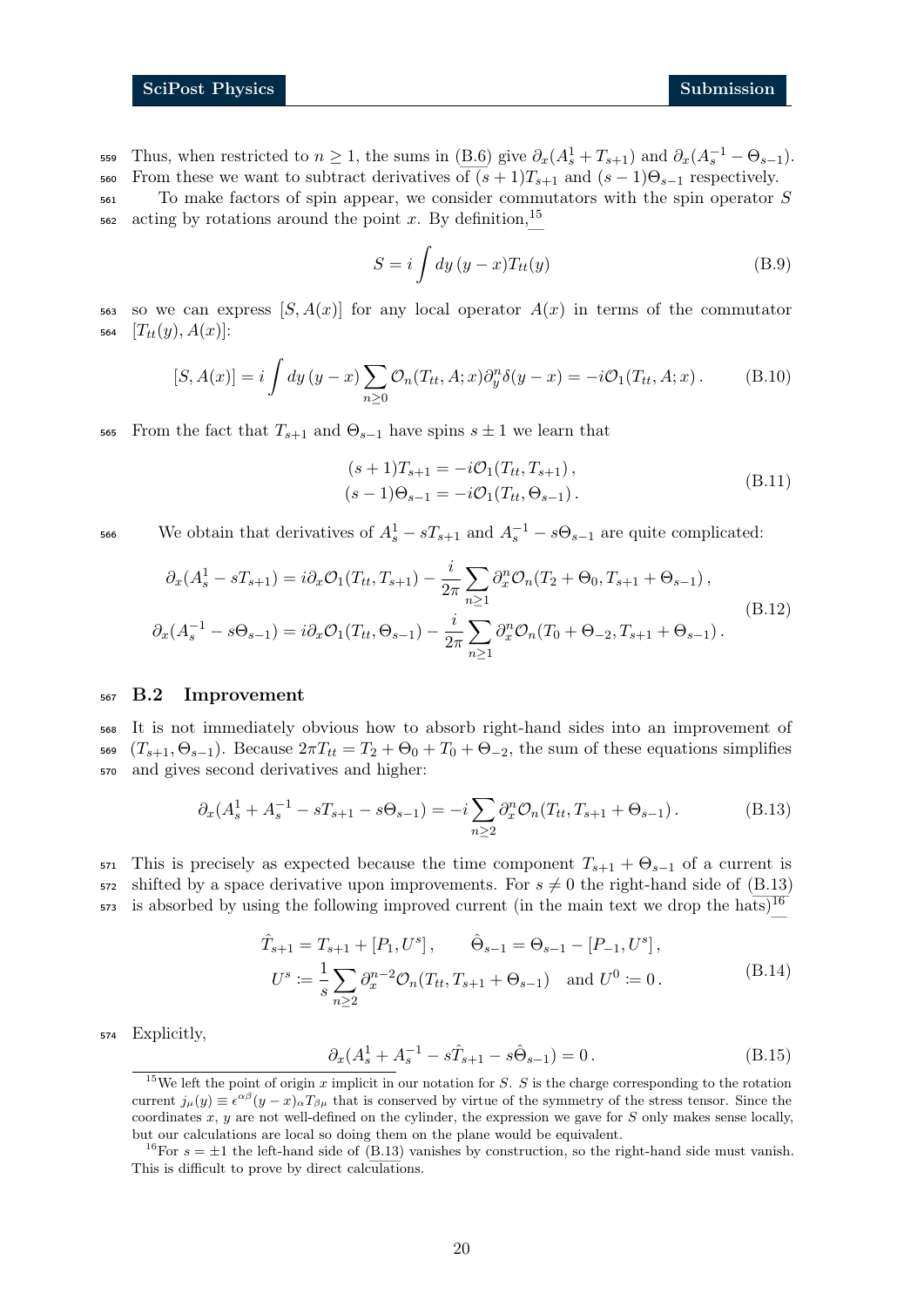Thus, when restricted to $n \geq 1$, the sums in (B.6) give $\partial_x(A_s^1 + T_{s+1})$ and $\partial_x(A_s^{-1} - \Theta_{s-1})$. From these we want to subtract derivatives of $(s+1)T_{s+1}$ and $(s-1)\Theta_{s-1}$ respectively.

To make factors of spin appear, we consider commutators with the spin operator $S$ acting by rotations around the point $x$. By definition,[15]

$$S = i \int dy\, (y - x) T_{tt}(y) \tag{B.9}$$

so we can express $[S, A(x)]$ for any local operator $A(x)$ in terms of the commutator $[T_{tt}(y), A(x)]$:

$$[S, A(x)] = i \int dy\, (y-x) \sum_{n\geq 0} \mathcal{O}_n(T_{tt}, A; x) \partial_y^n \delta(y - x) = -i\mathcal{O}_1(T_{tt}, A; x)\,. \tag{B.10}$$

From the fact that $T_{s+1}$ and $\Theta_{s-1}$ have spins $s \pm 1$ we learn that

$$\begin{aligned} (s+1)T_{s+1} &= -i\mathcal{O}_1(T_{tt}, T_{s+1})\,, \\ (s-1)\Theta_{s-1} &= -i\mathcal{O}_1(T_{tt}, \Theta_{s-1})\,. \end{aligned} \tag{B.11}$$

We obtain that derivatives of $A_s^1 - sT_{s+1}$ and $A_s^{-1} - s\Theta_{s-1}$ are quite complicated:

$$\begin{aligned} \partial_x(A_s^1 - sT_{s+1}) &= i\partial_x \mathcal{O}_1(T_{tt}, T_{s+1}) - \frac{i}{2\pi} \sum_{n\geq 1} \partial_x^n \mathcal{O}_n(T_2 + \Theta_0, T_{s+1} + \Theta_{s-1})\,, \\ \partial_x(A_s^{-1} - s\Theta_{s-1}) &= i\partial_x \mathcal{O}_1(T_{tt}, \Theta_{s-1}) - \frac{i}{2\pi} \sum_{n\geq 1} \partial_x^n \mathcal{O}_n(T_0 + \Theta_{-2}, T_{s+1} + \Theta_{s-1})\,. \end{aligned} \tag{B.12}$$

### B.2 Improvement

It is not immediately obvious how to absorb right-hand sides into an improvement of $(T_{s+1}, \Theta_{s-1})$. Because $2\pi T_{tt} = T_2 + \Theta_0 + T_0 + \Theta_{-2}$, the sum of these equations simplifies and gives second derivatives and higher:

$$\partial_x(A_s^1 + A_s^{-1} - sT_{s+1} - s\Theta_{s-1}) = -i \sum_{n\geq 2} \partial_x^n \mathcal{O}_n(T_{tt}, T_{s+1} + \Theta_{s-1})\,. \tag{B.13}$$

This is precisely as expected because the time component $T_{s+1} + \Theta_{s-1}$ of a current is shifted by a space derivative upon improvements. For $s \neq 0$ the right-hand side of (B.13) is absorbed by using the following improved current (in the main text we drop the hats)[16]

$$\begin{aligned} \hat{T}_{s+1} = T_{s+1} + [P_1, U^s]\,, \qquad \hat{\Theta}_{s-1} = \Theta_{s-1} - [P_{-1}, U^s]\,, \\ U^s \coloneqq \frac{1}{s} \sum_{n\geq 2} \partial_x^{n-2} \mathcal{O}_n(T_{tt}, T_{s+1} + \Theta_{s-1}) \quad \text{and } U^0 \coloneqq 0\,. \end{aligned} \tag{B.14}$$

Explicitly,

$$\partial_x(A_s^1 + A_s^{-1} - s\hat{T}_{s+1} - s\hat{\Theta}_{s-1}) = 0\,. \tag{B.15}$$

[15] We left the point of origin $x$ implicit in our notation for $S$. $S$ is the charge corresponding to the rotation current $j_\mu(y) \equiv \epsilon^{\alpha\beta}(y-x)_\alpha T_{\beta\mu}$ that is conserved by virtue of the symmetry of the stress tensor. Since the coordinates $x$, $y$ are not well-defined on the cylinder, the expression we gave for $S$ only makes sense locally, but our calculations are local so doing them on the plane would be equivalent.

[16] For $s = \pm 1$ the left-hand side of (B.13) vanishes by construction, so the right-hand side must vanish. This is difficult to prove by direct calculations.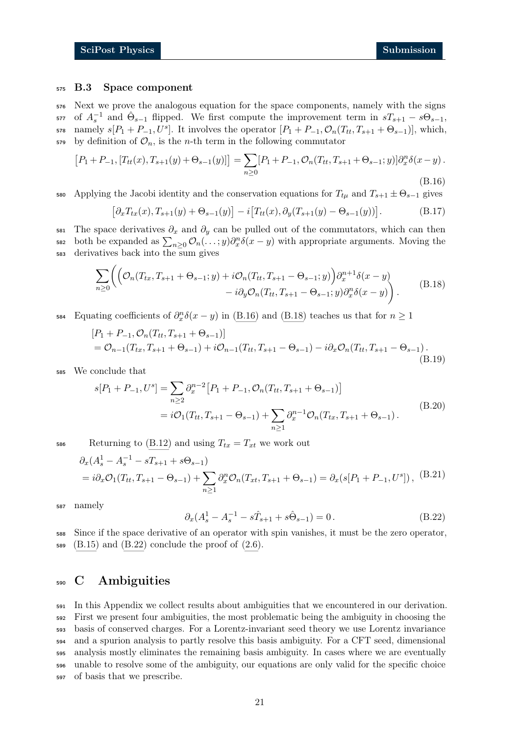### B.3 Space component

Next we prove the analogous equation for the space components, namely with the signs of $A_s^{-1}$ and $\hat{\Theta}_{s-1}$ flipped. We first compute the improvement term in $sT_{s+1} - s\Theta_{s-1}$, namely $s[P_1 + P_{-1}, U^s]$. It involves the operator $[P_1 + P_{-1}, \mathcal{O}_n(T_{tt}, T_{s+1} + \Theta_{s-1})]$, which, by definition of $\mathcal{O}_n$, is the $n$-th term in the following commutator

$$
\big[P_1 + P_{-1}, [T_{tt}(x), T_{s+1}(y) + \Theta_{s-1}(y)]\big] = \sum_{n\geq 0} [P_1 + P_{-1}, \mathcal{O}_n(T_{tt}, T_{s+1} + \Theta_{s-1}; y)] \partial_x^n \delta(x-y)\,. \tag{B.16}
$$

Applying the Jacobi identity and the conservation equations for $T_{t\mu}$ and $T_{s+1} \pm \Theta_{s-1}$ gives

$$
\big[\partial_x T_{tx}(x), T_{s+1}(y) + \Theta_{s-1}(y)\big] - i\big[T_{tt}(x), \partial_y(T_{s+1}(y) - \Theta_{s-1}(y))\big]\,. \tag{B.17}
$$

The space derivatives $\partial_x$ and $\partial_y$ can be pulled out of the commutators, which can then both be expanded as $\sum_{n\geq 0} \mathcal{O}_n(\ldots; y)\partial_x^n \delta(x-y)$ with appropriate arguments. Moving the derivatives back into the sum gives

$$
\sum_{n\geq 0} \bigg( \Big(\mathcal{O}_n(T_{tx}, T_{s+1} + \Theta_{s-1}; y) + i\mathcal{O}_n(T_{tt}, T_{s+1} - \Theta_{s-1}; y)\Big)\partial_x^{n+1}\delta(x-y) \\ - i\partial_y \mathcal{O}_n(T_{tt}, T_{s+1} - \Theta_{s-1}; y)\partial_x^n \delta(x-y)\bigg)\,. \tag{B.18}
$$

Equating coefficients of $\partial_x^n \delta(x-y)$ in (B.16) and (B.18) teaches us that for $n \geq 1$

$$
\begin{aligned}
&[P_1 + P_{-1}, \mathcal{O}_n(T_{tt}, T_{s+1} + \Theta_{s-1})] \\
&= \mathcal{O}_{n-1}(T_{tx}, T_{s+1} + \Theta_{s-1}) + i\mathcal{O}_{n-1}(T_{tt}, T_{s+1} - \Theta_{s-1}) - i\partial_x \mathcal{O}_n(T_{tt}, T_{s+1} - \Theta_{s-1})\,.
\end{aligned} \tag{B.19}
$$

We conclude that

$$
\begin{aligned}
s[P_1 + P_{-1}, U^s] &= \sum_{n\geq 2} \partial_x^{n-2} \big[P_1 + P_{-1}, \mathcal{O}_n(T_{tt}, T_{s+1} + \Theta_{s-1})\big] \\
&= i\mathcal{O}_1(T_{tt}, T_{s+1} - \Theta_{s-1}) + \sum_{n\geq 1} \partial_x^{n-1} \mathcal{O}_n(T_{tx}, T_{s+1} + \Theta_{s-1})\,.
\end{aligned} \tag{B.20}
$$

Returning to (B.12) and using $T_{tx} = T_{xt}$ we work out

$$
\begin{aligned}
&\partial_x(A_s^1 - A_s^{-1} - sT_{s+1} + s\Theta_{s-1}) \\
&= i\partial_x \mathcal{O}_1(T_{tt}, T_{s+1} - \Theta_{s-1}) + \sum_{n\geq 1} \partial_x^n \mathcal{O}_n(T_{xt}, T_{s+1} + \Theta_{s-1}) = \partial_x(s[P_1 + P_{-1}, U^s])\,,
\end{aligned} \tag{B.21}
$$

namely

$$
\partial_x(A_s^1 - A_s^{-1} - s\hat{T}_{s+1} + s\hat{\Theta}_{s-1}) = 0\,. \tag{B.22}
$$

Since if the space derivative of an operator with spin vanishes, it must be the zero operator, (B.15) and (B.22) conclude the proof of (2.6).

## C Ambiguities

In this Appendix we collect results about ambiguities that we encountered in our derivation. First we present four ambiguities, the most problematic being the ambiguity in choosing the basis of conserved charges. For a Lorentz-invariant seed theory we use Lorentz invariance and a spurion analysis to partly resolve this basis ambiguity. For a CFT seed, dimensional analysis mostly eliminates the remaining basis ambiguity. In cases where we are eventually unable to resolve some of the ambiguity, our equations are only valid for the specific choice of basis that we prescribe.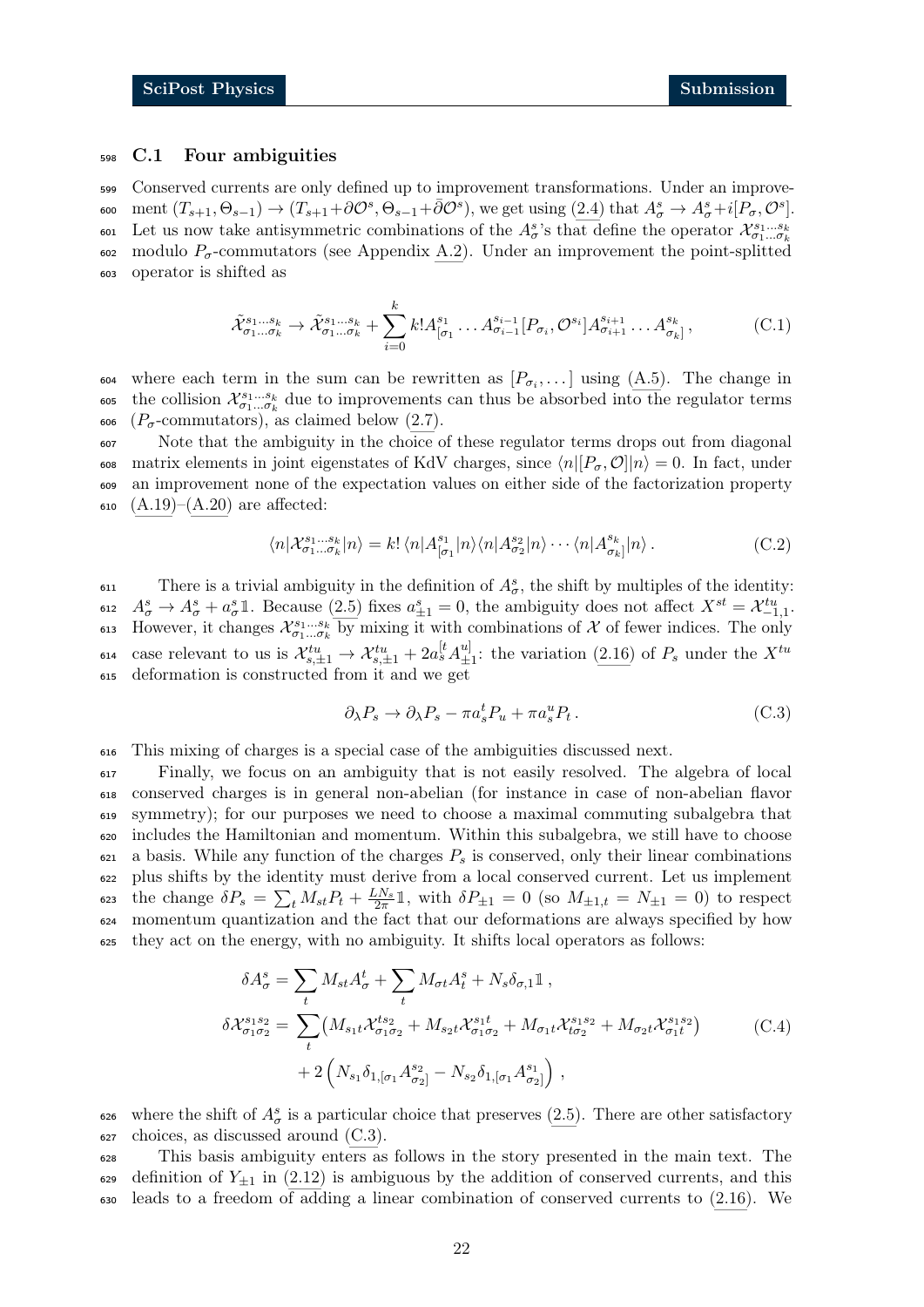### C.1 Four ambiguities

Conserved currents are only defined up to improvement transformations. Under an improvement $(T_{s+1},\Theta_{s-1}) \to (T_{s+1}+\partial\mathcal{O}^s, \Theta_{s-1}+\bar\partial\mathcal{O}^s)$, we get using (2.4) that $A^s_\sigma \to A^s_\sigma + i[P_\sigma,\mathcal{O}^s]$. Let us now take antisymmetric combinations of the $A^s_\sigma$'s that define the operator $\mathcal{X}^{s_1\dots s_k}_{\sigma_1\dots\sigma_k}$ modulo $P_\sigma$-commutators (see Appendix A.2). Under an improvement the point-splitted operator is shifted as

$$\tilde{\mathcal{X}}^{s_1\dots s_k}_{\sigma_1\dots\sigma_k} \to \tilde{\mathcal{X}}^{s_1\dots s_k}_{\sigma_1\dots\sigma_k} + \sum_{i=0}^{k} k! A^{s_1}_{[\sigma_1}\dots A^{s_{i-1}}_{\sigma_{i-1}}[P_{\sigma_i},\mathcal{O}^{s_i}]A^{s_{i+1}}_{\sigma_{i+1}}\dots A^{s_k}_{\sigma_k]}\,, \tag{C.1}$$

where each term in the sum can be rewritten as $[P_{\sigma_i},\dots]$ using (A.5). The change in the collision $\mathcal{X}^{s_1\dots s_k}_{\sigma_1\dots\sigma_k}$ due to improvements can thus be absorbed into the regulator terms ($P_\sigma$-commutators), as claimed below (2.7).

Note that the ambiguity in the choice of these regulator terms drops out from diagonal matrix elements in joint eigenstates of KdV charges, since $\langle n|[P_\sigma,\mathcal{O}]|n\rangle = 0$. In fact, under an improvement none of the expectation values on either side of the factorization property (A.19)–(A.20) are affected:

$$\langle n|\mathcal{X}^{s_1\dots s_k}_{\sigma_1\dots\sigma_k}|n\rangle = k!\,\langle n|A^{s_1}_{[\sigma_1}|n\rangle\langle n|A^{s_2}_{\sigma_2}|n\rangle\cdots\langle n|A^{s_k}_{\sigma_k]}|n\rangle\,. \tag{C.2}$$

There is a trivial ambiguity in the definition of $A^s_\sigma$, the shift by multiples of the identity: $A^s_\sigma \to A^s_\sigma + a^s_\sigma\mathbb{1}$. Because (2.5) fixes $a^s_{\pm1}=0$, the ambiguity does not affect $X^{st}=\mathcal{X}^{tu}_{-1,1}$. However, it changes $\mathcal{X}^{s_1\dots s_k}_{\sigma_1\dots\sigma_k}$ by mixing it with combinations of $\mathcal{X}$ of fewer indices. The only case relevant to us is $\mathcal{X}^{tu}_{s,\pm1} \to \mathcal{X}^{tu}_{s,\pm1} + 2a^{[t}_s A^{u]}_{\pm1}$: the variation (2.16) of $P_s$ under the $X^{tu}$ deformation is constructed from it and we get

$$\partial_\lambda P_s \to \partial_\lambda P_s - \pi a^t_s P_u + \pi a^u_s P_t\,. \tag{C.3}$$

This mixing of charges is a special case of the ambiguities discussed next.

Finally, we focus on an ambiguity that is not easily resolved. The algebra of local conserved charges is in general non-abelian (for instance in case of non-abelian flavor symmetry); for our purposes we need to choose a maximal commuting subalgebra that includes the Hamiltonian and momentum. Within this subalgebra, we still have to choose a basis. While any function of the charges $P_s$ is conserved, only their linear combinations plus shifts by the identity must derive from a local conserved current. Let us implement the change $\delta P_s = \sum_t M_{st}P_t + \frac{LN_s}{2\pi}\mathbb{1}$, with $\delta P_{\pm1}=0$ (so $M_{\pm1,t}=N_{\pm1}=0$) to respect momentum quantization and the fact that our deformations are always specified by how they act on the energy, with no ambiguity. It shifts local operators as follows:

$$\begin{aligned}
\delta A^s_\sigma &= \sum_t M_{st}A^t_\sigma + \sum_t M_{\sigma t}A^s_t + N_s\delta_{\sigma,1}\mathbb{1}\,,\\
\delta\mathcal{X}^{s_1s_2}_{\sigma_1\sigma_2} &= \sum_t\big(M_{s_1t}\mathcal{X}^{ts_2}_{\sigma_1\sigma_2} + M_{s_2t}\mathcal{X}^{s_1t}_{\sigma_1\sigma_2} + M_{\sigma_1t}\mathcal{X}^{s_1s_2}_{t\sigma_2} + M_{\sigma_2t}\mathcal{X}^{s_1s_2}_{\sigma_1t}\big)\\
&\quad + 2\left(N_{s_1}\delta_{1,[\sigma_1}A^{s_2}_{\sigma_2]} - N_{s_2}\delta_{1,[\sigma_1}A^{s_1}_{\sigma_2]}\right)\,,
\end{aligned} \tag{C.4}$$

where the shift of $A^s_\sigma$ is a particular choice that preserves (2.5). There are other satisfactory choices, as discussed around (C.3).

This basis ambiguity enters as follows in the story presented in the main text. The definition of $Y_{\pm1}$ in (2.12) is ambiguous by the addition of conserved currents, and this leads to a freedom of adding a linear combination of conserved currents to (2.16). We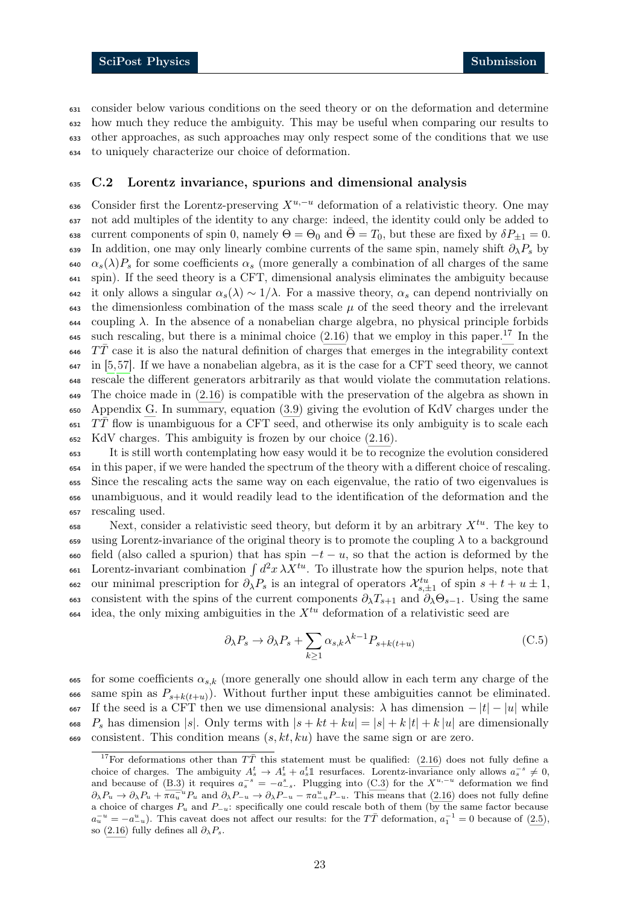consider below various conditions on the seed theory or on the deformation and determine how much they reduce the ambiguity. This may be useful when comparing our results to other approaches, as such approaches may only respect some of the conditions that we use to uniquely characterize our choice of deformation.

### C.2 Lorentz invariance, spurions and dimensional analysis

Consider first the Lorentz-preserving $X^{u,-u}$ deformation of a relativistic theory. One may not add multiples of the identity to any charge: indeed, the identity could only be added to current components of spin 0, namely $\Theta = \Theta_0$ and $\bar{\Theta} = T_0$, but these are fixed by $\delta P_{\pm 1} = 0$. In addition, one may only linearly combine currents of the same spin, namely shift $\partial_\lambda P_s$ by $\alpha_s(\lambda) P_s$ for some coefficients $\alpha_s$ (more generally a combination of all charges of the same spin). If the seed theory is a CFT, dimensional analysis eliminates the ambiguity because it only allows a singular $\alpha_s(\lambda) \sim 1/\lambda$. For a massive theory, $\alpha_s$ can depend nontrivially on the dimensionless combination of the mass scale $\mu$ of the seed theory and the irrelevant coupling $\lambda$. In the absence of a nonabelian charge algebra, no physical principle forbids such rescaling, but there is a minimal choice (2.16) that we employ in this paper.[17] In the $T\bar{T}$ case it is also the natural definition of charges that emerges in the integrability context in [5,57]. If we have a nonabelian algebra, as it is the case for a CFT seed theory, we cannot rescale the different generators arbitrarily as that would violate the commutation relations. The choice made in (2.16) is compatible with the preservation of the algebra as shown in Appendix G. In summary, equation (3.9) giving the evolution of KdV charges under the $T\bar{T}$ flow is unambiguous for a CFT seed, and otherwise its only ambiguity is to scale each KdV charges. This ambiguity is frozen by our choice (2.16).

It is still worth contemplating how easy would it be to recognize the evolution considered in this paper, if we were handed the spectrum of the theory with a different choice of rescaling. Since the rescaling acts the same way on each eigenvalue, the ratio of two eigenvalues is unambiguous, and it would readily lead to the identification of the deformation and the rescaling used.

Next, consider a relativistic seed theory, but deform it by an arbitrary $X^{tu}$. The key to using Lorentz-invariance of the original theory is to promote the coupling $\lambda$ to a background field (also called a spurion) that has spin $-t-u$, so that the action is deformed by the Lorentz-invariant combination $\int d^2x\, \lambda X^{tu}$. To illustrate how the spurion helps, note that our minimal prescription for $\partial_\lambda P_s$ is an integral of operators $\mathcal{X}^{tu}_{s,\pm 1}$ of spin $s+t+u\pm 1$, consistent with the spins of the current components $\partial_\lambda T_{s+1}$ and $\partial_\lambda \Theta_{s-1}$. Using the same idea, the only mixing ambiguities in the $X^{tu}$ deformation of a relativistic seed are

$$\partial_\lambda P_s \to \partial_\lambda P_s + \sum_{k\geq 1} \alpha_{s,k} \lambda^{k-1} P_{s+k(t+u)} \tag{C.5}$$

for some coefficients $\alpha_{s,k}$ (more generally one should allow in each term any charge of the same spin as $P_{s+k(t+u)}$). Without further input these ambiguities cannot be eliminated. If the seed is a CFT then we use dimensional analysis: $\lambda$ has dimension $-|t|-|u|$ while $P_s$ has dimension $|s|$. Only terms with $|s+kt+ku| = |s|+k|t|+k|u|$ are dimensionally consistent. This condition means $(s, kt, ku)$ have the same sign or are zero.

[17] For deformations other than $T\bar{T}$ this statement must be qualified: (2.16) does not fully define a choice of charges. The ambiguity $A^t_s \to A^t_s + a^t_s \mathbb{1}$ resurfaces. Lorentz-invariance only allows $a^{-s}_s \neq 0$, and because of (B.3) it requires $a^{-s}_s = -a^s_{-s}$. Plugging into (C.3) for the $X^{u,-u}$ deformation we find $\partial_\lambda P_u \to \partial_\lambda P_u + \pi a^{-u}_u P_u$ and $\partial_\lambda P_{-u} \to \partial_\lambda P_{-u} - \pi a^u_{-u} P_{-u}$. This means that (2.16) does not fully define a choice of charges $P_u$ and $P_{-u}$: specifically one could rescale both of them (by the same factor because $a^{-u}_u = -a^u_{-u}$). This caveat does not affect our results: for the $T\bar{T}$ deformation, $a^{-1}_1 = 0$ because of (2.5), so (2.16) fully defines all $\partial_\lambda P_s$.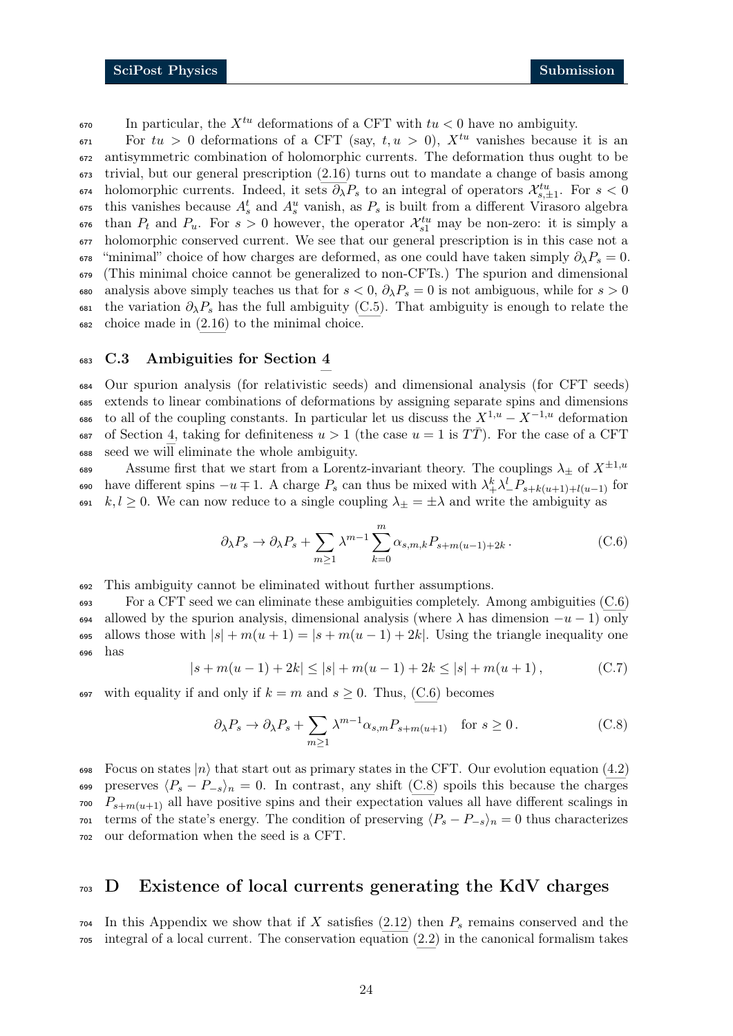In particular, the $X^{tu}$ deformations of a CFT with $tu < 0$ have no ambiguity.

For $tu > 0$ deformations of a CFT (say, $t, u > 0$), $X^{tu}$ vanishes because it is an antisymmetric combination of holomorphic currents. The deformation thus ought to be trivial, but our general prescription (2.16) turns out to mandate a change of basis among holomorphic currents. Indeed, it sets $\partial_\lambda P_s$ to an integral of operators $\mathcal{X}^{tu}_{s,\pm 1}$. For $s < 0$ this vanishes because $A^t_s$ and $A^u_s$ vanish, as $P_s$ is built from a different Virasoro algebra than $P_t$ and $P_u$. For $s > 0$ however, the operator $\mathcal{X}^{tu}_{s1}$ may be non-zero: it is simply a holomorphic conserved current. We see that our general prescription is in this case not a "minimal" choice of how charges are deformed, as one could have taken simply $\partial_\lambda P_s = 0$. (This minimal choice cannot be generalized to non-CFTs.) The spurion and dimensional analysis above simply teaches us that for $s < 0$, $\partial_\lambda P_s = 0$ is not ambiguous, while for $s > 0$ the variation $\partial_\lambda P_s$ has the full ambiguity (C.5). That ambiguity is enough to relate the choice made in (2.16) to the minimal choice.

### C.3 Ambiguities for Section 4

Our spurion analysis (for relativistic seeds) and dimensional analysis (for CFT seeds) extends to linear combinations of deformations by assigning separate spins and dimensions to all of the coupling constants. In particular let us discuss the $X^{1,u} - X^{-1,u}$ deformation of Section 4, taking for definiteness $u > 1$ (the case $u = 1$ is $T\bar{T}$). For the case of a CFT seed we will eliminate the whole ambiguity.

Assume first that we start from a Lorentz-invariant theory. The couplings $\lambda_\pm$ of $X^{\pm 1,u}$ have different spins $-u \mp 1$. A charge $P_s$ can thus be mixed with $\lambda_+^k \lambda_-^l P_{s+k(u+1)+l(u-1)}$ for $k, l \geq 0$. We can now reduce to a single coupling $\lambda_\pm = \pm\lambda$ and write the ambiguity as

$$\partial_\lambda P_s \to \partial_\lambda P_s + \sum_{m\geq 1} \lambda^{m-1} \sum_{k=0}^{m} \alpha_{s,m,k} P_{s+m(u-1)+2k} \,. \tag{C.6}$$

This ambiguity cannot be eliminated without further assumptions.

For a CFT seed we can eliminate these ambiguities completely. Among ambiguities (C.6) allowed by the spurion analysis, dimensional analysis (where $\lambda$ has dimension $-u-1$) only allows those with $|s| + m(u+1) = |s + m(u-1) + 2k|$. Using the triangle inequality one has

$$|s + m(u-1) + 2k| \leq |s| + m(u-1) + 2k \leq |s| + m(u+1) \,, \tag{C.7}$$

with equality if and only if $k = m$ and $s \geq 0$. Thus, (C.6) becomes

$$\partial_\lambda P_s \to \partial_\lambda P_s + \sum_{m\geq 1} \lambda^{m-1} \alpha_{s,m} P_{s+m(u+1)} \quad \text{for } s \geq 0 \,. \tag{C.8}$$

Focus on states $|n\rangle$ that start out as primary states in the CFT. Our evolution equation (4.2) preserves $\langle P_s - P_{-s}\rangle_n = 0$. In contrast, any shift (C.8) spoils this because the charges $P_{s+m(u+1)}$ all have positive spins and their expectation values all have different scalings in terms of the state's energy. The condition of preserving $\langle P_s - P_{-s}\rangle_n = 0$ thus characterizes our deformation when the seed is a CFT.

## D Existence of local currents generating the KdV charges

In this Appendix we show that if $X$ satisfies (2.12) then $P_s$ remains conserved and the integral of a local current. The conservation equation (2.2) in the canonical formalism takes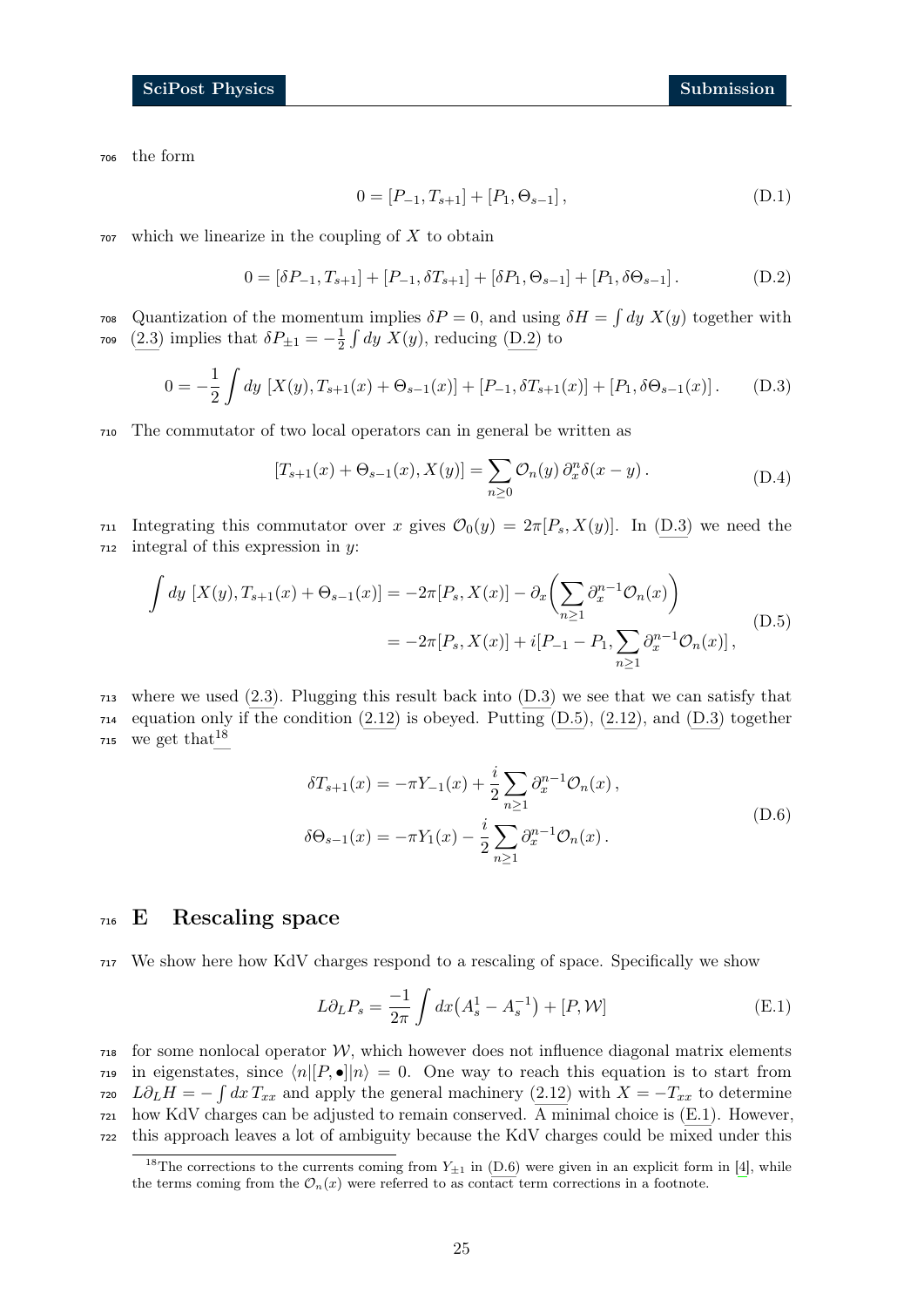the form

$$0 = [P_{-1}, T_{s+1}] + [P_1, \Theta_{s-1}]\,, \tag{D.1}$$

which we linearize in the coupling of $X$ to obtain

$$0 = [\delta P_{-1}, T_{s+1}] + [P_{-1}, \delta T_{s+1}] + [\delta P_1, \Theta_{s-1}] + [P_1, \delta\Theta_{s-1}]\,. \tag{D.2}$$

Quantization of the momentum implies $\delta P = 0$, and using $\delta H = \int dy\ X(y)$ together with (2.3) implies that $\delta P_{\pm 1} = -\frac{1}{2}\int dy\ X(y)$, reducing (D.2) to

$$0 = -\frac{1}{2}\int dy\ [X(y), T_{s+1}(x) + \Theta_{s-1}(x)] + [P_{-1}, \delta T_{s+1}(x)] + [P_1, \delta\Theta_{s-1}(x)]\,. \tag{D.3}$$

The commutator of two local operators can in general be written as

$$[T_{s+1}(x) + \Theta_{s-1}(x), X(y)] = \sum_{n\geq 0} \mathcal{O}_n(y)\,\partial_x^n \delta(x-y)\,. \tag{D.4}$$

Integrating this commutator over $x$ gives $\mathcal{O}_0(y) = 2\pi[P_s, X(y)]$. In (D.3) we need the integral of this expression in $y$:

$$\begin{aligned}\int dy\ [X(y), T_{s+1}(x) + \Theta_{s-1}(x)] &= -2\pi[P_s, X(x)] - \partial_x\bigg(\sum_{n\geq 1}\partial_x^{n-1}\mathcal{O}_n(x)\bigg) \\ &= -2\pi[P_s, X(x)] + i[P_{-1} - P_1, \sum_{n\geq 1}\partial_x^{n-1}\mathcal{O}_n(x)]\,,\end{aligned} \tag{D.5}$$

where we used (2.3). Plugging this result back into (D.3) we see that we can satisfy that equation only if the condition (2.12) is obeyed. Putting (D.5), (2.12), and (D.3) together we get that[18]

$$\begin{aligned}\delta T_{s+1}(x) &= -\pi Y_{-1}(x) + \frac{i}{2}\sum_{n\geq 1}\partial_x^{n-1}\mathcal{O}_n(x)\,, \\ \delta\Theta_{s-1}(x) &= -\pi Y_1(x) - \frac{i}{2}\sum_{n\geq 1}\partial_x^{n-1}\mathcal{O}_n(x)\,.\end{aligned} \tag{D.6}$$

# E Rescaling space

We show here how KdV charges respond to a rescaling of space. Specifically we show

$$L\partial_L P_s = \frac{-1}{2\pi}\int dx\big(A_s^1 - A_s^{-1}\big) + [P, \mathcal{W}] \tag{E.1}$$

for some nonlocal operator $\mathcal{W}$, which however does not influence diagonal matrix elements in eigenstates, since $\langle n|[P, \bullet]|n\rangle = 0$. One way to reach this equation is to start from $L\partial_L H = -\int dx\, T_{xx}$ and apply the general machinery (2.12) with $X = -T_{xx}$ to determine how KdV charges can be adjusted to remain conserved. A minimal choice is (E.1). However, this approach leaves a lot of ambiguity because the KdV charges could be mixed under this

[18] The corrections to the currents coming from $Y_{\pm 1}$ in (D.6) were given in an explicit form in [4], while the terms coming from the $\mathcal{O}_n(x)$ were referred to as contact term corrections in a footnote.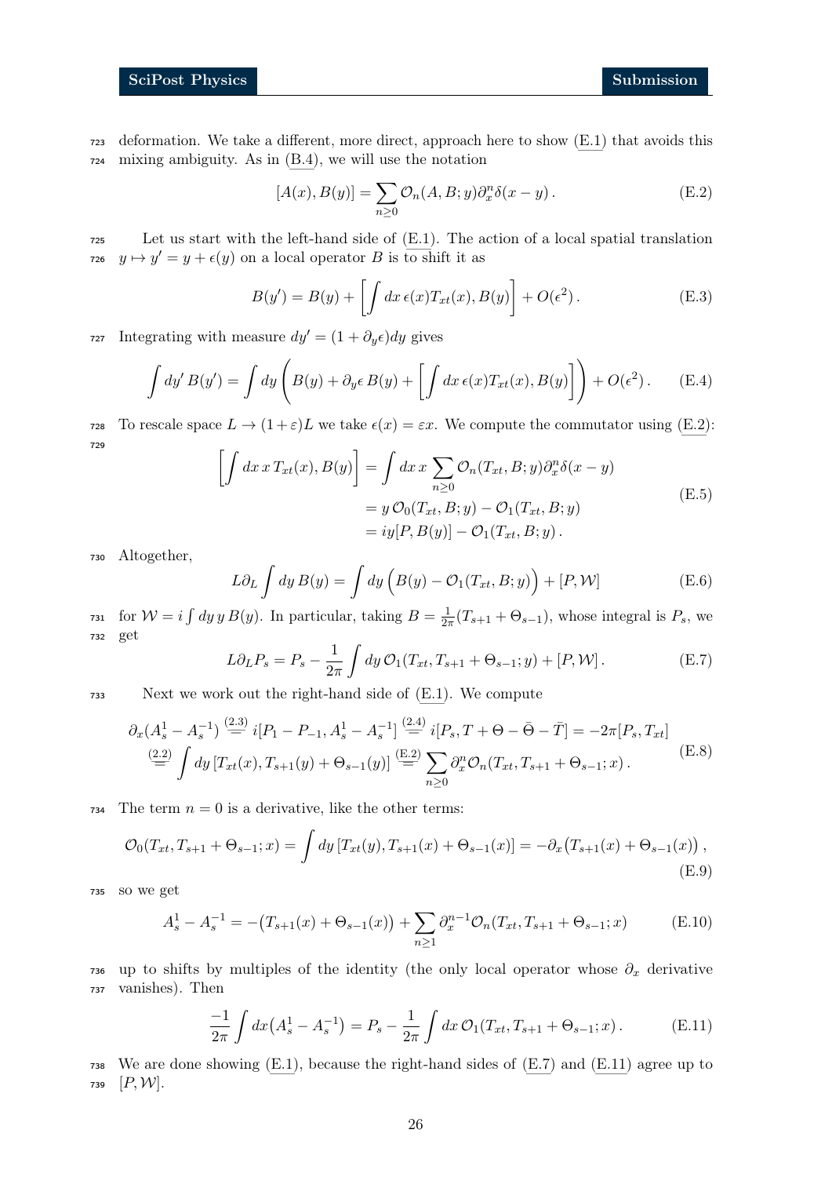deformation. We take a different, more direct, approach here to show (E.1) that avoids this mixing ambiguity. As in (B.4), we will use the notation

$$[A(x), B(y)] = \sum_{n\geq 0} \mathcal{O}_n(A, B; y) \partial_x^n \delta(x-y) \,. \tag{E.2}$$

Let us start with the left-hand side of (E.1). The action of a local spatial translation $y \mapsto y' = y + \epsilon(y)$ on a local operator $B$ is to shift it as

$$B(y') = B(y) + \left[ \int dx\, \epsilon(x) T_{xt}(x), B(y) \right] + O(\epsilon^2) \,. \tag{E.3}$$

Integrating with measure $dy' = (1 + \partial_y \epsilon) dy$ gives

$$\int dy'\, B(y') = \int dy \left( B(y) + \partial_y \epsilon\, B(y) + \left[ \int dx\, \epsilon(x) T_{xt}(x), B(y) \right] \right) + O(\epsilon^2) \,. \tag{E.4}$$

To rescale space $L \to (1+\varepsilon)L$ we take $\epsilon(x) = \varepsilon x$. We compute the commutator using (E.2):

$$\begin{aligned}
\left[ \int dx\, x\, T_{xt}(x), B(y) \right] &= \int dx\, x \sum_{n\geq 0} \mathcal{O}_n(T_{xt}, B; y) \partial_x^n \delta(x-y) \\
&= y\, \mathcal{O}_0(T_{xt}, B; y) - \mathcal{O}_1(T_{xt}, B; y) \\
&= iy[P, B(y)] - \mathcal{O}_1(T_{xt}, B; y) \,.
\end{aligned} \tag{E.5}$$

Altogether,

$$L \partial_L \int dy\, B(y) = \int dy \Big( B(y) - \mathcal{O}_1(T_{xt}, B; y) \Big) + [P, \mathcal{W}] \tag{E.6}$$

for $\mathcal{W} = i \int dy\, y\, B(y)$. In particular, taking $B = \frac{1}{2\pi}(T_{s+1} + \Theta_{s-1})$, whose integral is $P_s$, we get

$$L \partial_L P_s = P_s - \frac{1}{2\pi} \int dy\, \mathcal{O}_1(T_{xt}, T_{s+1} + \Theta_{s-1}; y) + [P, \mathcal{W}] \,. \tag{E.7}$$

Next we work out the right-hand side of (E.1). We compute

$$\begin{aligned}
\partial_x (A_s^1 - A_s^{-1}) &\overset{(2.3)}{=} i[P_1 - P_{-1}, A_s^1 - A_s^{-1}] \overset{(2.4)}{=} i[P_s, T + \Theta - \bar{\Theta} - \bar{T}] = -2\pi [P_s, T_{xt}] \\
&\overset{(2.2)}{=} \int dy\, [T_{xt}(x), T_{s+1}(y) + \Theta_{s-1}(y)] \overset{(E.2)}{=} \sum_{n\geq 0} \partial_x^n \mathcal{O}_n(T_{xt}, T_{s+1} + \Theta_{s-1}; x) \,.
\end{aligned} \tag{E.8}$$

The term $n=0$ is a derivative, like the other terms:

$$\mathcal{O}_0(T_{xt}, T_{s+1} + \Theta_{s-1}; x) = \int dy\, [T_{xt}(y), T_{s+1}(x) + \Theta_{s-1}(x)] = -\partial_x \big( T_{s+1}(x) + \Theta_{s-1}(x) \big) \,, \tag{E.9}$$

so we get

$$A_s^1 - A_s^{-1} = -\big( T_{s+1}(x) + \Theta_{s-1}(x) \big) + \sum_{n\geq 1} \partial_x^{n-1} \mathcal{O}_n(T_{xt}, T_{s+1} + \Theta_{s-1}; x) \tag{E.10}$$

up to shifts by multiples of the identity (the only local operator whose $\partial_x$ derivative vanishes). Then

$$\frac{-1}{2\pi} \int dx \big( A_s^1 - A_s^{-1} \big) = P_s - \frac{1}{2\pi} \int dx\, \mathcal{O}_1(T_{xt}, T_{s+1} + \Theta_{s-1}; x) \,. \tag{E.11}$$

We are done showing (E.1), because the right-hand sides of (E.7) and (E.11) agree up to $[P, \mathcal{W}]$.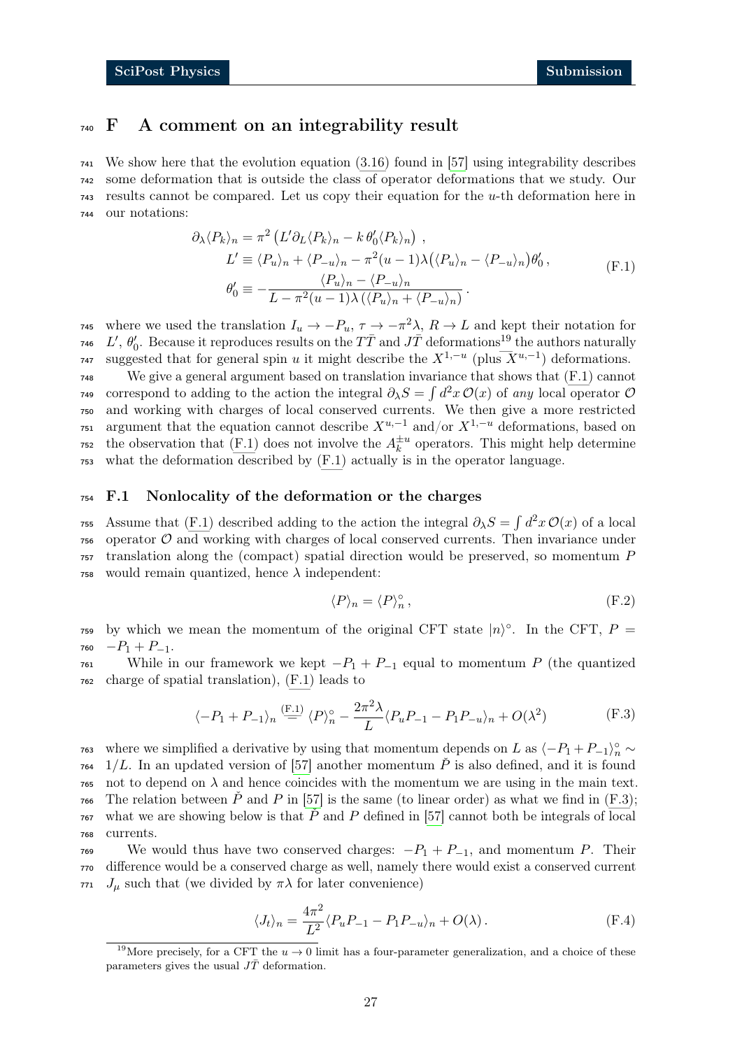# F A comment on an integrability result

We show here that the evolution equation (3.16) found in [57] using integrability describes some deformation that is outside the class of operator deformations that we study. Our results cannot be compared. Let us copy their equation for the $u$-th deformation here in our notations:

$$
\begin{aligned}
\partial_\lambda \langle P_k \rangle_n &= \pi^2 \left( L' \partial_L \langle P_k \rangle_n - k\, \theta_0' \langle P_k \rangle_n \right) , \\
L' &\equiv \langle P_u \rangle_n + \langle P_{-u} \rangle_n - \pi^2 (u-1) \lambda \big( \langle P_u \rangle_n - \langle P_{-u} \rangle_n \big) \theta_0' , \\
\theta_0' &\equiv - \frac{\langle P_u \rangle_n - \langle P_{-u} \rangle_n}{L - \pi^2 (u-1) \lambda \left( \langle P_u \rangle_n + \langle P_{-u} \rangle_n \right)} .
\end{aligned}
\tag{F.1}
$$

where we used the translation $I_u \to -P_u$, $\tau \to -\pi^2 \lambda$, $R \to L$ and kept their notation for $L'$, $\theta_0'$. Because it reproduces results on the $T\bar{T}$ and $J\bar{T}$ deformations[19] the authors naturally suggested that for general spin $u$ it might describe the $X^{1,-u}$ (plus $X^{u,-1}$) deformations.

We give a general argument based on translation invariance that shows that (F.1) cannot correspond to adding to the action the integral $\partial_\lambda S = \int d^2 x\, \mathcal{O}(x)$ of *any* local operator $\mathcal{O}$ and working with charges of local conserved currents. We then give a more restricted argument that the equation cannot describe $X^{u,-1}$ and/or $X^{1,-u}$ deformations, based on the observation that (F.1) does not involve the $A_k^{\pm u}$ operators. This might help determine what the deformation described by (F.1) actually is in the operator language.

## F.1 Nonlocality of the deformation or the charges

Assume that (F.1) described adding to the action the integral $\partial_\lambda S = \int d^2 x\, \mathcal{O}(x)$ of a local operator $\mathcal{O}$ and working with charges of local conserved currents. Then invariance under translation along the (compact) spatial direction would be preserved, so momentum $P$ would remain quantized, hence $\lambda$ independent:

$$
\langle P \rangle_n = \langle P \rangle_n^\circ , \tag{F.2}
$$

by which we mean the momentum of the original CFT state $|n\rangle^\circ$. In the CFT, $P = -P_1 + P_{-1}$.

While in our framework we kept $-P_1 + P_{-1}$ equal to momentum $P$ (the quantized charge of spatial translation), (F.1) leads to

$$
\langle -P_1 + P_{-1} \rangle_n \overset{\text{(F.1)}}{=} \langle P \rangle_n^\circ - \frac{2\pi^2 \lambda}{L} \langle P_u P_{-1} - P_1 P_{-u} \rangle_n + O(\lambda^2) \tag{F.3}
$$

where we simplified a derivative by using that momentum depends on $L$ as $\langle -P_1 + P_{-1} \rangle_n^\circ \sim 1/L$. In an updated version of [57] another momentum $\check{P}$ is also defined, and it is found not to depend on $\lambda$ and hence coincides with the momentum we are using in the main text. The relation between $\check{P}$ and $P$ in [57] is the same (to linear order) as what we find in (F.3); what we are showing below is that $\check{P}$ and $P$ defined in [57] cannot both be integrals of local currents.

We would thus have two conserved charges: $-P_1 + P_{-1}$, and momentum $P$. Their difference would be a conserved charge as well, namely there would exist a conserved current $J_\mu$ such that (we divided by $\pi\lambda$ for later convenience)

$$
\langle J_t \rangle_n = \frac{4\pi^2}{L^2} \langle P_u P_{-1} - P_1 P_{-u} \rangle_n + O(\lambda) . \tag{F.4}
$$

[19] More precisely, for a CFT the $u \to 0$ limit has a four-parameter generalization, and a choice of these parameters gives the usual $J\bar{T}$ deformation.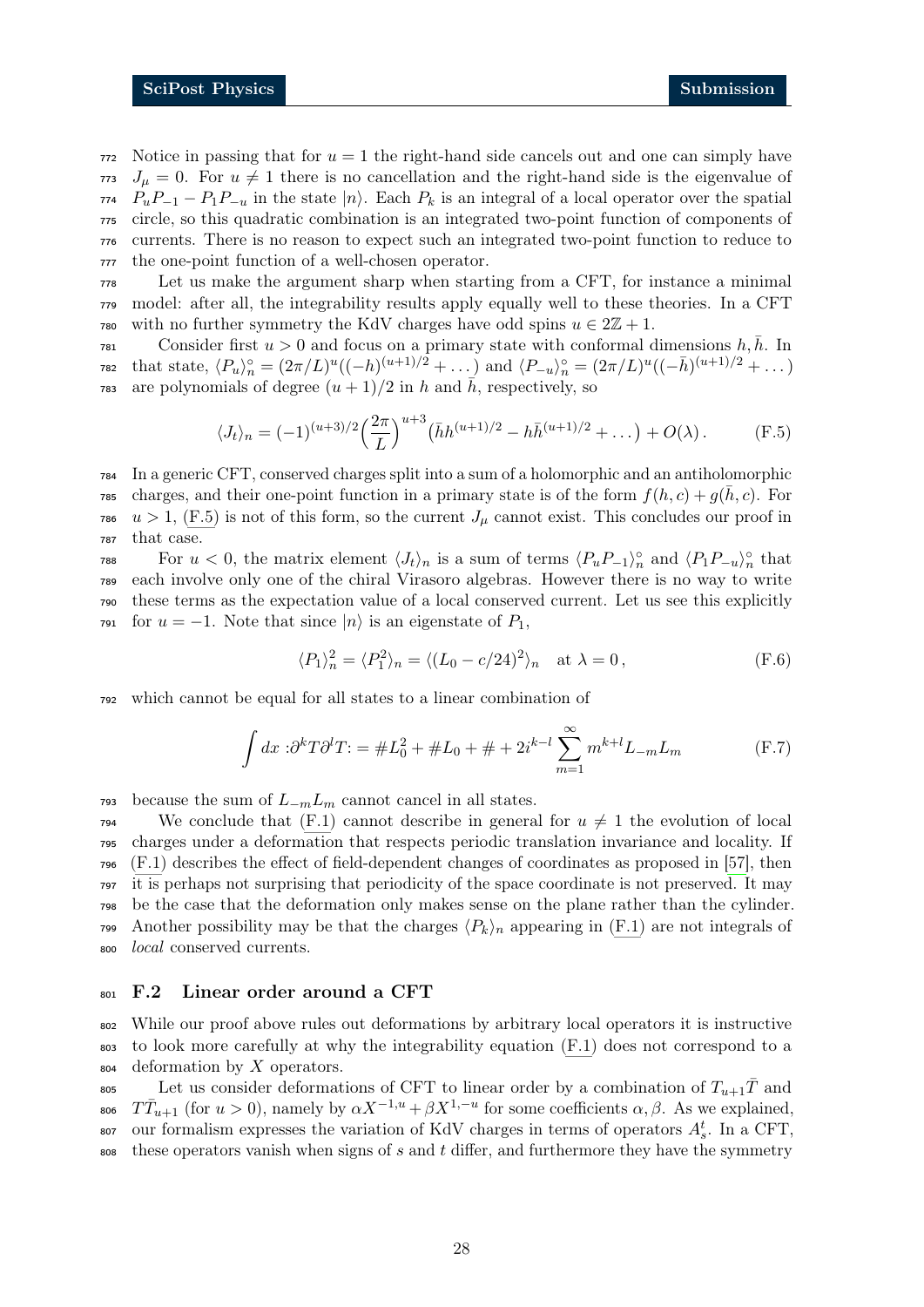Notice in passing that for $u = 1$ the right-hand side cancels out and one can simply have $J_\mu = 0$. For $u \neq 1$ there is no cancellation and the right-hand side is the eigenvalue of $P_u P_{-1} - P_1 P_{-u}$ in the state $|n\rangle$. Each $P_k$ is an integral of a local operator over the spatial circle, so this quadratic combination is an integrated two-point function of components of currents. There is no reason to expect such an integrated two-point function to reduce to the one-point function of a well-chosen operator.

Let us make the argument sharp when starting from a CFT, for instance a minimal model: after all, the integrability results apply equally well to these theories. In a CFT with no further symmetry the KdV charges have odd spins $u \in 2\mathbb{Z}+1$.

Consider first $u > 0$ and focus on a primary state with conformal dimensions $h, \bar{h}$. In that state, $\langle P_u \rangle_n^\circ = (2\pi/L)^u ((-h)^{(u+1)/2} + \dots)$ and $\langle P_{-u} \rangle_n^\circ = (2\pi/L)^u ((-\bar{h})^{(u+1)/2} + \dots)$ are polynomials of degree $(u+1)/2$ in $h$ and $\bar{h}$, respectively, so

$$\langle J_t \rangle_n = (-1)^{(u+3)/2} \Big(\frac{2\pi}{L}\Big)^{u+3} \big(\bar{h} h^{(u+1)/2} - h \bar{h}^{(u+1)/2} + \dots\big) + O(\lambda) . \tag{F.5}$$

In a generic CFT, conserved charges split into a sum of a holomorphic and an antiholomorphic charges, and their one-point function in a primary state is of the form $f(h, c) + g(\bar{h}, c)$. For $u > 1$, (F.5) is not of this form, so the current $J_\mu$ cannot exist. This concludes our proof in that case.

For $u < 0$, the matrix element $\langle J_t \rangle_n$ is a sum of terms $\langle P_u P_{-1} \rangle_n^\circ$ and $\langle P_1 P_{-u} \rangle_n^\circ$ that each involve only one of the chiral Virasoro algebras. However there is no way to write these terms as the expectation value of a local conserved current. Let us see this explicitly for $u = -1$. Note that since $|n\rangle$ is an eigenstate of $P_1$,

$$\langle P_1 \rangle_n^2 = \langle P_1^2 \rangle_n = \langle (L_0 - c/24)^2 \rangle_n \quad \text{at } \lambda = 0 , \tag{F.6}$$

which cannot be equal for all states to a linear combination of

$$\int dx \, {:}\partial^k T \partial^l T{:} = \# L_0^2 + \# L_0 + \# + 2 i^{k-l} \sum_{m=1}^\infty m^{k+l} L_{-m} L_m \tag{F.7}$$

because the sum of $L_{-m} L_m$ cannot cancel in all states.

We conclude that (F.1) cannot describe in general for $u \neq 1$ the evolution of local charges under a deformation that respects periodic translation invariance and locality. If (F.1) describes the effect of field-dependent changes of coordinates as proposed in [57], then it is perhaps not surprising that periodicity of the space coordinate is not preserved. It may be the case that the deformation only makes sense on the plane rather than the cylinder. Another possibility may be that the charges $\langle P_k \rangle_n$ appearing in (F.1) are not integrals of *local* conserved currents.

## F.2 Linear order around a CFT

While our proof above rules out deformations by arbitrary local operators it is instructive to look more carefully at why the integrability equation (F.1) does not correspond to a deformation by $X$ operators.

Let us consider deformations of CFT to linear order by a combination of $T_{u+1}\bar{T}$ and $T\bar{T}_{u+1}$ (for $u > 0$), namely by $\alpha X^{-1,u} + \beta X^{1,-u}$ for some coefficients $\alpha, \beta$. As we explained, our formalism expresses the variation of KdV charges in terms of operators $A_s^t$. In a CFT, these operators vanish when signs of $s$ and $t$ differ, and furthermore they have the symmetry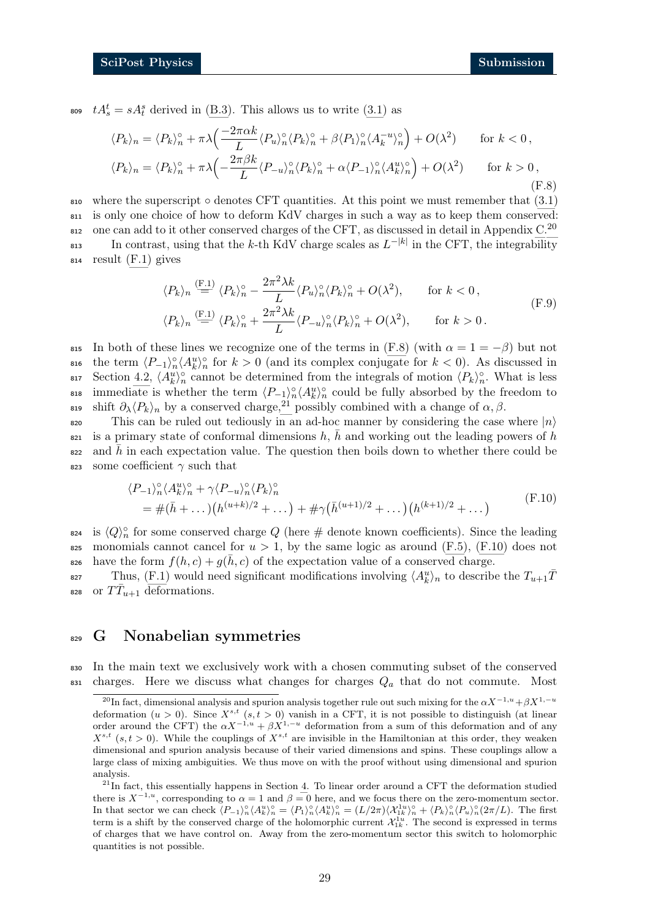$tA^t_s = sA^s_t$ derived in (B.3). This allows us to write (3.1) as

$$\begin{aligned}
\langle P_k\rangle_n &= \langle P_k\rangle_n^\circ + \pi\lambda\Big(\frac{-2\pi\alpha k}{L}\langle P_u\rangle_n^\circ\langle P_k\rangle_n^\circ + \beta\langle P_1\rangle_n^\circ\langle A_k^{-u}\rangle_n^\circ\Big) + O(\lambda^2) \qquad \text{for } k<0\,,\\
\langle P_k\rangle_n &= \langle P_k\rangle_n^\circ + \pi\lambda\Big(-\frac{2\pi\beta k}{L}\langle P_{-u}\rangle_n^\circ\langle P_k\rangle_n^\circ + \alpha\langle P_{-1}\rangle_n^\circ\langle A_k^{u}\rangle_n^\circ\Big) + O(\lambda^2) \qquad \text{for } k>0\,,
\end{aligned} \tag{F.8}$$

where the superscript $\circ$ denotes CFT quantities. At this point we must remember that (3.1) is only one choice of how to deform KdV charges in such a way as to keep them conserved: one can add to it other conserved charges of the CFT, as discussed in detail in Appendix C.[20]

In contrast, using that the $k$-th KdV charge scales as $L^{-|k|}$ in the CFT, the integrability result (F.1) gives

$$\begin{aligned}
\langle P_k\rangle_n &\overset{\text{(F.1)}}{=} \langle P_k\rangle_n^\circ - \frac{2\pi^2\lambda k}{L}\langle P_u\rangle_n^\circ\langle P_k\rangle_n^\circ + O(\lambda^2), \qquad \text{for } k<0\,,\\
\langle P_k\rangle_n &\overset{\text{(F.1)}}{=} \langle P_k\rangle_n^\circ + \frac{2\pi^2\lambda k}{L}\langle P_{-u}\rangle_n^\circ\langle P_k\rangle_n^\circ + O(\lambda^2), \qquad \text{for } k>0\,.
\end{aligned} \tag{F.9}$$

In both of these lines we recognize one of the terms in (F.8) (with $\alpha = 1 = -\beta$) but not the term $\langle P_{-1}\rangle_n^\circ\langle A_k^u\rangle_n^\circ$ for $k>0$ (and its complex conjugate for $k<0$). As discussed in Section 4.2, $\langle A_k^u\rangle_n^\circ$ cannot be determined from the integrals of motion $\langle P_k\rangle_n^\circ$. What is less immediate is whether the term $\langle P_{-1}\rangle_n^\circ\langle A_k^u\rangle_n^\circ$ could be fully absorbed by the freedom to shift $\partial_\lambda\langle P_k\rangle_n$ by a conserved charge,[21] possibly combined with a change of $\alpha,\beta$.

This can be ruled out tediously in an ad-hoc manner by considering the case where $|n\rangle$ is a primary state of conformal dimensions $h$, $\bar h$ and working out the leading powers of $h$ and $\bar h$ in each expectation value. The question then boils down to whether there could be some coefficient $\gamma$ such that

$$\begin{aligned}
&\langle P_{-1}\rangle_n^\circ\langle A_k^u\rangle_n^\circ + \gamma\langle P_{-u}\rangle_n^\circ\langle P_k\rangle_n^\circ\\
&\quad = \#(\bar h + \dots)\big(h^{(u+k)/2} + \dots\big) + \#\gamma\big(\bar h^{(u+1)/2} + \dots\big)\big(h^{(k+1)/2} + \dots\big)
\end{aligned} \tag{F.10}$$

is $\langle Q\rangle_n^\circ$ for some conserved charge $Q$ (here $\#$ denote known coefficients). Since the leading monomials cannot cancel for $u>1$, by the same logic as around (F.5), (F.10) does not have the form $f(h,c)+g(\bar h,c)$ of the expectation value of a conserved charge.

Thus, (F.1) would need significant modifications involving $\langle A_k^u\rangle_n$ to describe the $T_{u+1}\bar T$ or $T\bar T_{u+1}$ deformations.

# G Nonabelian symmetries

In the main text we exclusively work with a chosen commuting subset of the conserved charges. Here we discuss what changes for charges $Q_a$ that do not commute. Most

[20] In fact, dimensional analysis and spurion analysis together rule out such mixing for the $\alpha X^{-1,u} + \beta X^{1,-u}$ deformation ($u>0$). Since $X^{s,t}$ ($s,t>0$) vanish in a CFT, it is not possible to distinguish (at linear order around the CFT) the $\alpha X^{-1,u} + \beta X^{1,-u}$ deformation from a sum of this deformation and of any $X^{s,t}$ ($s,t>0$). While the couplings of $X^{s,t}$ are invisible in the Hamiltonian at this order, they weaken dimensional and spurion analysis because of their varied dimensions and spins. These couplings allow a large class of mixing ambiguities. We thus move on with the proof without using dimensional and spurion analysis.

[21] In fact, this essentially happens in Section 4. To linear order around a CFT the deformation studied there is $X^{-1,u}$, corresponding to $\alpha=1$ and $\beta=0$ here, and we focus there on the zero-momentum sector. In that sector we can check $\langle P_{-1}\rangle_n^\circ\langle A_k^u\rangle_n^\circ = \langle P_1\rangle_n^\circ\langle A_k^u\rangle_n^\circ = (L/2\pi)\langle \mathcal{X}_{1k}^{1u}\rangle_n^\circ + \langle P_k\rangle_n^\circ\langle P_u\rangle_n^\circ(2\pi/L)$. The first term is a shift by the conserved charge of the holomorphic current $\mathcal{X}_{1k}^{1u}$. The second is expressed in terms of charges that we have control on. Away from the zero-momentum sector this switch to holomorphic quantities is not possible.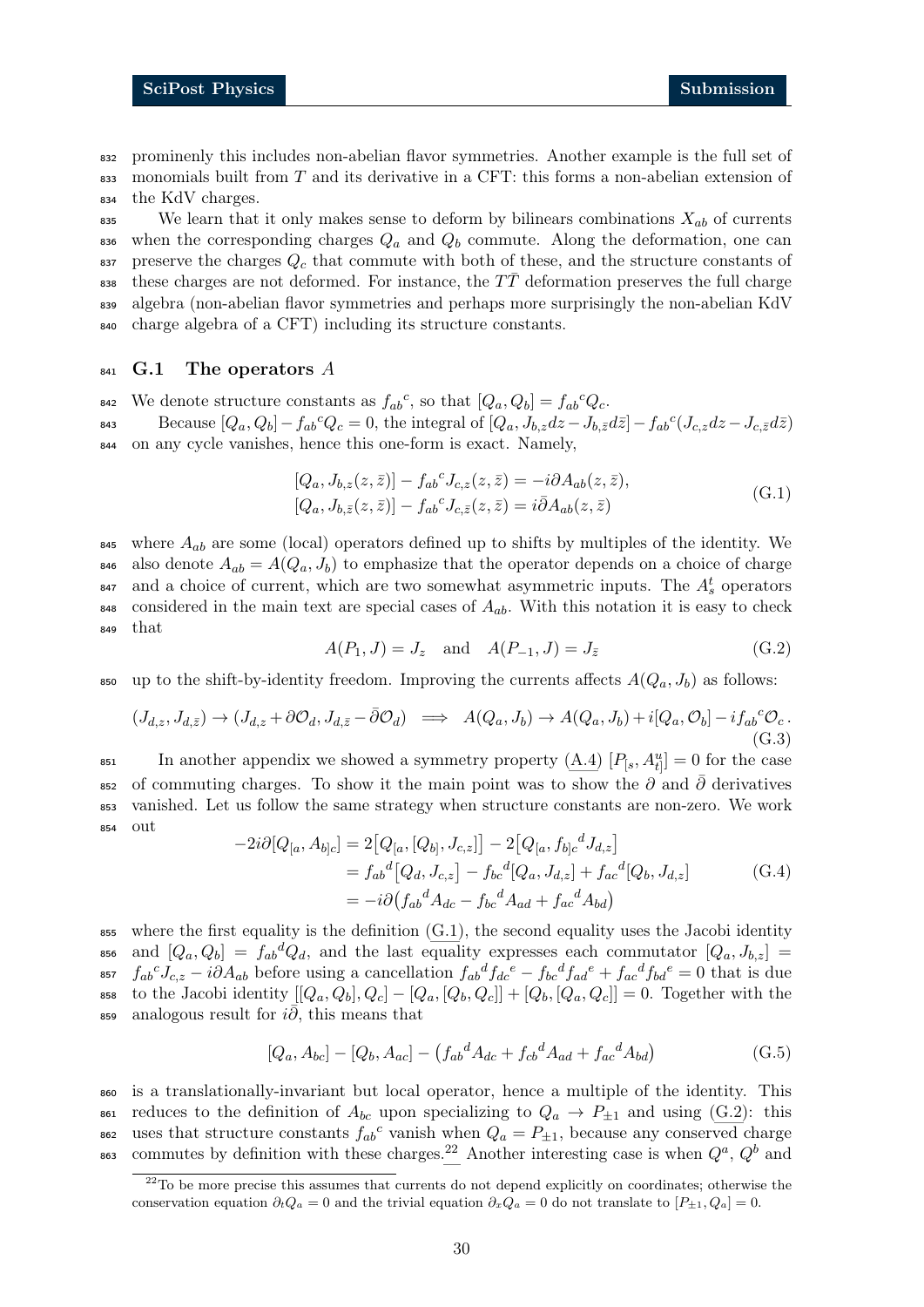prominenly this includes non-abelian flavor symmetries. Another example is the full set of monomials built from $T$ and its derivative in a CFT: this forms a non-abelian extension of the KdV charges.

We learn that it only makes sense to deform by bilinears combinations $X_{ab}$ of currents when the corresponding charges $Q_a$ and $Q_b$ commute. Along the deformation, one can preserve the charges $Q_c$ that commute with both of these, and the structure constants of these charges are not deformed. For instance, the $T\bar{T}$ deformation preserves the full charge algebra (non-abelian flavor symmetries and perhaps more surprisingly the non-abelian KdV charge algebra of a CFT) including its structure constants.

### G.1 The operators $A$

We denote structure constants as $f_{ab}{}^c$, so that $[Q_a, Q_b] = f_{ab}{}^c Q_c$.

Because $[Q_a, Q_b] - f_{ab}{}^c Q_c = 0$, the integral of $[Q_a, J_{b,z}dz - J_{b,\bar{z}}d\bar{z}] - f_{ab}{}^c(J_{c,z}dz - J_{c,\bar{z}}d\bar{z})$ on any cycle vanishes, hence this one-form is exact. Namely,

$$
\begin{aligned}
[Q_a, J_{b,z}(z,\bar{z})] - f_{ab}{}^c J_{c,z}(z,\bar{z}) &= -i\partial A_{ab}(z,\bar{z}), \\
[Q_a, J_{b,\bar{z}}(z,\bar{z})] - f_{ab}{}^c J_{c,\bar{z}}(z,\bar{z}) &= i\bar{\partial} A_{ab}(z,\bar{z})
\end{aligned}
\tag{G.1}
$$

where $A_{ab}$ are some (local) operators defined up to shifts by multiples of the identity. We also denote $A_{ab} = A(Q_a, J_b)$ to emphasize that the operator depends on a choice of charge and a choice of current, which are two somewhat asymmetric inputs. The $A_s^t$ operators considered in the main text are special cases of $A_{ab}$. With this notation it is easy to check that

$$
A(P_1, J) = J_z \quad \text{and} \quad A(P_{-1}, J) = J_{\bar{z}} \tag{G.2}
$$

up to the shift-by-identity freedom. Improving the currents affects $A(Q_a, J_b)$ as follows:

$$
(J_{d,z}, J_{d,\bar{z}}) \to (J_{d,z} + \partial\mathcal{O}_d, J_{d,\bar{z}} - \bar{\partial}\mathcal{O}_d) \implies A(Q_a, J_b) \to A(Q_a, J_b) + i[Q_a, \mathcal{O}_b] - i f_{ab}{}^c \mathcal{O}_c\,. \tag{G.3}
$$

In another appendix we showed a symmetry property (A.4) $[P_{[s}, A_{t]}^u] = 0$ for the case of commuting charges. To show it the main point was to show the $\partial$ and $\bar{\partial}$ derivatives vanished. Let us follow the same strategy when structure constants are non-zero. We work out

$$
\begin{aligned}
-2i\partial[Q_{[a}, A_{b]c}] &= 2\big[Q_{[a}, [Q_{b]}, J_{c,z}]\big] - 2\big[Q_{[a}, f_{b]c}{}^d J_{d,z}\big] \\
&= f_{ab}{}^d \big[Q_d, J_{c,z}\big] - f_{bc}{}^d [Q_a, J_{d,z}] + f_{ac}{}^d [Q_b, J_{d,z}] \\
&= -i\partial\big(f_{ab}{}^d A_{dc} - f_{bc}{}^d A_{ad} + f_{ac}{}^d A_{bd}\big)
\end{aligned}
\tag{G.4}
$$

where the first equality is the definition (G.1), the second equality uses the Jacobi identity and $[Q_a, Q_b] = f_{ab}{}^d Q_d$, and the last equality expresses each commutator $[Q_a, J_{b,z}] = f_{ab}{}^c J_{c,z} - i\partial A_{ab}$ before using a cancellation $f_{ab}{}^d f_{dc}{}^e - f_{bc}{}^d f_{ad}{}^e + f_{ac}{}^d f_{bd}{}^e = 0$ that is due to the Jacobi identity $[[Q_a, Q_b], Q_c] - [Q_a, [Q_b, Q_c]] + [Q_b, [Q_a, Q_c]] = 0$. Together with the analogous result for $i\bar{\partial}$, this means that

$$
[Q_a, A_{bc}] - [Q_b, A_{ac}] - \big(f_{ab}{}^d A_{dc} + f_{cb}{}^d A_{ad} + f_{ac}{}^d A_{bd}\big) \tag{G.5}
$$

is a translationally-invariant but local operator, hence a multiple of the identity. This reduces to the definition of $A_{bc}$ upon specializing to $Q_a \to P_{\pm 1}$ and using (G.2): this uses that structure constants $f_{ab}{}^c$ vanish when $Q_a = P_{\pm 1}$, because any conserved charge commutes by definition with these charges.[22] Another interesting case is when $Q^a$, $Q^b$ and

[22] To be more precise this assumes that currents do not depend explicitly on coordinates; otherwise the conservation equation $\partial_t Q_a = 0$ and the trivial equation $\partial_x Q_a = 0$ do not translate to $[P_{\pm 1}, Q_a] = 0$.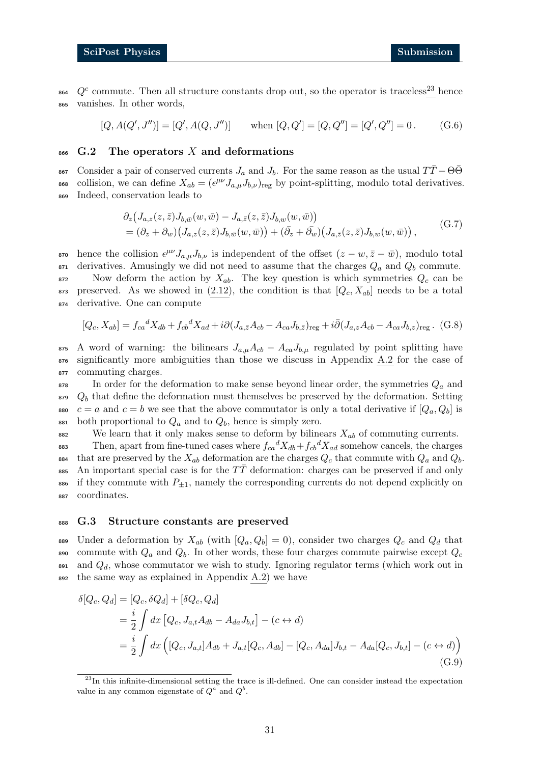$Q^c$ commute. Then all structure constants drop out, so the operator is traceless[23] hence vanishes. In other words,

$$[Q, A(Q', J'')] = [Q', A(Q, J'')] \qquad \text{when } [Q, Q'] = [Q, Q''] = [Q', Q''] = 0\,. \tag{G.6}$$

### G.2 The operators $X$ and deformations

Consider a pair of conserved currents $J_a$ and $J_b$. For the same reason as the usual $T\bar{T} - \Theta\bar{\Theta}$ collision, we can define $X_{ab} = (\epsilon^{\mu\nu} J_{a,\mu} J_{b,\nu})_{\text{reg}}$ by point-splitting, modulo total derivatives. Indeed, conservation leads to

$$\begin{aligned}
&\partial_z\big(J_{a,z}(z,\bar{z})J_{b,\bar{w}}(w,\bar{w}) - J_{a,\bar{z}}(z,\bar{z})J_{b,w}(w,\bar{w})\big) \\
&= (\partial_z + \partial_w)\big(J_{a,z}(z,\bar{z})J_{b,\bar{w}}(w,\bar{w})\big) + (\bar{\partial}_z + \bar{\partial}_w)\big(J_{a,\bar{z}}(z,\bar{z})J_{b,w}(w,\bar{w})\big)\,,
\end{aligned} \tag{G.7}$$

hence the collision $\epsilon^{\mu\nu} J_{a,\mu} J_{b,\nu}$ is independent of the offset $(z - w, \bar{z} - \bar{w})$, modulo total derivatives. Amusingly we did not need to assume that the charges $Q_a$ and $Q_b$ commute.

Now deform the action by $X_{ab}$. The key question is which symmetries $Q_c$ can be preserved. As we showed in (2.12), the condition is that $[Q_c, X_{ab}]$ needs to be a total derivative. One can compute

$$[Q_c, X_{ab}] = f_{ca}{}^d X_{db} + f_{cb}{}^d X_{ad} + i\partial(J_{a,\bar{z}} A_{cb} - A_{ca} J_{b,\bar{z}})_{\text{reg}} + i\bar{\partial}(J_{a,z} A_{cb} - A_{ca} J_{b,z})_{\text{reg}}\,. \tag{G.8}$$

A word of warning: the bilinears $J_{a,\mu} A_{cb} - A_{ca} J_{b,\mu}$ regulated by point splitting have significantly more ambiguities than those we discuss in Appendix A.2 for the case of commuting charges.

In order for the deformation to make sense beyond linear order, the symmetries $Q_a$ and $Q_b$ that define the deformation must themselves be preserved by the deformation. Setting $c = a$ and $c = b$ we see that the above commutator is only a total derivative if $[Q_a, Q_b]$ is both proportional to $Q_a$ and to $Q_b$, hence is simply zero.

We learn that it only makes sense to deform by bilinears $X_{ab}$ of commuting currents.

Then, apart from fine-tuned cases where $f_{ca}{}^d X_{db} + f_{cb}{}^d X_{ad}$ somehow cancels, the charges that are preserved by the $X_{ab}$ deformation are the charges $Q_c$ that commute with $Q_a$ and $Q_b$. An important special case is for the $T\bar{T}$ deformation: charges can be preserved if and only if they commute with $P_{\pm 1}$, namely the corresponding currents do not depend explicitly on coordinates.

### G.3 Structure constants are preserved

Under a deformation by $X_{ab}$ (with $[Q_a, Q_b] = 0$), consider two charges $Q_c$ and $Q_d$ that commute with $Q_a$ and $Q_b$. In other words, these four charges commute pairwise except $Q_c$ and $Q_d$, whose commutator we wish to study. Ignoring regulator terms (which work out in the same way as explained in Appendix A.2) we have

$$\begin{aligned}
\delta[Q_c, Q_d] &= [Q_c, \delta Q_d] + [\delta Q_c, Q_d] \\
&= \frac{i}{2} \int dx\, \big[Q_c, J_{a,t} A_{db} - A_{da} J_{b,t}\big] - (c \leftrightarrow d) \\
&= \frac{i}{2} \int dx\, \Big([Q_c, J_{a,t}] A_{db} + J_{a,t}[Q_c, A_{db}] - [Q_c, A_{da}] J_{b,t} - A_{da}[Q_c, J_{b,t}] - (c \leftrightarrow d)\Big)
\end{aligned} \tag{G.9}$$

[23] In this infinite-dimensional setting the trace is ill-defined. One can consider instead the expectation value in any common eigenstate of $Q^a$ and $Q^b$.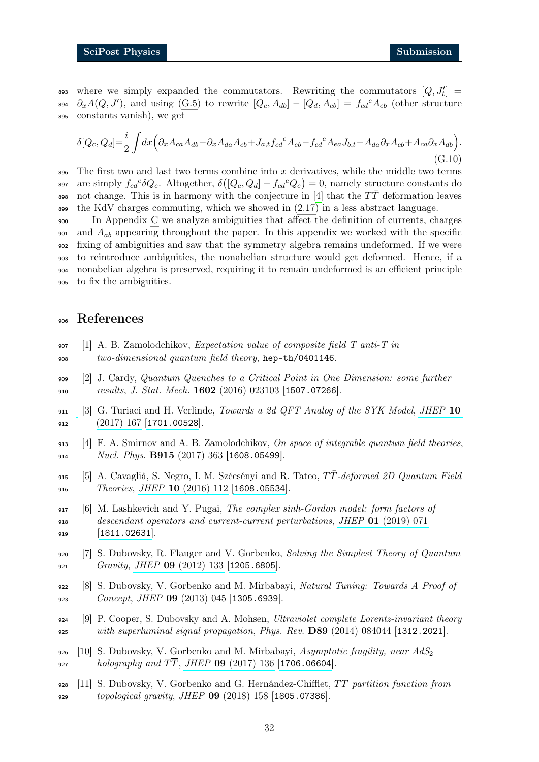where we simply expanded the commutators. Rewriting the commutators $[Q, J'_t] = \partial_x A(Q, J')$, and using (G.5) to rewrite $[Q_c, A_{db}] - [Q_d, A_{cb}] = f_{cd}{}^e A_{eb}$ (other structure constants vanish), we get

$$\delta[Q_c, Q_d] = \frac{i}{2} \int dx \Big( \partial_x A_{ca} A_{db} - \partial_x A_{da} A_{cb} + J_{a,t} f_{cd}{}^e A_{eb} - f_{cd}{}^e A_{ea} J_{b,t} - A_{da} \partial_x A_{cb} + A_{ca} \partial_x A_{db} \Big). \tag{G.10}$$

The first two and last two terms combine into $x$ derivatives, while the middle two terms are simply $f_{cd}{}^e \delta Q_e$. Altogether, $\delta\big([Q_c, Q_d] - f_{cd}{}^e Q_e\big) = 0$, namely structure constants do not change. This is in harmony with the conjecture in [4] that the $T\bar{T}$ deformation leaves the KdV charges commuting, which we showed in (2.17) in a less abstract language.

In Appendix C we analyze ambiguities that affect the definition of currents, charges and $A_{ab}$ appearing throughout the paper. In this appendix we worked with the specific fixing of ambiguities and saw that the symmetry algebra remains undeformed. If we were to reintroduce ambiguities, the nonabelian structure would get deformed. Hence, if a nonabelian algebra is preserved, requiring it to remain undeformed is an efficient principle to fix the ambiguities.

# References

[1] A. B. Zamolodchikov, *Expectation value of composite field T anti-T in two-dimensional quantum field theory*, hep-th/0401146.

[2] J. Cardy, *Quantum Quenches to a Critical Point in One Dimension: some further results*, J. Stat. Mech. **1602** (2016) 023103 [1507.07266].

[3] G. Turiaci and H. Verlinde, *Towards a 2d QFT Analog of the SYK Model*, JHEP **10** (2017) 167 [1701.00528].

[4] F. A. Smirnov and A. B. Zamolodchikov, *On space of integrable quantum field theories*, Nucl. Phys. **B915** (2017) 363 [1608.05499].

[5] A. Cavaglià, S. Negro, I. M. Szécsényi and R. Tateo, *$T\bar{T}$-deformed 2D Quantum Field Theories*, JHEP **10** (2016) 112 [1608.05534].

[6] M. Lashkevich and Y. Pugai, *The complex sinh-Gordon model: form factors of descendant operators and current-current perturbations*, JHEP **01** (2019) 071 [1811.02631].

[7] S. Dubovsky, R. Flauger and V. Gorbenko, *Solving the Simplest Theory of Quantum Gravity*, JHEP **09** (2012) 133 [1205.6805].

[8] S. Dubovsky, V. Gorbenko and M. Mirbabayi, *Natural Tuning: Towards A Proof of Concept*, JHEP **09** (2013) 045 [1305.6939].

[9] P. Cooper, S. Dubovsky and A. Mohsen, *Ultraviolet complete Lorentz-invariant theory with superluminal signal propagation*, Phys. Rev. **D89** (2014) 084044 [1312.2021].

[10] S. Dubovsky, V. Gorbenko and M. Mirbabayi, *Asymptotic fragility, near $AdS_2$ holography and $T\overline{T}$*, JHEP **09** (2017) 136 [1706.06604].

[11] S. Dubovsky, V. Gorbenko and G. Hernández-Chifflet, *$T\overline{T}$ partition function from topological gravity*, JHEP **09** (2018) 158 [1805.07386].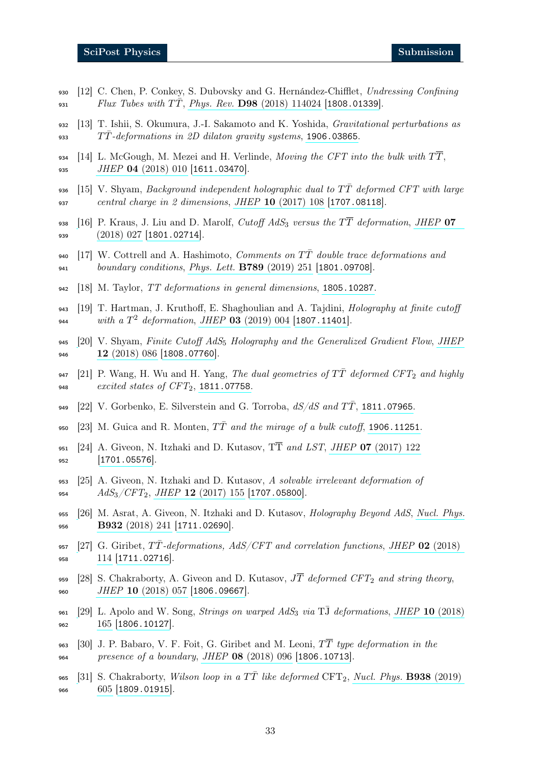[12] C. Chen, P. Conkey, S. Dubovsky and G. Hernández-Chifflet, *Undressing Confining Flux Tubes with $T\bar{T}$*, Phys. Rev. **D98** (2018) 114024 [1808.01339].

[13] T. Ishii, S. Okumura, J.-I. Sakamoto and K. Yoshida, *Gravitational perturbations as $T\bar{T}$-deformations in 2D dilaton gravity systems*, 1906.03865.

[14] L. McGough, M. Mezei and H. Verlinde, *Moving the CFT into the bulk with $T\overline{T}$*, JHEP **04** (2018) 010 [1611.03470].

[15] V. Shyam, *Background independent holographic dual to $T\bar{T}$ deformed CFT with large central charge in 2 dimensions*, JHEP **10** (2017) 108 [1707.08118].

[16] P. Kraus, J. Liu and D. Marolf, *Cutoff $AdS_3$ versus the $T\overline{T}$ deformation*, JHEP **07** (2018) 027 [1801.02714].

[17] W. Cottrell and A. Hashimoto, *Comments on $T\bar{T}$ double trace deformations and boundary conditions*, Phys. Lett. **B789** (2019) 251 [1801.09708].

[18] M. Taylor, *TT deformations in general dimensions*, 1805.10287.

[19] T. Hartman, J. Kruthoff, E. Shaghoulian and A. Tajdini, *Holography at finite cutoff with a $T^2$ deformation*, JHEP **03** (2019) 004 [1807.11401].

[20] V. Shyam, *Finite Cutoff $AdS_5$ Holography and the Generalized Gradient Flow*, JHEP **12** (2018) 086 [1808.07760].

[21] P. Wang, H. Wu and H. Yang, *The dual geometries of $T\bar{T}$ deformed $CFT_2$ and highly excited states of $CFT_2$*, 1811.07758.

[22] V. Gorbenko, E. Silverstein and G. Torroba, *dS/dS and $T\bar{T}$*, 1811.07965.

[23] M. Guica and R. Monten, *$T\bar{T}$ and the mirage of a bulk cutoff*, 1906.11251.

[24] A. Giveon, N. Itzhaki and D. Kutasov, *$\mathrm{T\overline{T}}$ and LST*, JHEP **07** (2017) 122 [1701.05576].

[25] A. Giveon, N. Itzhaki and D. Kutasov, *A solvable irrelevant deformation of $AdS_3/CFT_2$*, JHEP **12** (2017) 155 [1707.05800].

[26] M. Asrat, A. Giveon, N. Itzhaki and D. Kutasov, *Holography Beyond AdS*, Nucl. Phys. **B932** (2018) 241 [1711.02690].

[27] G. Giribet, *$T\bar{T}$-deformations, AdS/CFT and correlation functions*, JHEP **02** (2018) 114 [1711.02716].

[28] S. Chakraborty, A. Giveon and D. Kutasov, *$J\overline{T}$ deformed $CFT_2$ and string theory*, JHEP **10** (2018) 057 [1806.09667].

[29] L. Apolo and W. Song, *Strings on warped $AdS_3$ via $\mathrm{T\bar{J}}$ deformations*, JHEP **10** (2018) 165 [1806.10127].

[30] J. P. Babaro, V. F. Foit, G. Giribet and M. Leoni, *$T\overline{T}$ type deformation in the presence of a boundary*, JHEP **08** (2018) 096 [1806.10713].

[31] S. Chakraborty, *Wilson loop in a $T\bar{T}$ like deformed $\mathrm{CFT}_2$*, Nucl. Phys. **B938** (2019) 605 [1809.01915].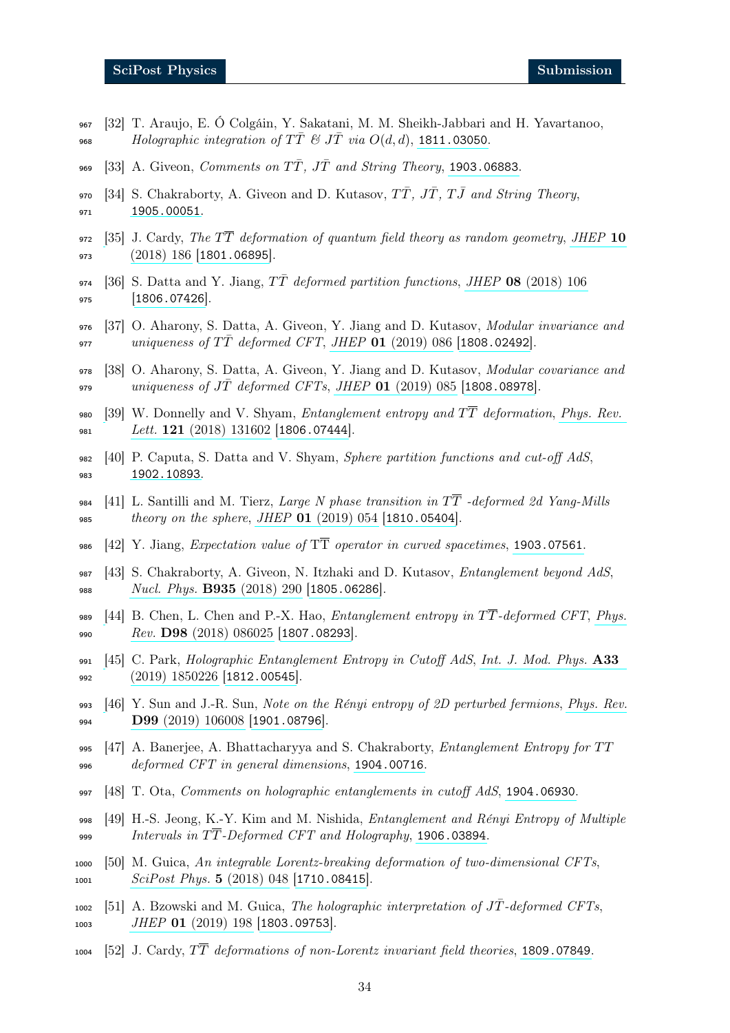[32] T. Araujo, E. Ó Colgáin, Y. Sakatani, M. M. Sheikh-Jabbari and H. Yavartanoo, *Holographic integration of $T\bar{T}$ & $J\bar{T}$ via $O(d,d)$*, 1811.03050.

[33] A. Giveon, *Comments on $T\bar{T}$, $J\bar{T}$ and String Theory*, 1903.06883.

[34] S. Chakraborty, A. Giveon and D. Kutasov, *$T\bar{T}$, $J\bar{T}$, $T\bar{J}$ and String Theory*, 1905.00051.

[35] J. Cardy, *The $T\overline{T}$ deformation of quantum field theory as random geometry*, JHEP **10** (2018) 186 [1801.06895].

[36] S. Datta and Y. Jiang, *$T\bar{T}$ deformed partition functions*, JHEP **08** (2018) 106 [1806.07426].

[37] O. Aharony, S. Datta, A. Giveon, Y. Jiang and D. Kutasov, *Modular invariance and uniqueness of $T\bar{T}$ deformed CFT*, JHEP **01** (2019) 086 [1808.02492].

[38] O. Aharony, S. Datta, A. Giveon, Y. Jiang and D. Kutasov, *Modular covariance and uniqueness of $J\bar{T}$ deformed CFTs*, JHEP **01** (2019) 085 [1808.08978].

[39] W. Donnelly and V. Shyam, *Entanglement entropy and $T\overline{T}$ deformation*, Phys. Rev. Lett. **121** (2018) 131602 [1806.07444].

[40] P. Caputa, S. Datta and V. Shyam, *Sphere partition functions and cut-off AdS*, 1902.10893.

[41] L. Santilli and M. Tierz, *Large N phase transition in $T\overline{T}$ -deformed 2d Yang-Mills theory on the sphere*, JHEP **01** (2019) 054 [1810.05404].

[42] Y. Jiang, *Expectation value of $\mathrm{T}\overline{\mathrm{T}}$ operator in curved spacetimes*, 1903.07561.

[43] S. Chakraborty, A. Giveon, N. Itzhaki and D. Kutasov, *Entanglement beyond AdS*, Nucl. Phys. **B935** (2018) 290 [1805.06286].

[44] B. Chen, L. Chen and P.-X. Hao, *Entanglement entropy in $T\overline{T}$-deformed CFT*, Phys. Rev. **D98** (2018) 086025 [1807.08293].

[45] C. Park, *Holographic Entanglement Entropy in Cutoff AdS*, Int. J. Mod. Phys. **A33** (2019) 1850226 [1812.00545].

[46] Y. Sun and J.-R. Sun, *Note on the Rényi entropy of 2D perturbed fermions*, Phys. Rev. **D99** (2019) 106008 [1901.08796].

[47] A. Banerjee, A. Bhattacharyya and S. Chakraborty, *Entanglement Entropy for TT deformed CFT in general dimensions*, 1904.00716.

[48] T. Ota, *Comments on holographic entanglements in cutoff AdS*, 1904.06930.

[49] H.-S. Jeong, K.-Y. Kim and M. Nishida, *Entanglement and Rényi Entropy of Multiple Intervals in $T\overline{T}$-Deformed CFT and Holography*, 1906.03894.

[50] M. Guica, *An integrable Lorentz-breaking deformation of two-dimensional CFTs*, SciPost Phys. **5** (2018) 048 [1710.08415].

[51] A. Bzowski and M. Guica, *The holographic interpretation of $J\bar{T}$-deformed CFTs*, JHEP **01** (2019) 198 [1803.09753].

[52] J. Cardy, *$T\overline{T}$ deformations of non-Lorentz invariant field theories*, 1809.07849.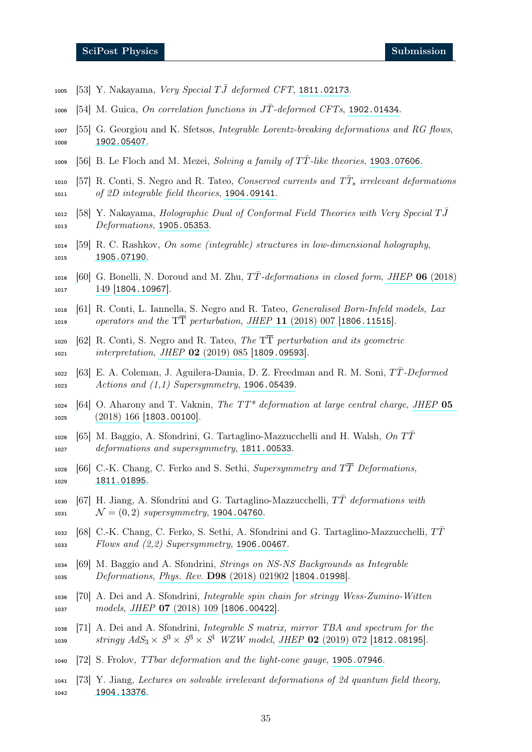[53] Y. Nakayama, *Very Special $T\bar{J}$ deformed CFT*, 1811.02173.

[54] M. Guica, *On correlation functions in $J\bar{T}$-deformed CFTs*, 1902.01434.

[55] G. Georgiou and K. Sfetsos, *Integrable Lorentz-breaking deformations and RG flows*, 1902.05407.

[56] B. Le Floch and M. Mezei, *Solving a family of $T\bar{T}$-like theories*, 1903.07606.

[57] R. Conti, S. Negro and R. Tateo, *Conserved currents and $T\bar{T}_s$ irrelevant deformations of 2D integrable field theories*, 1904.09141.

[58] Y. Nakayama, *Holographic Dual of Conformal Field Theories with Very Special $T\bar{J}$ Deformations*, 1905.05353.

[59] R. C. Rashkov, *On some (integrable) structures in low-dimensional holography*, 1905.07190.

[60] G. Bonelli, N. Doroud and M. Zhu, *$T\bar{T}$-deformations in closed form*, JHEP **06** (2018) 149 [1804.10967].

[61] R. Conti, L. Iannella, S. Negro and R. Tateo, *Generalised Born-Infeld models, Lax operators and the $\mathrm{T}\overline{\mathrm{T}}$ perturbation*, JHEP **11** (2018) 007 [1806.11515].

[62] R. Conti, S. Negro and R. Tateo, *The $\mathrm{T}\overline{\mathrm{T}}$ perturbation and its geometric interpretation*, JHEP **02** (2019) 085 [1809.09593].

[63] E. A. Coleman, J. Aguilera-Damia, D. Z. Freedman and R. M. Soni, *$T\bar{T}$-Deformed Actions and (1,1) Supersymmetry*, 1906.05439.

[64] O. Aharony and T. Vaknin, *The $TT^*$ deformation at large central charge*, JHEP **05** (2018) 166 [1803.00100].

[65] M. Baggio, A. Sfondrini, G. Tartaglino-Mazzucchelli and H. Walsh, *On $T\bar{T}$ deformations and supersymmetry*, 1811.00533.

[66] C.-K. Chang, C. Ferko and S. Sethi, *Supersymmetry and $T\overline{T}$ Deformations*, 1811.01895.

[67] H. Jiang, A. Sfondrini and G. Tartaglino-Mazzucchelli, *$T\bar{T}$ deformations with $\mathcal{N}=(0,2)$ supersymmetry*, 1904.04760.

[68] C.-K. Chang, C. Ferko, S. Sethi, A. Sfondrini and G. Tartaglino-Mazzucchelli, *$T\bar{T}$ Flows and (2,2) Supersymmetry*, 1906.00467.

[69] M. Baggio and A. Sfondrini, *Strings on NS-NS Backgrounds as Integrable Deformations*, Phys. Rev. **D98** (2018) 021902 [1804.01998].

[70] A. Dei and A. Sfondrini, *Integrable spin chain for stringy Wess-Zumino-Witten models*, JHEP **07** (2018) 109 [1806.00422].

[71] A. Dei and A. Sfondrini, *Integrable S matrix, mirror TBA and spectrum for the stringy $AdS_3 \times S^3 \times S^3 \times S^1$ WZW model*, JHEP **02** (2019) 072 [1812.08195].

[72] S. Frolov, *TTbar deformation and the light-cone gauge*, 1905.07946.

[73] Y. Jiang, *Lectures on solvable irrelevant deformations of 2d quantum field theory*, 1904.13376.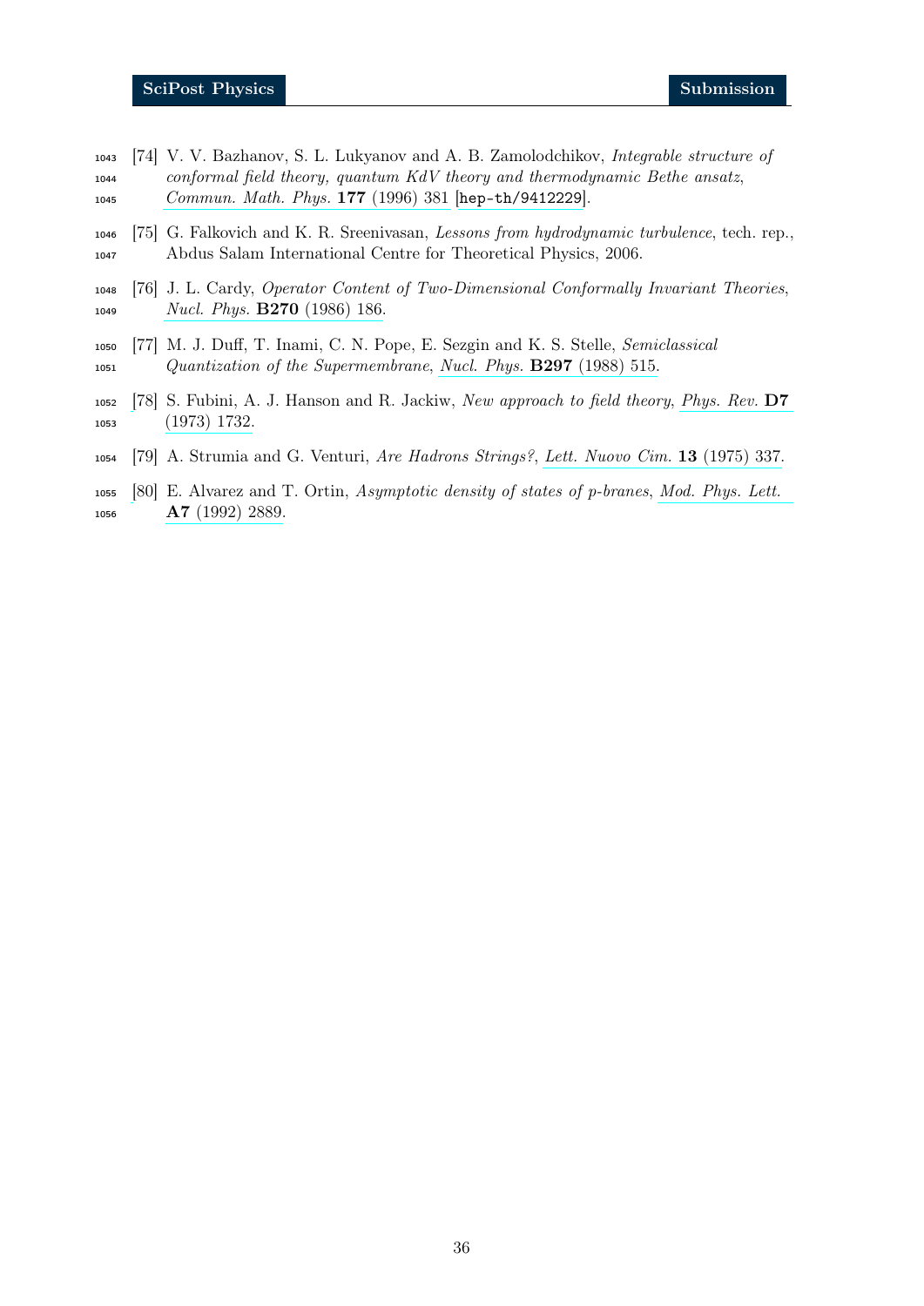[74] V. V. Bazhanov, S. L. Lukyanov and A. B. Zamolodchikov, *Integrable structure of conformal field theory, quantum KdV theory and thermodynamic Bethe ansatz*, *Commun. Math. Phys.* **177** (1996) 381 [hep-th/9412229].

[75] G. Falkovich and K. R. Sreenivasan, *Lessons from hydrodynamic turbulence*, tech. rep., Abdus Salam International Centre for Theoretical Physics, 2006.

[76] J. L. Cardy, *Operator Content of Two-Dimensional Conformally Invariant Theories*, *Nucl. Phys.* **B270** (1986) 186.

[77] M. J. Duff, T. Inami, C. N. Pope, E. Sezgin and K. S. Stelle, *Semiclassical Quantization of the Supermembrane*, *Nucl. Phys.* **B297** (1988) 515.

[78] S. Fubini, A. J. Hanson and R. Jackiw, *New approach to field theory*, *Phys. Rev.* **D7** (1973) 1732.

[79] A. Strumia and G. Venturi, *Are Hadrons Strings?*, *Lett. Nuovo Cim.* **13** (1975) 337.

[80] E. Alvarez and T. Ortin, *Asymptotic density of states of p-branes*, *Mod. Phys. Lett.* **A7** (1992) 2889.